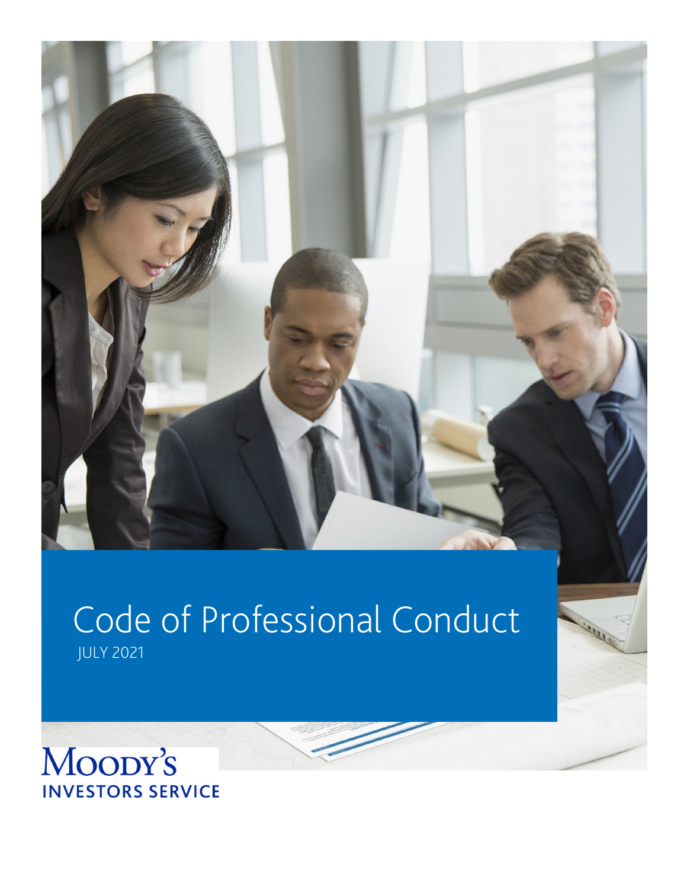# Code of Professional Conduct

JULY 2021

MOODY'S
INVESTORS SERVICE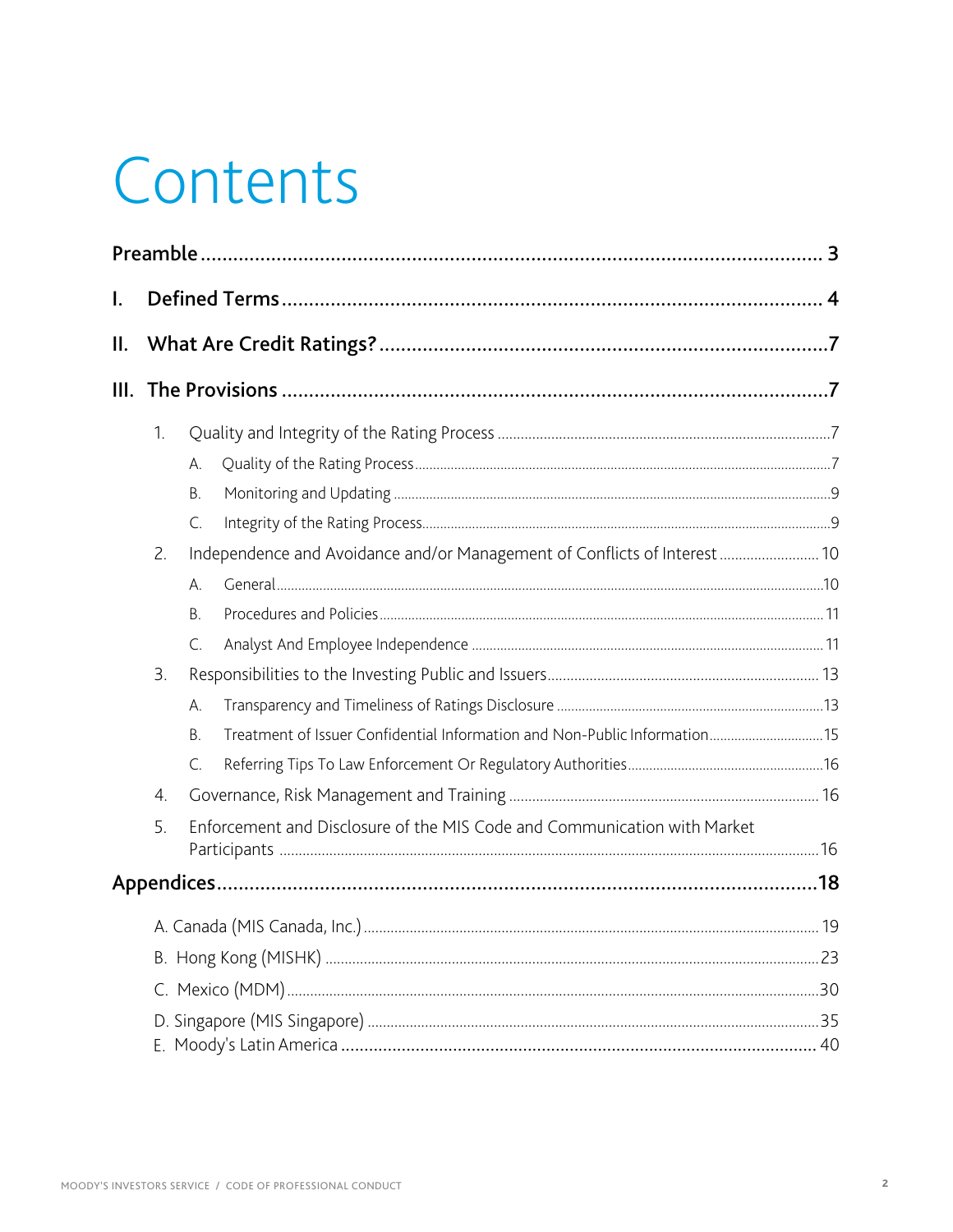# Contents

**Preamble** ..... 3

**I. Defined Terms** ..... 4

**II. What Are Credit Ratings?** ..... 7

**III. The Provisions** ..... 7

1. Quality and Integrity of the Rating Process ..... 7
   - A. Quality of the Rating Process ..... 7
   - B. Monitoring and Updating ..... 9
   - C. Integrity of the Rating Process ..... 9
2. Independence and Avoidance and/or Management of Conflicts of Interest ..... 10
   - A. General ..... 10
   - B. Procedures and Policies ..... 11
   - C. Analyst And Employee Independence ..... 11
3. Responsibilities to the Investing Public and Issuers ..... 13
   - A. Transparency and Timeliness of Ratings Disclosure ..... 13
   - B. Treatment of Issuer Confidential Information and Non-Public Information ..... 15
   - C. Referring Tips To Law Enforcement Or Regulatory Authorities ..... 16
4. Governance, Risk Management and Training ..... 16
5. Enforcement and Disclosure of the MIS Code and Communication with Market Participants ..... 16

**Appendices** ..... 18

- A. Canada (MIS Canada, Inc.) ..... 19
- B. Hong Kong (MISHK) ..... 23
- C. Mexico (MDM) ..... 30
- D. Singapore (MIS Singapore) ..... 35
- E. Moody's Latin America ..... 40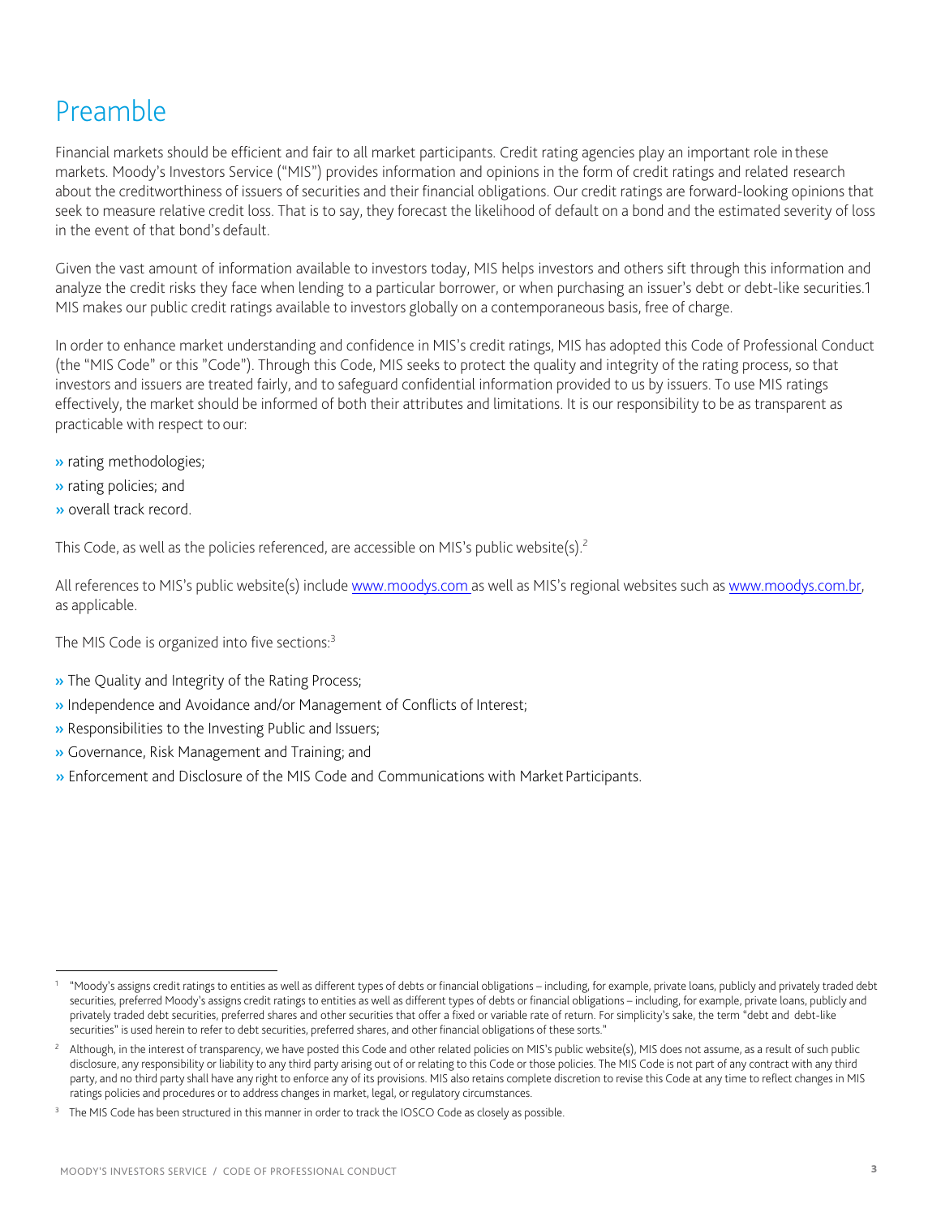# Preamble

Financial markets should be efficient and fair to all market participants. Credit rating agencies play an important role in these markets. Moody's Investors Service ("MIS") provides information and opinions in the form of credit ratings and related research about the creditworthiness of issuers of securities and their financial obligations. Our credit ratings are forward-looking opinions that seek to measure relative credit loss. That is to say, they forecast the likelihood of default on a bond and the estimated severity of loss in the event of that bond's default.

Given the vast amount of information available to investors today, MIS helps investors and others sift through this information and analyze the credit risks they face when lending to a particular borrower, or when purchasing an issuer's debt or debt-like securities.1 MIS makes our public credit ratings available to investors globally on a contemporaneous basis, free of charge.

In order to enhance market understanding and confidence in MIS's credit ratings, MIS has adopted this Code of Professional Conduct (the "MIS Code" or this "Code"). Through this Code, MIS seeks to protect the quality and integrity of the rating process, so that investors and issuers are treated fairly, and to safeguard confidential information provided to us by issuers. To use MIS ratings effectively, the market should be informed of both their attributes and limitations. It is our responsibility to be as transparent as practicable with respect to our:

- rating methodologies;
- rating policies; and
- overall track record.

This Code, as well as the policies referenced, are accessible on MIS's public website(s).[2]

All references to MIS's public website(s) include www.moodys.com as well as MIS's regional websites such as www.moodys.com.br, as applicable.

The MIS Code is organized into five sections:[3]

- The Quality and Integrity of the Rating Process;
- Independence and Avoidance and/or Management of Conflicts of Interest;
- Responsibilities to the Investing Public and Issuers;
- Governance, Risk Management and Training; and
- Enforcement and Disclosure of the MIS Code and Communications with Market Participants.

---

[1] "Moody's assigns credit ratings to entities as well as different types of debts or financial obligations – including, for example, private loans, publicly and privately traded debt securities, preferred Moody's assigns credit ratings to entities as well as different types of debts or financial obligations – including, for example, private loans, publicly and privately traded debt securities, preferred shares and other securities that offer a fixed or variable rate of return. For simplicity's sake, the term "debt and debt-like securities" is used herein to refer to debt securities, preferred shares, and other financial obligations of these sorts."

[2] Although, in the interest of transparency, we have posted this Code and other related policies on MIS's public website(s), MIS does not assume, as a result of such public disclosure, any responsibility or liability to any third party arising out of or relating to this Code or those policies. The MIS Code is not part of any contract with any third party, and no third party shall have any right to enforce any of its provisions. MIS also retains complete discretion to revise this Code at any time to reflect changes in MIS ratings policies and procedures or to address changes in market, legal, or regulatory circumstances.

[3] The MIS Code has been structured in this manner in order to track the IOSCO Code as closely as possible.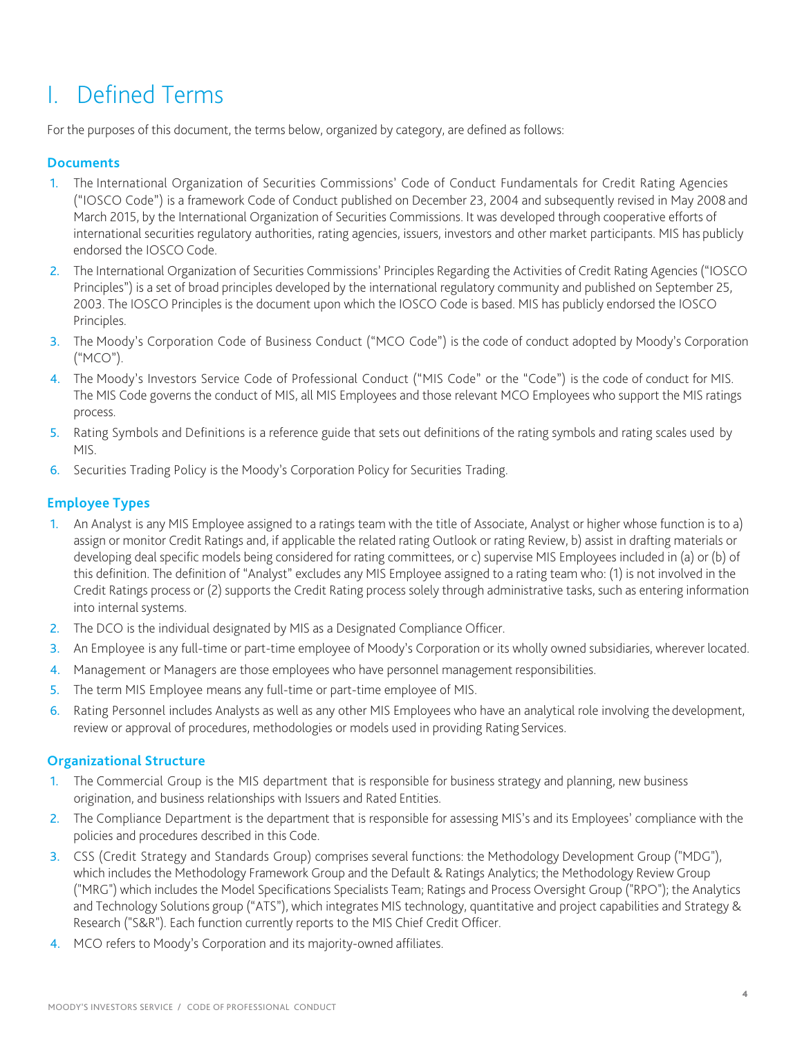# I. Defined Terms

For the purposes of this document, the terms below, organized by category, are defined as follows:

### Documents

1. The International Organization of Securities Commissions' Code of Conduct Fundamentals for Credit Rating Agencies ("IOSCO Code") is a framework Code of Conduct published on December 23, 2004 and subsequently revised in May 2008 and March 2015, by the International Organization of Securities Commissions. It was developed through cooperative efforts of international securities regulatory authorities, rating agencies, issuers, investors and other market participants. MIS has publicly endorsed the IOSCO Code.
2. The International Organization of Securities Commissions' Principles Regarding the Activities of Credit Rating Agencies ("IOSCO Principles") is a set of broad principles developed by the international regulatory community and published on September 25, 2003. The IOSCO Principles is the document upon which the IOSCO Code is based. MIS has publicly endorsed the IOSCO Principles.
3. The Moody's Corporation Code of Business Conduct ("MCO Code") is the code of conduct adopted by Moody's Corporation ("MCO").
4. The Moody's Investors Service Code of Professional Conduct ("MIS Code" or the "Code") is the code of conduct for MIS. The MIS Code governs the conduct of MIS, all MIS Employees and those relevant MCO Employees who support the MIS ratings process.
5. Rating Symbols and Definitions is a reference guide that sets out definitions of the rating symbols and rating scales used by MIS.
6. Securities Trading Policy is the Moody's Corporation Policy for Securities Trading.

### Employee Types

1. An Analyst is any MIS Employee assigned to a ratings team with the title of Associate, Analyst or higher whose function is to a) assign or monitor Credit Ratings and, if applicable the related rating Outlook or rating Review, b) assist in drafting materials or developing deal specific models being considered for rating committees, or c) supervise MIS Employees included in (a) or (b) of this definition. The definition of "Analyst" excludes any MIS Employee assigned to a rating team who: (1) is not involved in the Credit Ratings process or (2) supports the Credit Rating process solely through administrative tasks, such as entering information into internal systems.
2. The DCO is the individual designated by MIS as a Designated Compliance Officer.
3. An Employee is any full-time or part-time employee of Moody's Corporation or its wholly owned subsidiaries, wherever located.
4. Management or Managers are those employees who have personnel management responsibilities.
5. The term MIS Employee means any full-time or part-time employee of MIS.
6. Rating Personnel includes Analysts as well as any other MIS Employees who have an analytical role involving the development, review or approval of procedures, methodologies or models used in providing Rating Services.

### Organizational Structure

1. The Commercial Group is the MIS department that is responsible for business strategy and planning, new business origination, and business relationships with Issuers and Rated Entities.
2. The Compliance Department is the department that is responsible for assessing MIS's and its Employees' compliance with the policies and procedures described in this Code.
3. CSS (Credit Strategy and Standards Group) comprises several functions: the Methodology Development Group ("MDG"), which includes the Methodology Framework Group and the Default & Ratings Analytics; the Methodology Review Group ("MRG") which includes the Model Specifications Specialists Team; Ratings and Process Oversight Group ("RPO"); the Analytics and Technology Solutions group ("ATS"), which integrates MIS technology, quantitative and project capabilities and Strategy & Research ("S&R"). Each function currently reports to the MIS Chief Credit Officer.
4. MCO refers to Moody's Corporation and its majority-owned affiliates.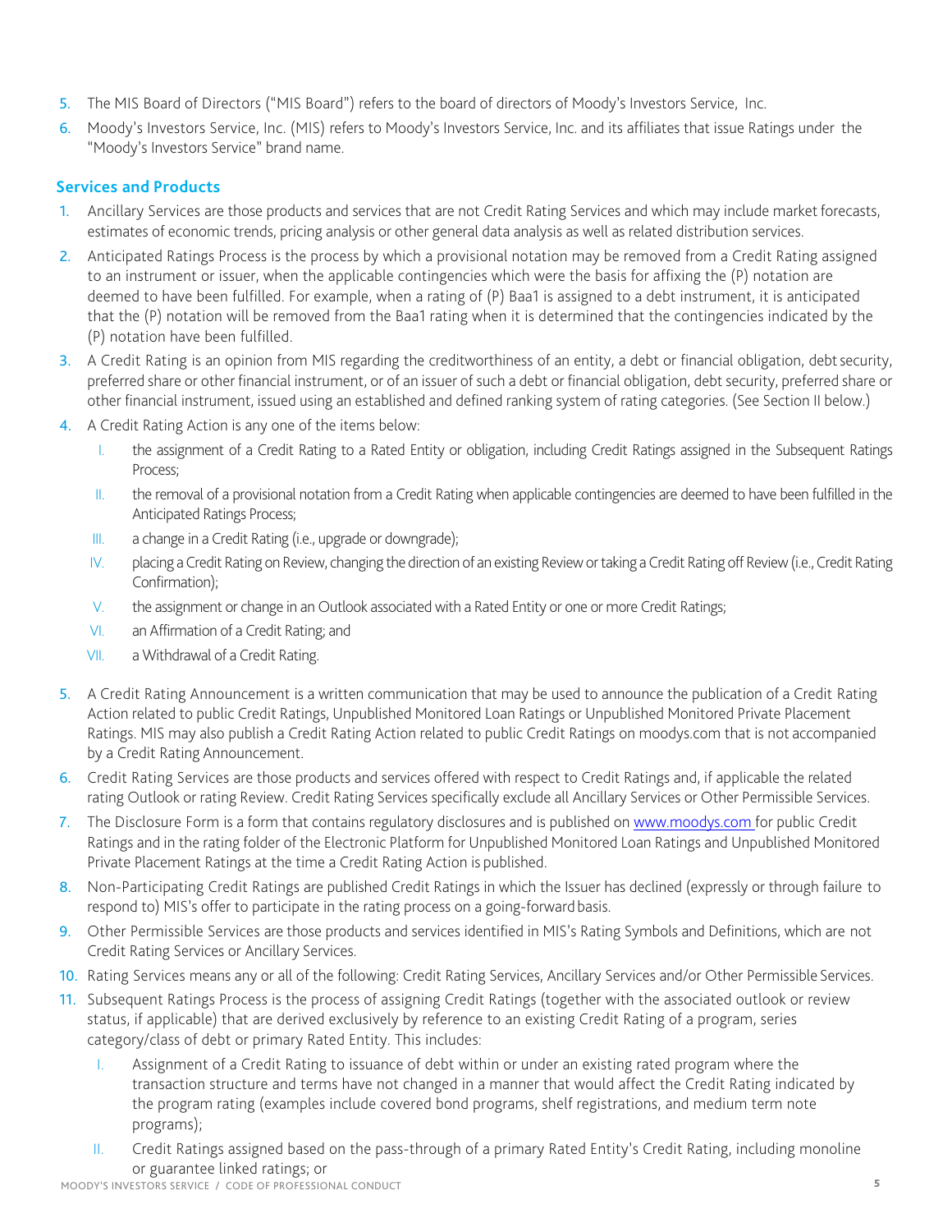5. The MIS Board of Directors ("MIS Board") refers to the board of directors of Moody's Investors Service, Inc.
6. Moody's Investors Service, Inc. (MIS) refers to Moody's Investors Service, Inc. and its affiliates that issue Ratings under the "Moody's Investors Service" brand name.

### Services and Products

1. Ancillary Services are those products and services that are not Credit Rating Services and which may include market forecasts, estimates of economic trends, pricing analysis or other general data analysis as well as related distribution services.
2. Anticipated Ratings Process is the process by which a provisional notation may be removed from a Credit Rating assigned to an instrument or issuer, when the applicable contingencies which were the basis for affixing the (P) notation are deemed to have been fulfilled. For example, when a rating of (P) Baa1 is assigned to a debt instrument, it is anticipated that the (P) notation will be removed from the Baa1 rating when it is determined that the contingencies indicated by the (P) notation have been fulfilled.
3. A Credit Rating is an opinion from MIS regarding the creditworthiness of an entity, a debt or financial obligation, debt security, preferred share or other financial instrument, or of an issuer of such a debt or financial obligation, debt security, preferred share or other financial instrument, issued using an established and defined ranking system of rating categories. (See Section II below.)
4. A Credit Rating Action is any one of the items below:
   - I. the assignment of a Credit Rating to a Rated Entity or obligation, including Credit Ratings assigned in the Subsequent Ratings Process;
   - II. the removal of a provisional notation from a Credit Rating when applicable contingencies are deemed to have been fulfilled in the Anticipated Ratings Process;
   - III. a change in a Credit Rating (i.e., upgrade or downgrade);
   - IV. placing a Credit Rating on Review, changing the direction of an existing Review or taking a Credit Rating off Review (i.e., Credit Rating Confirmation);
   - V. the assignment or change in an Outlook associated with a Rated Entity or one or more Credit Ratings;
   - VI. an Affirmation of a Credit Rating; and
   - VII. a Withdrawal of a Credit Rating.
5. A Credit Rating Announcement is a written communication that may be used to announce the publication of a Credit Rating Action related to public Credit Ratings, Unpublished Monitored Loan Ratings or Unpublished Monitored Private Placement Ratings. MIS may also publish a Credit Rating Action related to public Credit Ratings on moodys.com that is not accompanied by a Credit Rating Announcement.
6. Credit Rating Services are those products and services offered with respect to Credit Ratings and, if applicable the related rating Outlook or rating Review. Credit Rating Services specifically exclude all Ancillary Services or Other Permissible Services.
7. The Disclosure Form is a form that contains regulatory disclosures and is published on www.moodys.com for public Credit Ratings and in the rating folder of the Electronic Platform for Unpublished Monitored Loan Ratings and Unpublished Monitored Private Placement Ratings at the time a Credit Rating Action is published.
8. Non-Participating Credit Ratings are published Credit Ratings in which the Issuer has declined (expressly or through failure to respond to) MIS's offer to participate in the rating process on a going-forward basis.
9. Other Permissible Services are those products and services identified in MIS's Rating Symbols and Definitions, which are not Credit Rating Services or Ancillary Services.
10. Rating Services means any or all of the following: Credit Rating Services, Ancillary Services and/or Other Permissible Services.
11. Subsequent Ratings Process is the process of assigning Credit Ratings (together with the associated outlook or review status, if applicable) that are derived exclusively by reference to an existing Credit Rating of a program, series category/class of debt or primary Rated Entity. This includes:
    - I. Assignment of a Credit Rating to issuance of debt within or under an existing rated program where the transaction structure and terms have not changed in a manner that would affect the Credit Rating indicated by the program rating (examples include covered bond programs, shelf registrations, and medium term note programs);
    - II. Credit Ratings assigned based on the pass-through of a primary Rated Entity's Credit Rating, including monoline or guarantee linked ratings; or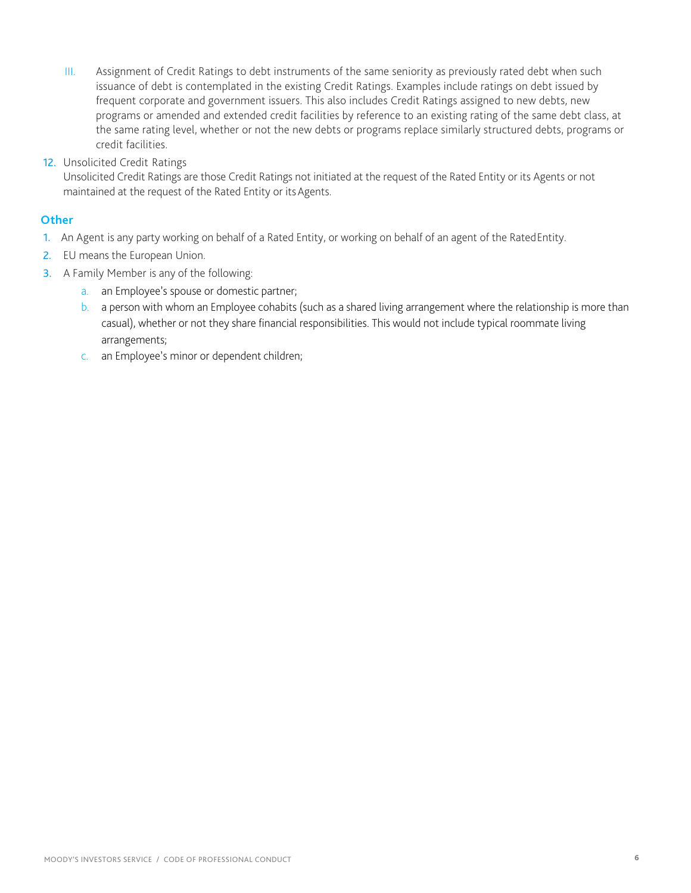III. Assignment of Credit Ratings to debt instruments of the same seniority as previously rated debt when such issuance of debt is contemplated in the existing Credit Ratings. Examples include ratings on debt issued by frequent corporate and government issuers. This also includes Credit Ratings assigned to new debts, new programs or amended and extended credit facilities by reference to an existing rating of the same debt class, at the same rating level, whether or not the new debts or programs replace similarly structured debts, programs or credit facilities.

12. Unsolicited Credit Ratings
    Unsolicited Credit Ratings are those Credit Ratings not initiated at the request of the Rated Entity or its Agents or not maintained at the request of the Rated Entity or its Agents.

## Other

1. An Agent is any party working on behalf of a Rated Entity, or working on behalf of an agent of the Rated Entity.
2. EU means the European Union.
3. A Family Member is any of the following:
    a. an Employee's spouse or domestic partner;
    b. a person with whom an Employee cohabits (such as a shared living arrangement where the relationship is more than casual), whether or not they share financial responsibilities. This would not include typical roommate living arrangements;
    c. an Employee's minor or dependent children;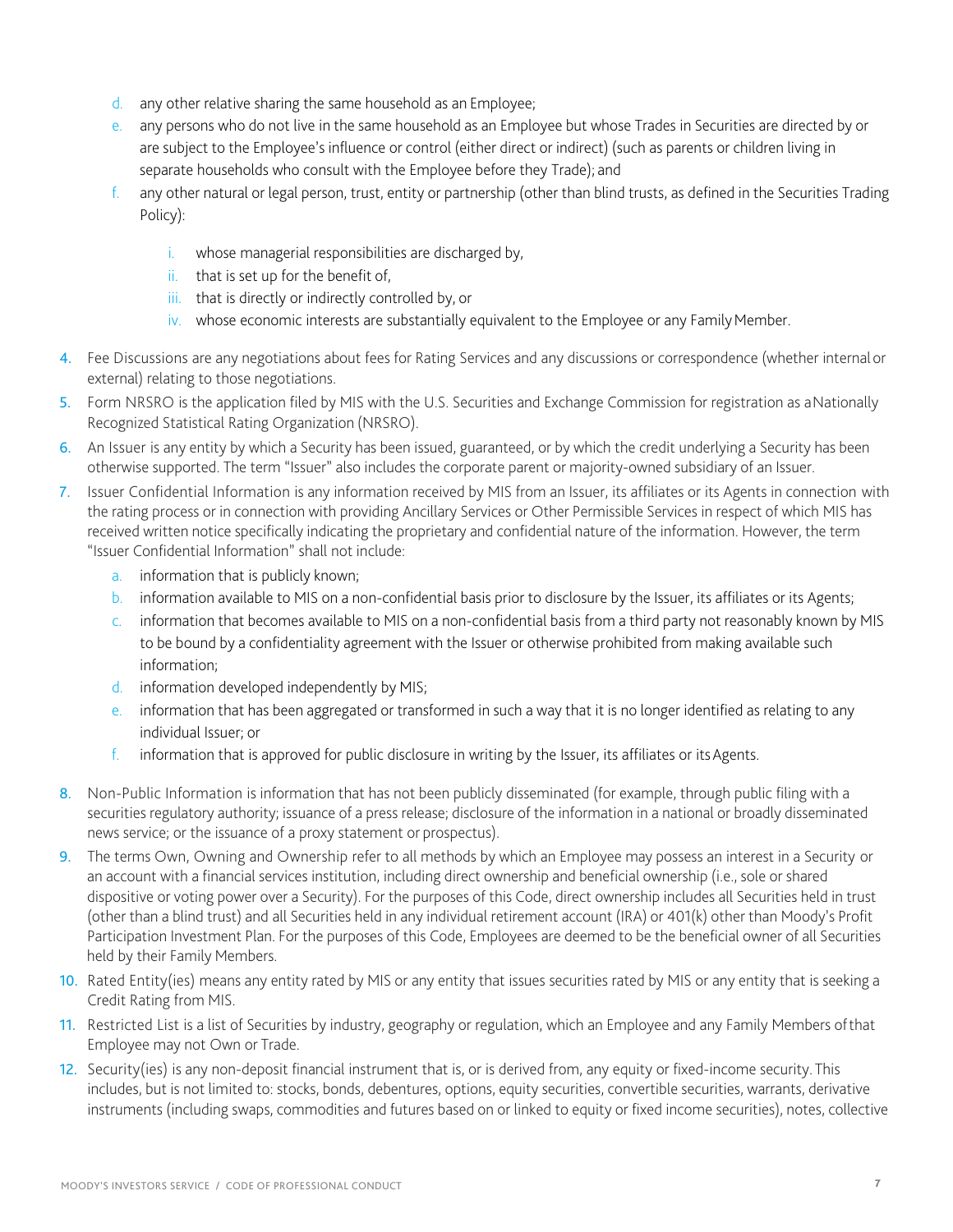d. any other relative sharing the same household as an Employee;
e. any persons who do not live in the same household as an Employee but whose Trades in Securities are directed by or are subject to the Employee's influence or control (either direct or indirect) (such as parents or children living in separate households who consult with the Employee before they Trade); and
f. any other natural or legal person, trust, entity or partnership (other than blind trusts, as defined in the Securities Trading Policy):
    i. whose managerial responsibilities are discharged by,
    ii. that is set up for the benefit of,
    iii. that is directly or indirectly controlled by, or
    iv. whose economic interests are substantially equivalent to the Employee or any Family Member.

4. Fee Discussions are any negotiations about fees for Rating Services and any discussions or correspondence (whether internal or external) relating to those negotiations.
5. Form NRSRO is the application filed by MIS with the U.S. Securities and Exchange Commission for registration as a Nationally Recognized Statistical Rating Organization (NRSRO).
6. An Issuer is any entity by which a Security has been issued, guaranteed, or by which the credit underlying a Security has been otherwise supported. The term "Issuer" also includes the corporate parent or majority-owned subsidiary of an Issuer.
7. Issuer Confidential Information is any information received by MIS from an Issuer, its affiliates or its Agents in connection with the rating process or in connection with providing Ancillary Services or Other Permissible Services in respect of which MIS has received written notice specifically indicating the proprietary and confidential nature of the information. However, the term "Issuer Confidential Information" shall not include:
    a. information that is publicly known;
    b. information available to MIS on a non-confidential basis prior to disclosure by the Issuer, its affiliates or its Agents;
    c. information that becomes available to MIS on a non-confidential basis from a third party not reasonably known by MIS to be bound by a confidentiality agreement with the Issuer or otherwise prohibited from making available such information;
    d. information developed independently by MIS;
    e. information that has been aggregated or transformed in such a way that it is no longer identified as relating to any individual Issuer; or
    f. information that is approved for public disclosure in writing by the Issuer, its affiliates or its Agents.
8. Non-Public Information is information that has not been publicly disseminated (for example, through public filing with a securities regulatory authority; issuance of a press release; disclosure of the information in a national or broadly disseminated news service; or the issuance of a proxy statement or prospectus).
9. The terms Own, Owning and Ownership refer to all methods by which an Employee may possess an interest in a Security or an account with a financial services institution, including direct ownership and beneficial ownership (i.e., sole or shared dispositive or voting power over a Security). For the purposes of this Code, direct ownership includes all Securities held in trust (other than a blind trust) and all Securities held in any individual retirement account (IRA) or 401(k) other than Moody's Profit Participation Investment Plan. For the purposes of this Code, Employees are deemed to be the beneficial owner of all Securities held by their Family Members.
10. Rated Entity(ies) means any entity rated by MIS or any entity that issues securities rated by MIS or any entity that is seeking a Credit Rating from MIS.
11. Restricted List is a list of Securities by industry, geography or regulation, which an Employee and any Family Members of that Employee may not Own or Trade.
12. Security(ies) is any non-deposit financial instrument that is, or is derived from, any equity or fixed-income security. This includes, but is not limited to: stocks, bonds, debentures, options, equity securities, convertible securities, warrants, derivative instruments (including swaps, commodities and futures based on or linked to equity or fixed income securities), notes, collective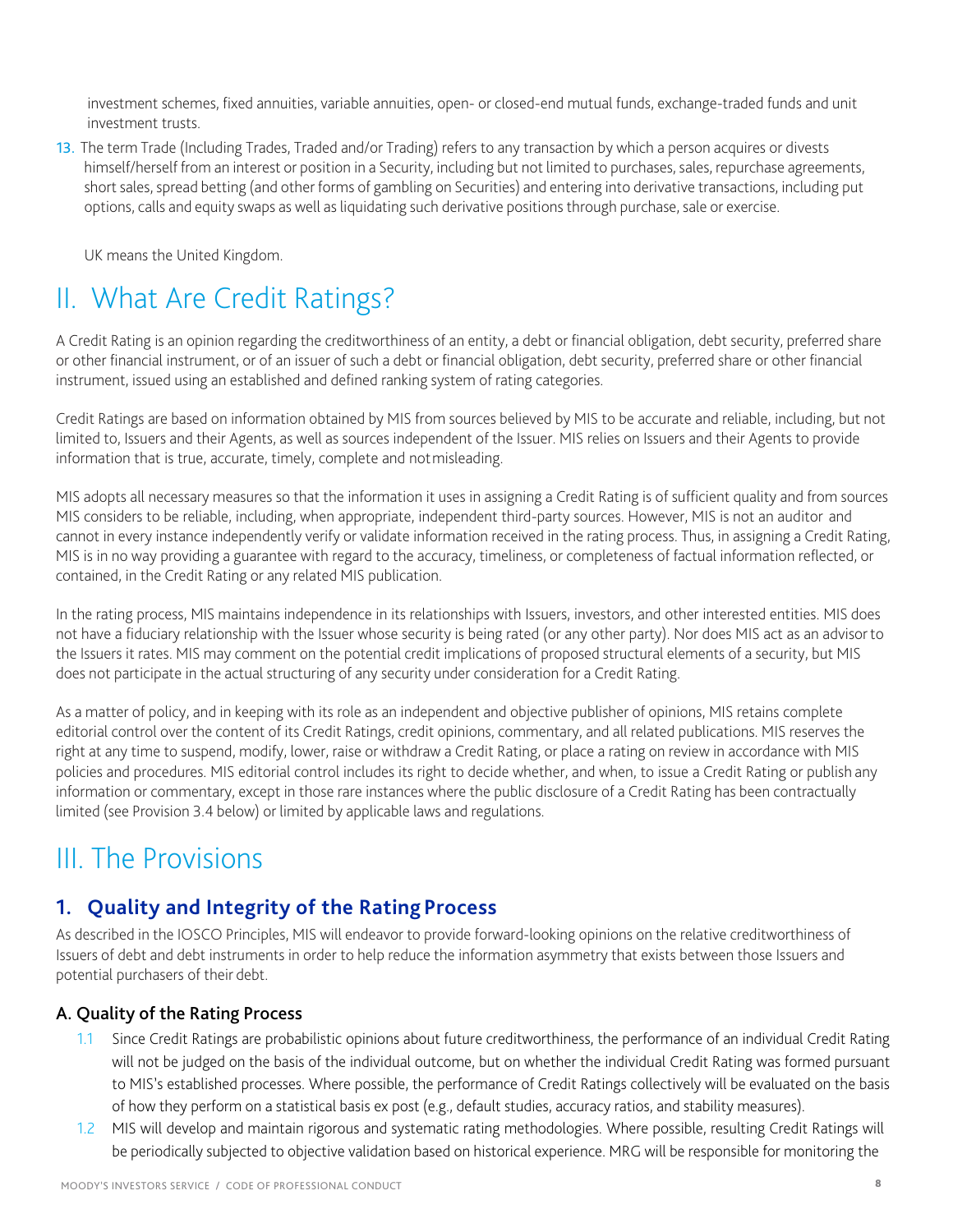investment schemes, fixed annuities, variable annuities, open- or closed-end mutual funds, exchange-traded funds and unit investment trusts.

13. The term Trade (Including Trades, Traded and/or Trading) refers to any transaction by which a person acquires or divests himself/herself from an interest or position in a Security, including but not limited to purchases, sales, repurchase agreements, short sales, spread betting (and other forms of gambling on Securities) and entering into derivative transactions, including put options, calls and equity swaps as well as liquidating such derivative positions through purchase, sale or exercise.

UK means the United Kingdom.

# II. What Are Credit Ratings?

A Credit Rating is an opinion regarding the creditworthiness of an entity, a debt or financial obligation, debt security, preferred share or other financial instrument, or of an issuer of such a debt or financial obligation, debt security, preferred share or other financial instrument, issued using an established and defined ranking system of rating categories.

Credit Ratings are based on information obtained by MIS from sources believed by MIS to be accurate and reliable, including, but not limited to, Issuers and their Agents, as well as sources independent of the Issuer. MIS relies on Issuers and their Agents to provide information that is true, accurate, timely, complete and not misleading.

MIS adopts all necessary measures so that the information it uses in assigning a Credit Rating is of sufficient quality and from sources MIS considers to be reliable, including, when appropriate, independent third-party sources. However, MIS is not an auditor and cannot in every instance independently verify or validate information received in the rating process. Thus, in assigning a Credit Rating, MIS is in no way providing a guarantee with regard to the accuracy, timeliness, or completeness of factual information reflected, or contained, in the Credit Rating or any related MIS publication.

In the rating process, MIS maintains independence in its relationships with Issuers, investors, and other interested entities. MIS does not have a fiduciary relationship with the Issuer whose security is being rated (or any other party). Nor does MIS act as an advisor to the Issuers it rates. MIS may comment on the potential credit implications of proposed structural elements of a security, but MIS does not participate in the actual structuring of any security under consideration for a Credit Rating.

As a matter of policy, and in keeping with its role as an independent and objective publisher of opinions, MIS retains complete editorial control over the content of its Credit Ratings, credit opinions, commentary, and all related publications. MIS reserves the right at any time to suspend, modify, lower, raise or withdraw a Credit Rating, or place a rating on review in accordance with MIS policies and procedures. MIS editorial control includes its right to decide whether, and when, to issue a Credit Rating or publish any information or commentary, except in those rare instances where the public disclosure of a Credit Rating has been contractually limited (see Provision 3.4 below) or limited by applicable laws and regulations.

# III. The Provisions

## 1. Quality and Integrity of the Rating Process

As described in the IOSCO Principles, MIS will endeavor to provide forward-looking opinions on the relative creditworthiness of Issuers of debt and debt instruments in order to help reduce the information asymmetry that exists between those Issuers and potential purchasers of their debt.

### A. Quality of the Rating Process

1.1 Since Credit Ratings are probabilistic opinions about future creditworthiness, the performance of an individual Credit Rating will not be judged on the basis of the individual outcome, but on whether the individual Credit Rating was formed pursuant to MIS's established processes. Where possible, the performance of Credit Ratings collectively will be evaluated on the basis of how they perform on a statistical basis ex post (e.g., default studies, accuracy ratios, and stability measures).

1.2 MIS will develop and maintain rigorous and systematic rating methodologies. Where possible, resulting Credit Ratings will be periodically subjected to objective validation based on historical experience. MRG will be responsible for monitoring the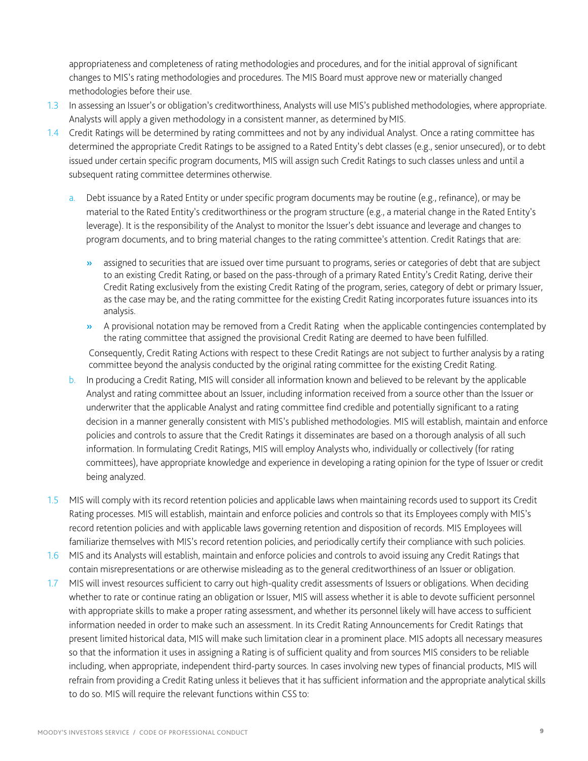appropriateness and completeness of rating methodologies and procedures, and for the initial approval of significant changes to MIS's rating methodologies and procedures. The MIS Board must approve new or materially changed methodologies before their use.

1.3 In assessing an Issuer's or obligation's creditworthiness, Analysts will use MIS's published methodologies, where appropriate. Analysts will apply a given methodology in a consistent manner, as determined by MIS.

1.4 Credit Ratings will be determined by rating committees and not by any individual Analyst. Once a rating committee has determined the appropriate Credit Ratings to be assigned to a Rated Entity's debt classes (e.g., senior unsecured), or to debt issued under certain specific program documents, MIS will assign such Credit Ratings to such classes unless and until a subsequent rating committee determines otherwise.

   a. Debt issuance by a Rated Entity or under specific program documents may be routine (e.g., refinance), or may be material to the Rated Entity's creditworthiness or the program structure (e.g., a material change in the Rated Entity's leverage). It is the responsibility of the Analyst to monitor the Issuer's debt issuance and leverage and changes to program documents, and to bring material changes to the rating committee's attention. Credit Ratings that are:

      » assigned to securities that are issued over time pursuant to programs, series or categories of debt that are subject to an existing Credit Rating, or based on the pass-through of a primary Rated Entity's Credit Rating, derive their Credit Rating exclusively from the existing Credit Rating of the program, series, category of debt or primary Issuer, as the case may be, and the rating committee for the existing Credit Rating incorporates future issuances into its analysis.

      » A provisional notation may be removed from a Credit Rating when the applicable contingencies contemplated by the rating committee that assigned the provisional Credit Rating are deemed to have been fulfilled.

      Consequently, Credit Rating Actions with respect to these Credit Ratings are not subject to further analysis by a rating committee beyond the analysis conducted by the original rating committee for the existing Credit Rating.

   b. In producing a Credit Rating, MIS will consider all information known and believed to be relevant by the applicable Analyst and rating committee about an Issuer, including information received from a source other than the Issuer or underwriter that the applicable Analyst and rating committee find credible and potentially significant to a rating decision in a manner generally consistent with MIS's published methodologies. MIS will establish, maintain and enforce policies and controls to assure that the Credit Ratings it disseminates are based on a thorough analysis of all such information. In formulating Credit Ratings, MIS will employ Analysts who, individually or collectively (for rating committees), have appropriate knowledge and experience in developing a rating opinion for the type of Issuer or credit being analyzed.

1.5 MIS will comply with its record retention policies and applicable laws when maintaining records used to support its Credit Rating processes. MIS will establish, maintain and enforce policies and controls so that its Employees comply with MIS's record retention policies and with applicable laws governing retention and disposition of records. MIS Employees will familiarize themselves with MIS's record retention policies, and periodically certify their compliance with such policies.

1.6 MIS and its Analysts will establish, maintain and enforce policies and controls to avoid issuing any Credit Ratings that contain misrepresentations or are otherwise misleading as to the general creditworthiness of an Issuer or obligation.

1.7 MIS will invest resources sufficient to carry out high-quality credit assessments of Issuers or obligations. When deciding whether to rate or continue rating an obligation or Issuer, MIS will assess whether it is able to devote sufficient personnel with appropriate skills to make a proper rating assessment, and whether its personnel likely will have access to sufficient information needed in order to make such an assessment. In its Credit Rating Announcements for Credit Ratings that present limited historical data, MIS will make such limitation clear in a prominent place. MIS adopts all necessary measures so that the information it uses in assigning a Rating is of sufficient quality and from sources MIS considers to be reliable including, when appropriate, independent third-party sources. In cases involving new types of financial products, MIS will refrain from providing a Credit Rating unless it believes that it has sufficient information and the appropriate analytical skills to do so. MIS will require the relevant functions within CSS to: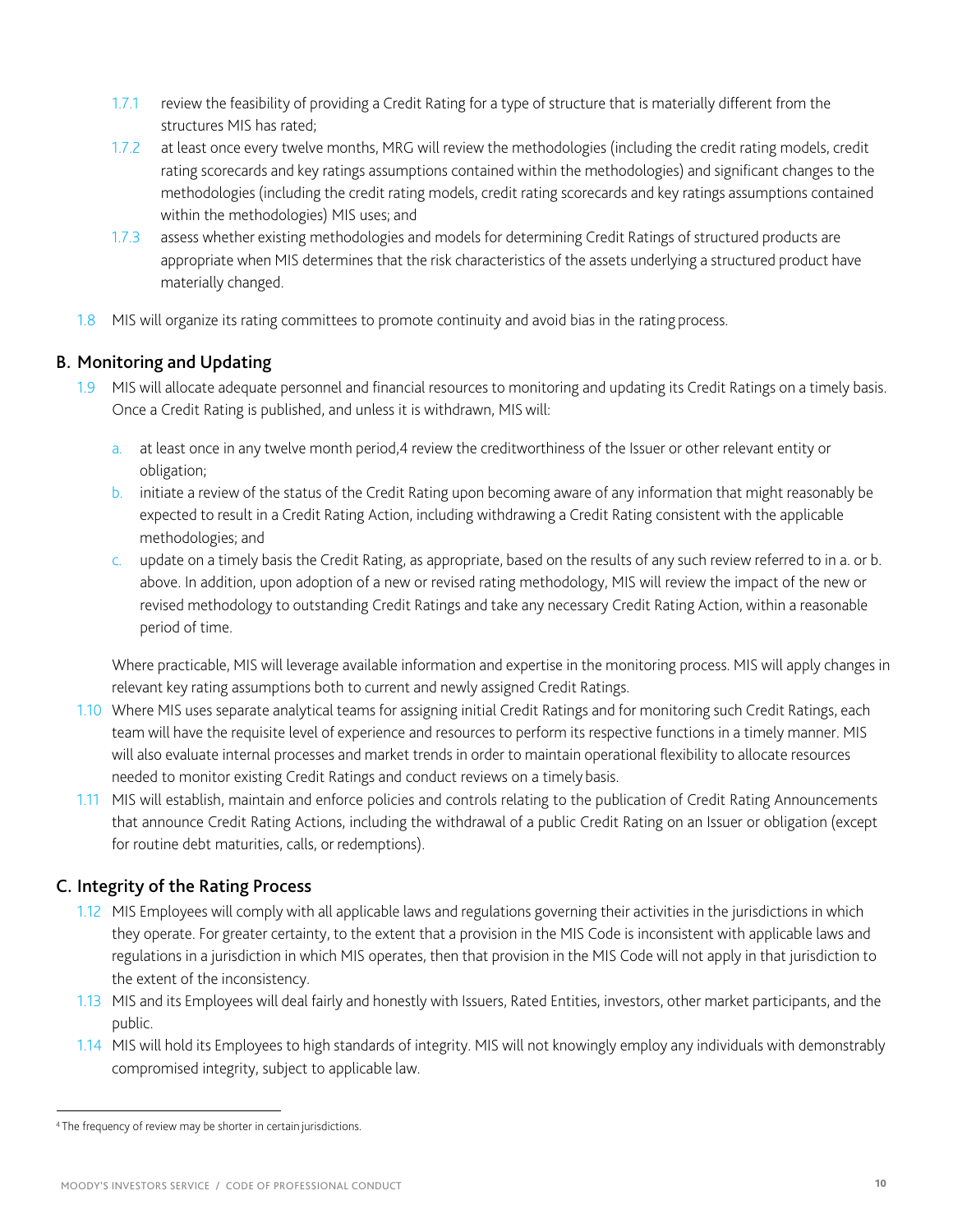1.7.1 review the feasibility of providing a Credit Rating for a type of structure that is materially different from the structures MIS has rated;

1.7.2 at least once every twelve months, MRG will review the methodologies (including the credit rating models, credit rating scorecards and key ratings assumptions contained within the methodologies) and significant changes to the methodologies (including the credit rating models, credit rating scorecards and key ratings assumptions contained within the methodologies) MIS uses; and

1.7.3 assess whether existing methodologies and models for determining Credit Ratings of structured products are appropriate when MIS determines that the risk characteristics of the assets underlying a structured product have materially changed.

1.8 MIS will organize its rating committees to promote continuity and avoid bias in the rating process.

## B. Monitoring and Updating

1.9 MIS will allocate adequate personnel and financial resources to monitoring and updating its Credit Ratings on a timely basis. Once a Credit Rating is published, and unless it is withdrawn, MIS will:

a. at least once in any twelve month period,[4] review the creditworthiness of the Issuer or other relevant entity or obligation;

b. initiate a review of the status of the Credit Rating upon becoming aware of any information that might reasonably be expected to result in a Credit Rating Action, including withdrawing a Credit Rating consistent with the applicable methodologies; and

c. update on a timely basis the Credit Rating, as appropriate, based on the results of any such review referred to in a. or b. above. In addition, upon adoption of a new or revised rating methodology, MIS will review the impact of the new or revised methodology to outstanding Credit Ratings and take any necessary Credit Rating Action, within a reasonable period of time.

Where practicable, MIS will leverage available information and expertise in the monitoring process. MIS will apply changes in relevant key rating assumptions both to current and newly assigned Credit Ratings.

1.10 Where MIS uses separate analytical teams for assigning initial Credit Ratings and for monitoring such Credit Ratings, each team will have the requisite level of experience and resources to perform its respective functions in a timely manner. MIS will also evaluate internal processes and market trends in order to maintain operational flexibility to allocate resources needed to monitor existing Credit Ratings and conduct reviews on a timely basis.

1.11 MIS will establish, maintain and enforce policies and controls relating to the publication of Credit Rating Announcements that announce Credit Rating Actions, including the withdrawal of a public Credit Rating on an Issuer or obligation (except for routine debt maturities, calls, or redemptions).

## C. Integrity of the Rating Process

1.12 MIS Employees will comply with all applicable laws and regulations governing their activities in the jurisdictions in which they operate. For greater certainty, to the extent that a provision in the MIS Code is inconsistent with applicable laws and regulations in a jurisdiction in which MIS operates, then that provision in the MIS Code will not apply in that jurisdiction to the extent of the inconsistency.

1.13 MIS and its Employees will deal fairly and honestly with Issuers, Rated Entities, investors, other market participants, and the public.

1.14 MIS will hold its Employees to high standards of integrity. MIS will not knowingly employ any individuals with demonstrably compromised integrity, subject to applicable law.

---

[4] The frequency of review may be shorter in certain jurisdictions.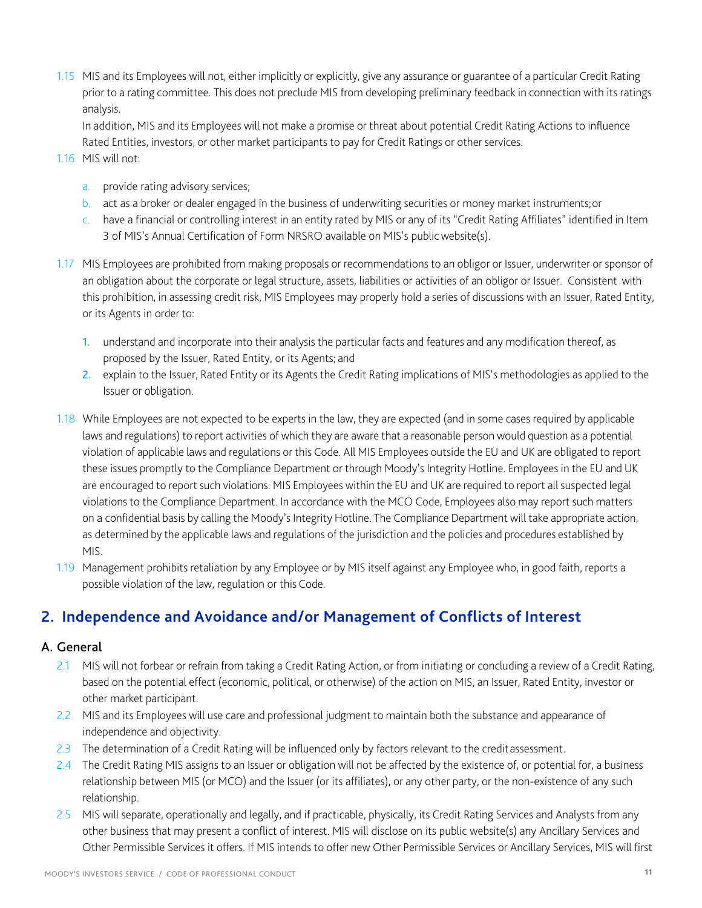1.15 MIS and its Employees will not, either implicitly or explicitly, give any assurance or guarantee of a particular Credit Rating prior to a rating committee. This does not preclude MIS from developing preliminary feedback in connection with its ratings analysis.

In addition, MIS and its Employees will not make a promise or threat about potential Credit Rating Actions to influence Rated Entities, investors, or other market participants to pay for Credit Ratings or other services.

1.16 MIS will not:

a. provide rating advisory services;
b. act as a broker or dealer engaged in the business of underwriting securities or money market instruments; or
c. have a financial or controlling interest in an entity rated by MIS or any of its "Credit Rating Affiliates" identified in Item 3 of MIS's Annual Certification of Form NRSRO available on MIS's public website(s).

1.17 MIS Employees are prohibited from making proposals or recommendations to an obligor or Issuer, underwriter or sponsor of an obligation about the corporate or legal structure, assets, liabilities or activities of an obligor or Issuer. Consistent with this prohibition, in assessing credit risk, MIS Employees may properly hold a series of discussions with an Issuer, Rated Entity, or its Agents in order to:

1. understand and incorporate into their analysis the particular facts and features and any modification thereof, as proposed by the Issuer, Rated Entity, or its Agents; and
2. explain to the Issuer, Rated Entity or its Agents the Credit Rating implications of MIS's methodologies as applied to the Issuer or obligation.

1.18 While Employees are not expected to be experts in the law, they are expected (and in some cases required by applicable laws and regulations) to report activities of which they are aware that a reasonable person would question as a potential violation of applicable laws and regulations or this Code. All MIS Employees outside the EU and UK are obligated to report these issues promptly to the Compliance Department or through Moody's Integrity Hotline. Employees in the EU and UK are encouraged to report such violations. MIS Employees within the EU and UK are required to report all suspected legal violations to the Compliance Department. In accordance with the MCO Code, Employees also may report such matters on a confidential basis by calling the Moody's Integrity Hotline. The Compliance Department will take appropriate action, as determined by the applicable laws and regulations of the jurisdiction and the policies and procedures established by MIS.

1.19 Management prohibits retaliation by any Employee or by MIS itself against any Employee who, in good faith, reports a possible violation of the law, regulation or this Code.

## 2. Independence and Avoidance and/or Management of Conflicts of Interest

### A. General

2.1 MIS will not forbear or refrain from taking a Credit Rating Action, or from initiating or concluding a review of a Credit Rating, based on the potential effect (economic, political, or otherwise) of the action on MIS, an Issuer, Rated Entity, investor or other market participant.

2.2 MIS and its Employees will use care and professional judgment to maintain both the substance and appearance of independence and objectivity.

2.3 The determination of a Credit Rating will be influenced only by factors relevant to the credit assessment.

2.4 The Credit Rating MIS assigns to an Issuer or obligation will not be affected by the existence of, or potential for, a business relationship between MIS (or MCO) and the Issuer (or its affiliates), or any other party, or the non-existence of any such relationship.

2.5 MIS will separate, operationally and legally, and if practicable, physically, its Credit Rating Services and Analysts from any other business that may present a conflict of interest. MIS will disclose on its public website(s) any Ancillary Services and Other Permissible Services it offers. If MIS intends to offer new Other Permissible Services or Ancillary Services, MIS will first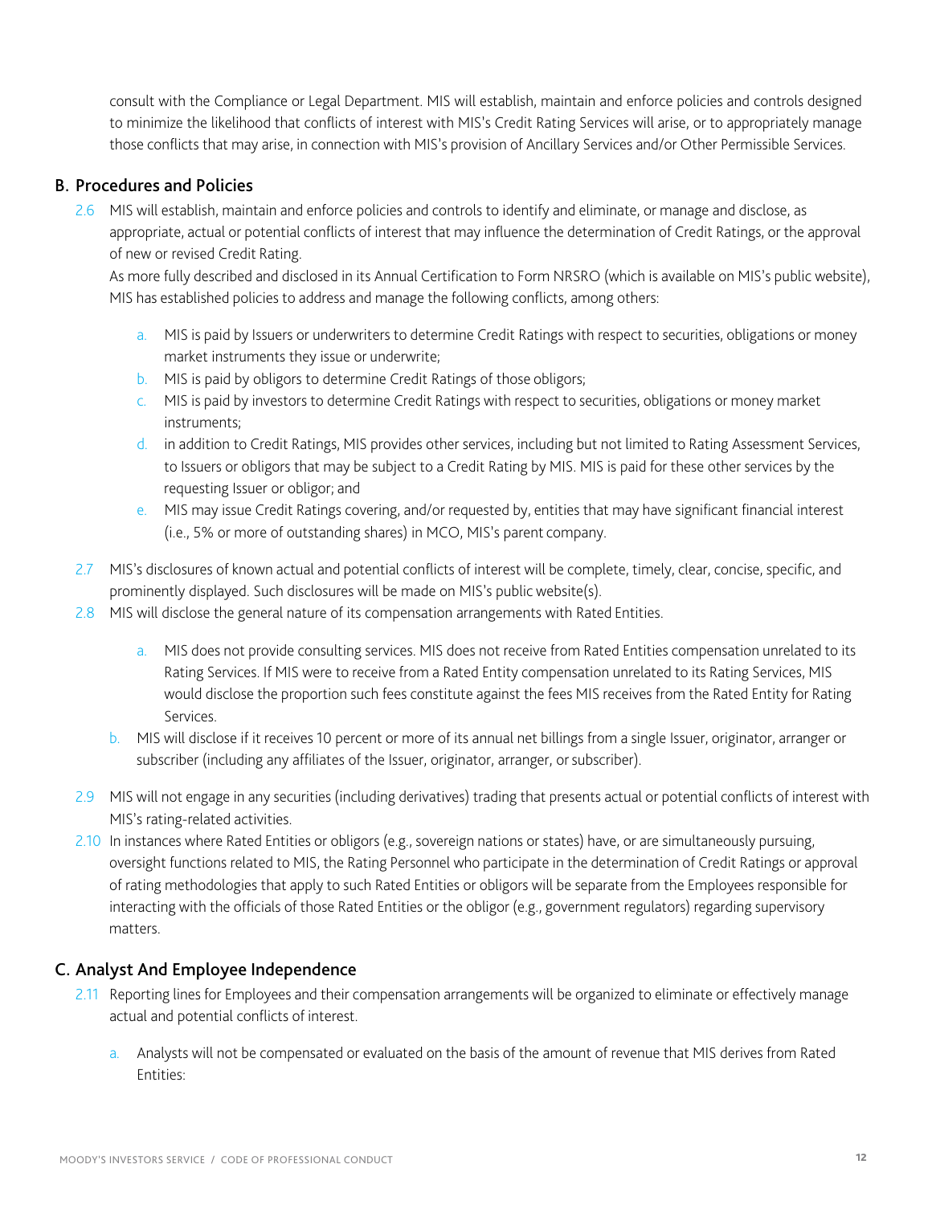consult with the Compliance or Legal Department. MIS will establish, maintain and enforce policies and controls designed to minimize the likelihood that conflicts of interest with MIS's Credit Rating Services will arise, or to appropriately manage those conflicts that may arise, in connection with MIS's provision of Ancillary Services and/or Other Permissible Services.

## B. Procedures and Policies

2.6 MIS will establish, maintain and enforce policies and controls to identify and eliminate, or manage and disclose, as appropriate, actual or potential conflicts of interest that may influence the determination of Credit Ratings, or the approval of new or revised Credit Rating.

As more fully described and disclosed in its Annual Certification to Form NRSRO (which is available on MIS's public website), MIS has established policies to address and manage the following conflicts, among others:

a. MIS is paid by Issuers or underwriters to determine Credit Ratings with respect to securities, obligations or money market instruments they issue or underwrite;

b. MIS is paid by obligors to determine Credit Ratings of those obligors;

c. MIS is paid by investors to determine Credit Ratings with respect to securities, obligations or money market instruments;

d. in addition to Credit Ratings, MIS provides other services, including but not limited to Rating Assessment Services, to Issuers or obligors that may be subject to a Credit Rating by MIS. MIS is paid for these other services by the requesting Issuer or obligor; and

e. MIS may issue Credit Ratings covering, and/or requested by, entities that may have significant financial interest (i.e., 5% or more of outstanding shares) in MCO, MIS's parent company.

2.7 MIS's disclosures of known actual and potential conflicts of interest will be complete, timely, clear, concise, specific, and prominently displayed. Such disclosures will be made on MIS's public website(s).

2.8 MIS will disclose the general nature of its compensation arrangements with Rated Entities.

a. MIS does not provide consulting services. MIS does not receive from Rated Entities compensation unrelated to its Rating Services. If MIS were to receive from a Rated Entity compensation unrelated to its Rating Services, MIS would disclose the proportion such fees constitute against the fees MIS receives from the Rated Entity for Rating Services.

b. MIS will disclose if it receives 10 percent or more of its annual net billings from a single Issuer, originator, arranger or subscriber (including any affiliates of the Issuer, originator, arranger, or subscriber).

2.9 MIS will not engage in any securities (including derivatives) trading that presents actual or potential conflicts of interest with MIS's rating-related activities.

2.10 In instances where Rated Entities or obligors (e.g., sovereign nations or states) have, or are simultaneously pursuing, oversight functions related to MIS, the Rating Personnel who participate in the determination of Credit Ratings or approval of rating methodologies that apply to such Rated Entities or obligors will be separate from the Employees responsible for interacting with the officials of those Rated Entities or the obligor (e.g., government regulators) regarding supervisory matters.

## C. Analyst And Employee Independence

2.11 Reporting lines for Employees and their compensation arrangements will be organized to eliminate or effectively manage actual and potential conflicts of interest.

a. Analysts will not be compensated or evaluated on the basis of the amount of revenue that MIS derives from Rated Entities: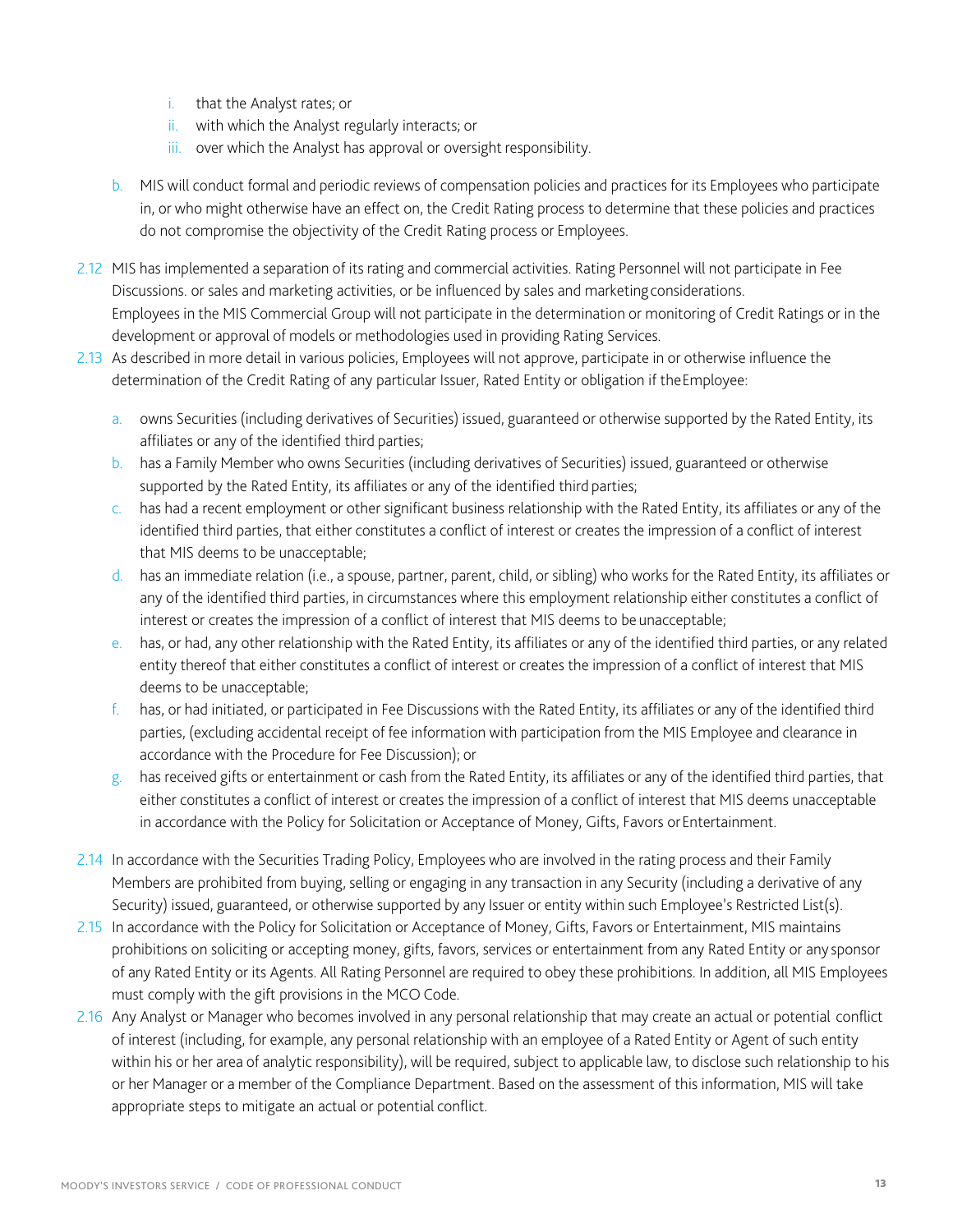i. that the Analyst rates; or
   ii. with which the Analyst regularly interacts; or
   iii. over which the Analyst has approval or oversight responsibility.

b. MIS will conduct formal and periodic reviews of compensation policies and practices for its Employees who participate in, or who might otherwise have an effect on, the Credit Rating process to determine that these policies and practices do not compromise the objectivity of the Credit Rating process or Employees.

2.12 MIS has implemented a separation of its rating and commercial activities. Rating Personnel will not participate in Fee Discussions. or sales and marketing activities, or be influenced by sales and marketing considerations. Employees in the MIS Commercial Group will not participate in the determination or monitoring of Credit Ratings or in the development or approval of models or methodologies used in providing Rating Services.

2.13 As described in more detail in various policies, Employees will not approve, participate in or otherwise influence the determination of the Credit Rating of any particular Issuer, Rated Entity or obligation if the Employee:

a. owns Securities (including derivatives of Securities) issued, guaranteed or otherwise supported by the Rated Entity, its affiliates or any of the identified third parties;

b. has a Family Member who owns Securities (including derivatives of Securities) issued, guaranteed or otherwise supported by the Rated Entity, its affiliates or any of the identified third parties;

c. has had a recent employment or other significant business relationship with the Rated Entity, its affiliates or any of the identified third parties, that either constitutes a conflict of interest or creates the impression of a conflict of interest that MIS deems to be unacceptable;

d. has an immediate relation (i.e., a spouse, partner, parent, child, or sibling) who works for the Rated Entity, its affiliates or any of the identified third parties, in circumstances where this employment relationship either constitutes a conflict of interest or creates the impression of a conflict of interest that MIS deems to be unacceptable;

e. has, or had, any other relationship with the Rated Entity, its affiliates or any of the identified third parties, or any related entity thereof that either constitutes a conflict of interest or creates the impression of a conflict of interest that MIS deems to be unacceptable;

f. has, or had initiated, or participated in Fee Discussions with the Rated Entity, its affiliates or any of the identified third parties, (excluding accidental receipt of fee information with participation from the MIS Employee and clearance in accordance with the Procedure for Fee Discussion); or

g. has received gifts or entertainment or cash from the Rated Entity, its affiliates or any of the identified third parties, that either constitutes a conflict of interest or creates the impression of a conflict of interest that MIS deems unacceptable in accordance with the Policy for Solicitation or Acceptance of Money, Gifts, Favors or Entertainment.

2.14 In accordance with the Securities Trading Policy, Employees who are involved in the rating process and their Family Members are prohibited from buying, selling or engaging in any transaction in any Security (including a derivative of any Security) issued, guaranteed, or otherwise supported by any Issuer or entity within such Employee's Restricted List(s).

2.15 In accordance with the Policy for Solicitation or Acceptance of Money, Gifts, Favors or Entertainment, MIS maintains prohibitions on soliciting or accepting money, gifts, favors, services or entertainment from any Rated Entity or any sponsor of any Rated Entity or its Agents. All Rating Personnel are required to obey these prohibitions. In addition, all MIS Employees must comply with the gift provisions in the MCO Code.

2.16 Any Analyst or Manager who becomes involved in any personal relationship that may create an actual or potential conflict of interest (including, for example, any personal relationship with an employee of a Rated Entity or Agent of such entity within his or her area of analytic responsibility), will be required, subject to applicable law, to disclose such relationship to his or her Manager or a member of the Compliance Department. Based on the assessment of this information, MIS will take appropriate steps to mitigate an actual or potential conflict.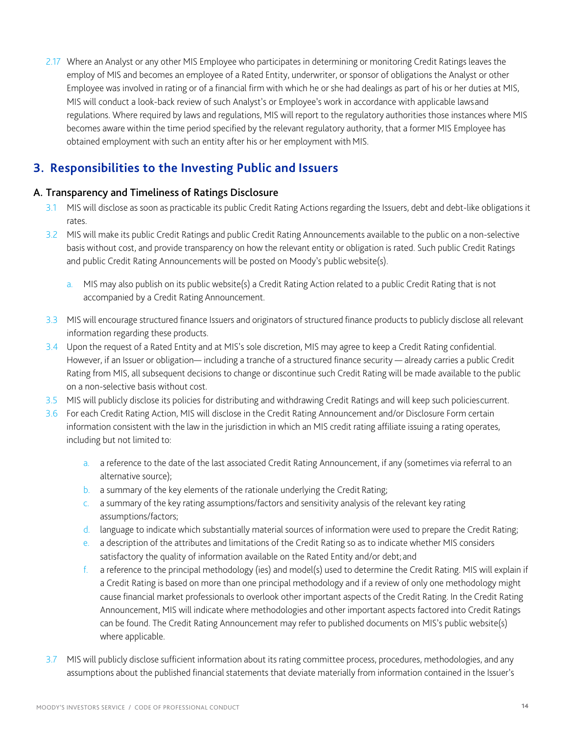2.17 Where an Analyst or any other MIS Employee who participates in determining or monitoring Credit Ratings leaves the employ of MIS and becomes an employee of a Rated Entity, underwriter, or sponsor of obligations the Analyst or other Employee was involved in rating or of a financial firm with which he or she had dealings as part of his or her duties at MIS, MIS will conduct a look-back review of such Analyst's or Employee's work in accordance with applicable laws and regulations. Where required by laws and regulations, MIS will report to the regulatory authorities those instances where MIS becomes aware within the time period specified by the relevant regulatory authority, that a former MIS Employee has obtained employment with such an entity after his or her employment with MIS.

## 3. Responsibilities to the Investing Public and Issuers

### A. Transparency and Timeliness of Ratings Disclosure

3.1 MIS will disclose as soon as practicable its public Credit Rating Actions regarding the Issuers, debt and debt-like obligations it rates.

3.2 MIS will make its public Credit Ratings and public Credit Rating Announcements available to the public on a non-selective basis without cost, and provide transparency on how the relevant entity or obligation is rated. Such public Credit Ratings and public Credit Rating Announcements will be posted on Moody's public website(s).

- a. MIS may also publish on its public website(s) a Credit Rating Action related to a public Credit Rating that is not accompanied by a Credit Rating Announcement.

3.3 MIS will encourage structured finance Issuers and originators of structured finance products to publicly disclose all relevant information regarding these products.

3.4 Upon the request of a Rated Entity and at MIS's sole discretion, MIS may agree to keep a Credit Rating confidential. However, if an Issuer or obligation— including a tranche of a structured finance security — already carries a public Credit Rating from MIS, all subsequent decisions to change or discontinue such Credit Rating will be made available to the public on a non-selective basis without cost.

3.5 MIS will publicly disclose its policies for distributing and withdrawing Credit Ratings and will keep such policies current.

3.6 For each Credit Rating Action, MIS will disclose in the Credit Rating Announcement and/or Disclosure Form certain information consistent with the law in the jurisdiction in which an MIS credit rating affiliate issuing a rating operates, including but not limited to:

- a. a reference to the date of the last associated Credit Rating Announcement, if any (sometimes via referral to an alternative source);
- b. a summary of the key elements of the rationale underlying the Credit Rating;
- c. a summary of the key rating assumptions/factors and sensitivity analysis of the relevant key rating assumptions/factors;
- d. language to indicate which substantially material sources of information were used to prepare the Credit Rating;
- e. a description of the attributes and limitations of the Credit Rating so as to indicate whether MIS considers satisfactory the quality of information available on the Rated Entity and/or debt; and
- f. a reference to the principal methodology (ies) and model(s) used to determine the Credit Rating. MIS will explain if a Credit Rating is based on more than one principal methodology and if a review of only one methodology might cause financial market professionals to overlook other important aspects of the Credit Rating. In the Credit Rating Announcement, MIS will indicate where methodologies and other important aspects factored into Credit Ratings can be found. The Credit Rating Announcement may refer to published documents on MIS's public website(s) where applicable.

3.7 MIS will publicly disclose sufficient information about its rating committee process, procedures, methodologies, and any assumptions about the published financial statements that deviate materially from information contained in the Issuer's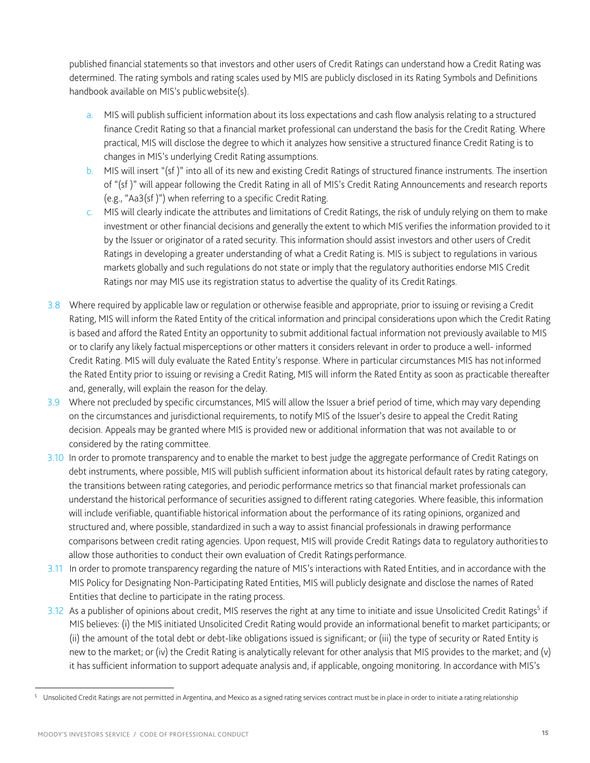published financial statements so that investors and other users of Credit Ratings can understand how a Credit Rating was determined. The rating symbols and rating scales used by MIS are publicly disclosed in its Rating Symbols and Definitions handbook available on MIS's public website(s).

a. MIS will publish sufficient information about its loss expectations and cash flow analysis relating to a structured finance Credit Rating so that a financial market professional can understand the basis for the Credit Rating. Where practical, MIS will disclose the degree to which it analyzes how sensitive a structured finance Credit Rating is to changes in MIS's underlying Credit Rating assumptions.

b. MIS will insert "(sf )" into all of its new and existing Credit Ratings of structured finance instruments. The insertion of "(sf )" will appear following the Credit Rating in all of MIS's Credit Rating Announcements and research reports (e.g., "Aa3(sf )") when referring to a specific Credit Rating.

c. MIS will clearly indicate the attributes and limitations of Credit Ratings, the risk of unduly relying on them to make investment or other financial decisions and generally the extent to which MIS verifies the information provided to it by the Issuer or originator of a rated security. This information should assist investors and other users of Credit Ratings in developing a greater understanding of what a Credit Rating is. MIS is subject to regulations in various markets globally and such regulations do not state or imply that the regulatory authorities endorse MIS Credit Ratings nor may MIS use its registration status to advertise the quality of its Credit Ratings.

3.8 Where required by applicable law or regulation or otherwise feasible and appropriate, prior to issuing or revising a Credit Rating, MIS will inform the Rated Entity of the critical information and principal considerations upon which the Credit Rating is based and afford the Rated Entity an opportunity to submit additional factual information not previously available to MIS or to clarify any likely factual misperceptions or other matters it considers relevant in order to produce a well- informed Credit Rating. MIS will duly evaluate the Rated Entity's response. Where in particular circumstances MIS has not informed the Rated Entity prior to issuing or revising a Credit Rating, MIS will inform the Rated Entity as soon as practicable thereafter and, generally, will explain the reason for the delay.

3.9 Where not precluded by specific circumstances, MIS will allow the Issuer a brief period of time, which may vary depending on the circumstances and jurisdictional requirements, to notify MIS of the Issuer's desire to appeal the Credit Rating decision. Appeals may be granted where MIS is provided new or additional information that was not available to or considered by the rating committee.

3.10 In order to promote transparency and to enable the market to best judge the aggregate performance of Credit Ratings on debt instruments, where possible, MIS will publish sufficient information about its historical default rates by rating category, the transitions between rating categories, and periodic performance metrics so that financial market professionals can understand the historical performance of securities assigned to different rating categories. Where feasible, this information will include verifiable, quantifiable historical information about the performance of its rating opinions, organized and structured and, where possible, standardized in such a way to assist financial professionals in drawing performance comparisons between credit rating agencies. Upon request, MIS will provide Credit Ratings data to regulatory authorities to allow those authorities to conduct their own evaluation of Credit Ratings performance.

3.11 In order to promote transparency regarding the nature of MIS's interactions with Rated Entities, and in accordance with the MIS Policy for Designating Non-Participating Rated Entities, MIS will publicly designate and disclose the names of Rated Entities that decline to participate in the rating process.

3.12 As a publisher of opinions about credit, MIS reserves the right at any time to initiate and issue Unsolicited Credit Ratings[5] if MIS believes: (i) the MIS initiated Unsolicited Credit Rating would provide an informational benefit to market participants; or (ii) the amount of the total debt or debt-like obligations issued is significant; or (iii) the type of security or Rated Entity is new to the market; or (iv) the Credit Rating is analytically relevant for other analysis that MIS provides to the market; and (v) it has sufficient information to support adequate analysis and, if applicable, ongoing monitoring. In accordance with MIS's

[5] Unsolicited Credit Ratings are not permitted in Argentina, and Mexico as a signed rating services contract must be in place in order to initiate a rating relationship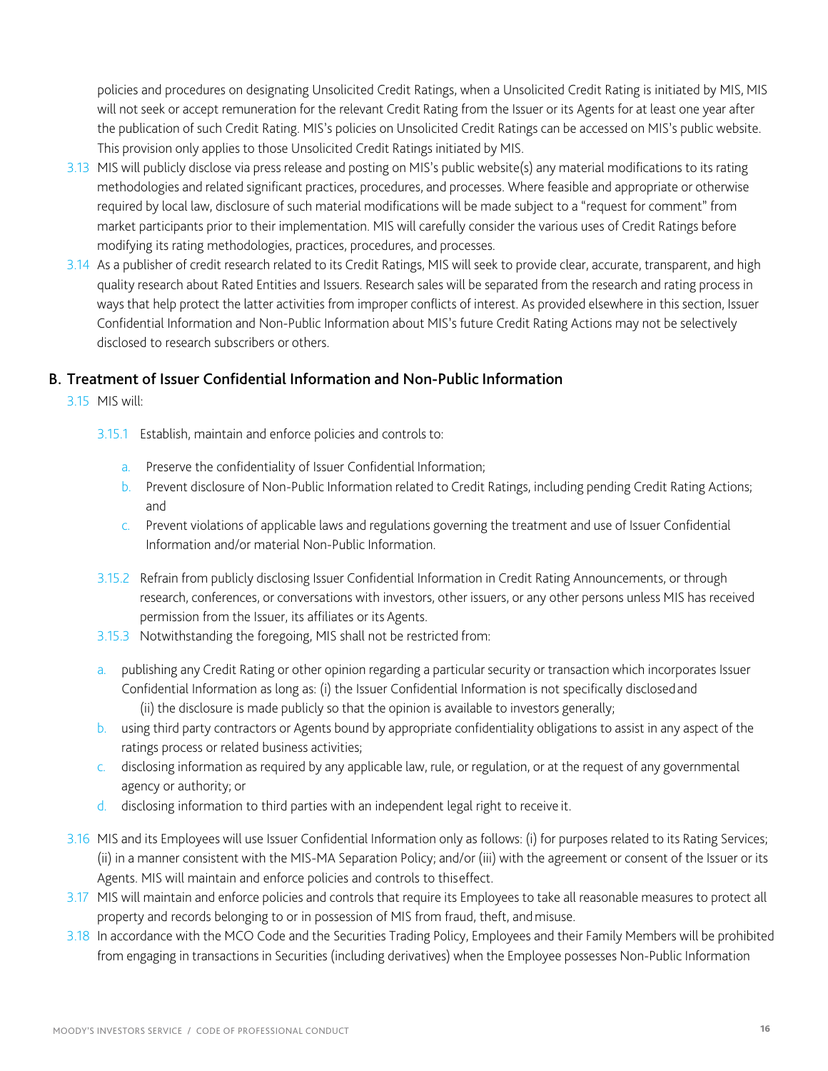policies and procedures on designating Unsolicited Credit Ratings, when a Unsolicited Credit Rating is initiated by MIS, MIS will not seek or accept remuneration for the relevant Credit Rating from the Issuer or its Agents for at least one year after the publication of such Credit Rating. MIS's policies on Unsolicited Credit Ratings can be accessed on MIS's public website. This provision only applies to those Unsolicited Credit Ratings initiated by MIS.

3.13 MIS will publicly disclose via press release and posting on MIS's public website(s) any material modifications to its rating methodologies and related significant practices, procedures, and processes. Where feasible and appropriate or otherwise required by local law, disclosure of such material modifications will be made subject to a "request for comment" from market participants prior to their implementation. MIS will carefully consider the various uses of Credit Ratings before modifying its rating methodologies, practices, procedures, and processes.

3.14 As a publisher of credit research related to its Credit Ratings, MIS will seek to provide clear, accurate, transparent, and high quality research about Rated Entities and Issuers. Research sales will be separated from the research and rating process in ways that help protect the latter activities from improper conflicts of interest. As provided elsewhere in this section, Issuer Confidential Information and Non-Public Information about MIS's future Credit Rating Actions may not be selectively disclosed to research subscribers or others.

## B. Treatment of Issuer Confidential Information and Non-Public Information

3.15 MIS will:

3.15.1 Establish, maintain and enforce policies and controls to:

a. Preserve the confidentiality of Issuer Confidential Information;
b. Prevent disclosure of Non-Public Information related to Credit Ratings, including pending Credit Rating Actions; and
c. Prevent violations of applicable laws and regulations governing the treatment and use of Issuer Confidential Information and/or material Non-Public Information.

3.15.2 Refrain from publicly disclosing Issuer Confidential Information in Credit Rating Announcements, or through research, conferences, or conversations with investors, other issuers, or any other persons unless MIS has received permission from the Issuer, its affiliates or its Agents.

3.15.3 Notwithstanding the foregoing, MIS shall not be restricted from:

a. publishing any Credit Rating or other opinion regarding a particular security or transaction which incorporates Issuer Confidential Information as long as: (i) the Issuer Confidential Information is not specifically disclosed and (ii) the disclosure is made publicly so that the opinion is available to investors generally;
b. using third party contractors or Agents bound by appropriate confidentiality obligations to assist in any aspect of the ratings process or related business activities;
c. disclosing information as required by any applicable law, rule, or regulation, or at the request of any governmental agency or authority; or
d. disclosing information to third parties with an independent legal right to receive it.

3.16 MIS and its Employees will use Issuer Confidential Information only as follows: (i) for purposes related to its Rating Services; (ii) in a manner consistent with the MIS-MA Separation Policy; and/or (iii) with the agreement or consent of the Issuer or its Agents. MIS will maintain and enforce policies and controls to this effect.

3.17 MIS will maintain and enforce policies and controls that require its Employees to take all reasonable measures to protect all property and records belonging to or in possession of MIS from fraud, theft, and misuse.

3.18 In accordance with the MCO Code and the Securities Trading Policy, Employees and their Family Members will be prohibited from engaging in transactions in Securities (including derivatives) when the Employee possesses Non-Public Information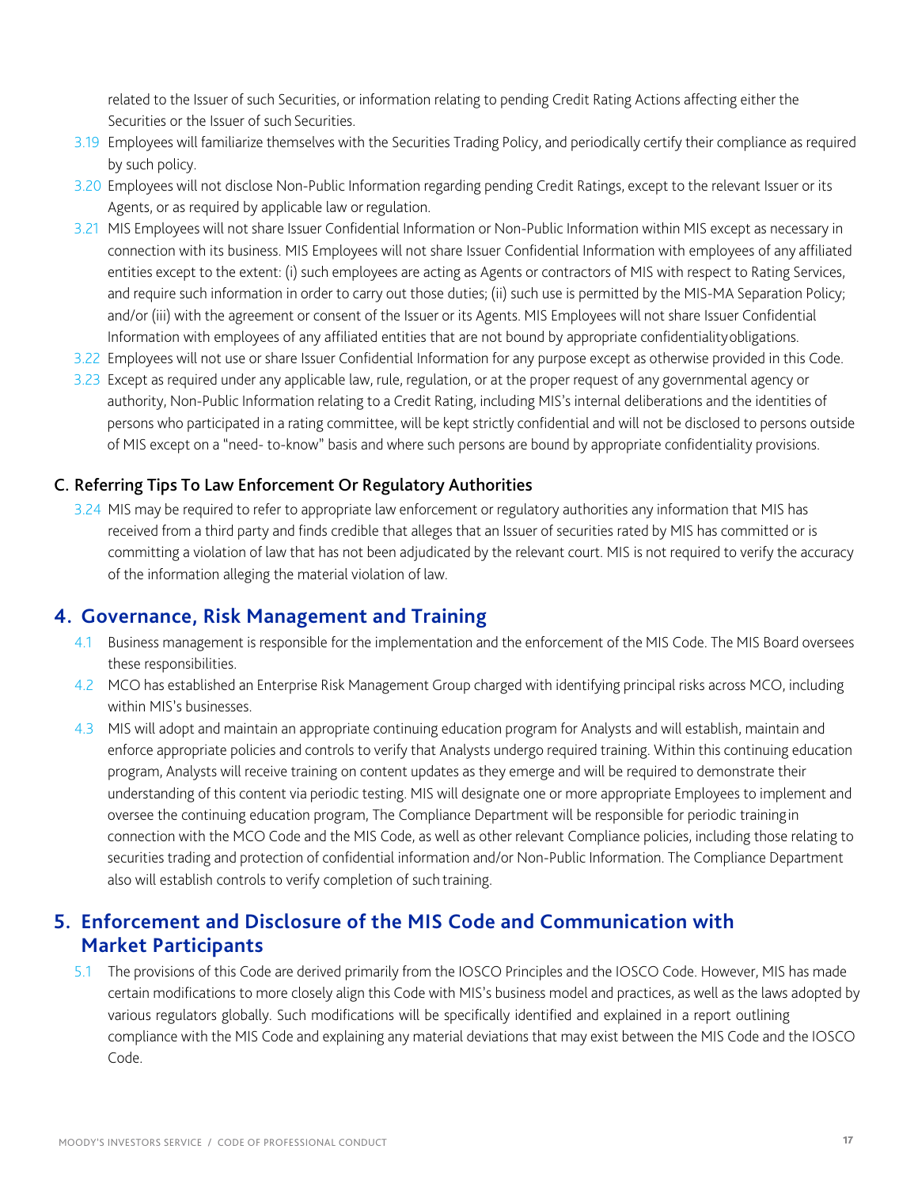related to the Issuer of such Securities, or information relating to pending Credit Rating Actions affecting either the Securities or the Issuer of such Securities.

3.19 Employees will familiarize themselves with the Securities Trading Policy, and periodically certify their compliance as required by such policy.

3.20 Employees will not disclose Non-Public Information regarding pending Credit Ratings, except to the relevant Issuer or its Agents, or as required by applicable law or regulation.

3.21 MIS Employees will not share Issuer Confidential Information or Non-Public Information within MIS except as necessary in connection with its business. MIS Employees will not share Issuer Confidential Information with employees of any affiliated entities except to the extent: (i) such employees are acting as Agents or contractors of MIS with respect to Rating Services, and require such information in order to carry out those duties; (ii) such use is permitted by the MIS-MA Separation Policy; and/or (iii) with the agreement or consent of the Issuer or its Agents. MIS Employees will not share Issuer Confidential Information with employees of any affiliated entities that are not bound by appropriate confidentiality obligations.

3.22 Employees will not use or share Issuer Confidential Information for any purpose except as otherwise provided in this Code.

3.23 Except as required under any applicable law, rule, regulation, or at the proper request of any governmental agency or authority, Non-Public Information relating to a Credit Rating, including MIS's internal deliberations and the identities of persons who participated in a rating committee, will be kept strictly confidential and will not be disclosed to persons outside of MIS except on a "need- to-know" basis and where such persons are bound by appropriate confidentiality provisions.

### C. Referring Tips To Law Enforcement Or Regulatory Authorities

3.24 MIS may be required to refer to appropriate law enforcement or regulatory authorities any information that MIS has received from a third party and finds credible that alleges that an Issuer of securities rated by MIS has committed or is committing a violation of law that has not been adjudicated by the relevant court. MIS is not required to verify the accuracy of the information alleging the material violation of law.

## 4. Governance, Risk Management and Training

4.1 Business management is responsible for the implementation and the enforcement of the MIS Code. The MIS Board oversees these responsibilities.

4.2 MCO has established an Enterprise Risk Management Group charged with identifying principal risks across MCO, including within MIS's businesses.

4.3 MIS will adopt and maintain an appropriate continuing education program for Analysts and will establish, maintain and enforce appropriate policies and controls to verify that Analysts undergo required training. Within this continuing education program, Analysts will receive training on content updates as they emerge and will be required to demonstrate their understanding of this content via periodic testing. MIS will designate one or more appropriate Employees to implement and oversee the continuing education program, The Compliance Department will be responsible for periodic training in connection with the MCO Code and the MIS Code, as well as other relevant Compliance policies, including those relating to securities trading and protection of confidential information and/or Non-Public Information. The Compliance Department also will establish controls to verify completion of such training.

## 5. Enforcement and Disclosure of the MIS Code and Communication with Market Participants

5.1 The provisions of this Code are derived primarily from the IOSCO Principles and the IOSCO Code. However, MIS has made certain modifications to more closely align this Code with MIS's business model and practices, as well as the laws adopted by various regulators globally. Such modifications will be specifically identified and explained in a report outlining compliance with the MIS Code and explaining any material deviations that may exist between the MIS Code and the IOSCO Code.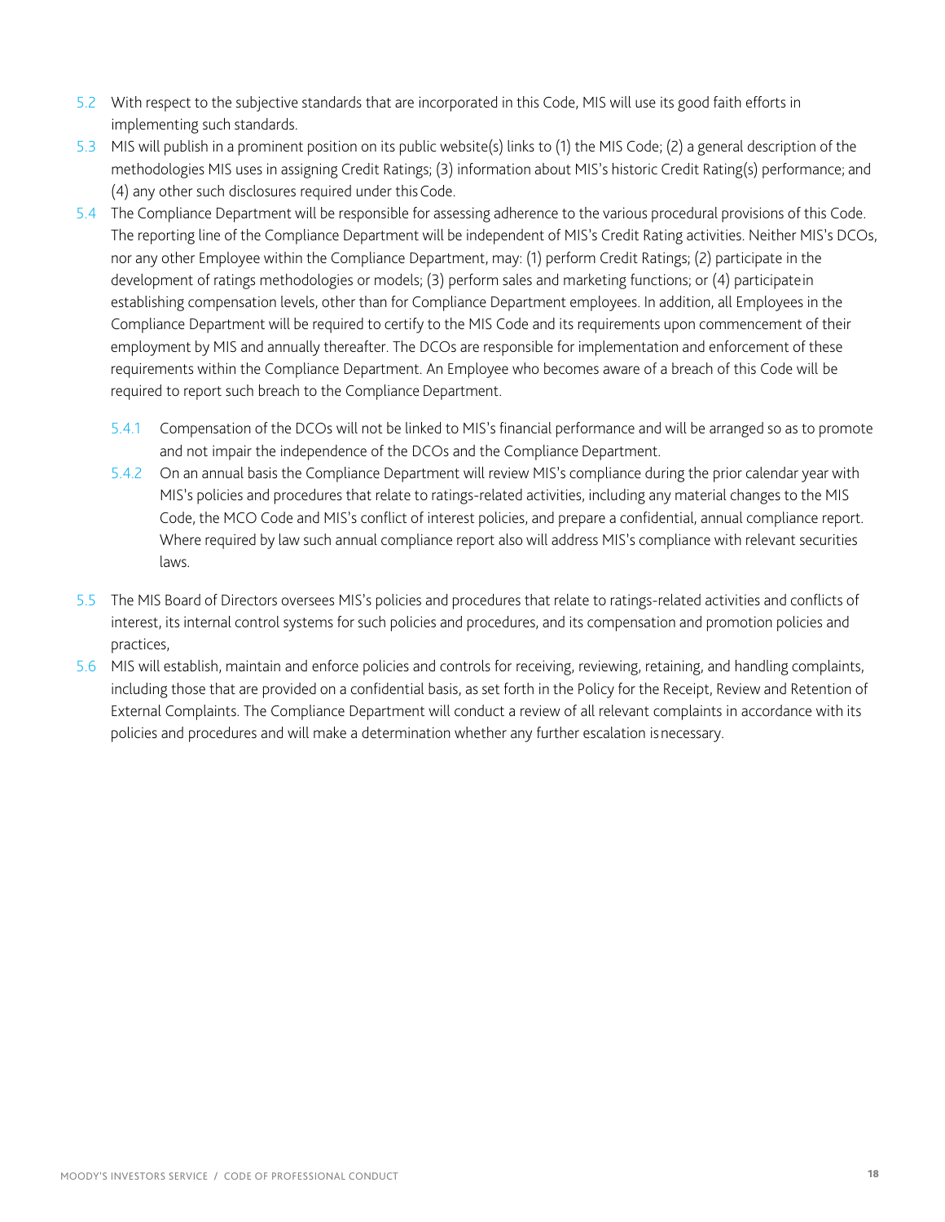5.2 With respect to the subjective standards that are incorporated in this Code, MIS will use its good faith efforts in implementing such standards.

5.3 MIS will publish in a prominent position on its public website(s) links to (1) the MIS Code; (2) a general description of the methodologies MIS uses in assigning Credit Ratings; (3) information about MIS's historic Credit Rating(s) performance; and (4) any other such disclosures required under this Code.

5.4 The Compliance Department will be responsible for assessing adherence to the various procedural provisions of this Code. The reporting line of the Compliance Department will be independent of MIS's Credit Rating activities. Neither MIS's DCOs, nor any other Employee within the Compliance Department, may: (1) perform Credit Ratings; (2) participate in the development of ratings methodologies or models; (3) perform sales and marketing functions; or (4) participate in establishing compensation levels, other than for Compliance Department employees. In addition, all Employees in the Compliance Department will be required to certify to the MIS Code and its requirements upon commencement of their employment by MIS and annually thereafter. The DCOs are responsible for implementation and enforcement of these requirements within the Compliance Department. An Employee who becomes aware of a breach of this Code will be required to report such breach to the Compliance Department.

   5.4.1 Compensation of the DCOs will not be linked to MIS's financial performance and will be arranged so as to promote and not impair the independence of the DCOs and the Compliance Department.

   5.4.2 On an annual basis the Compliance Department will review MIS's compliance during the prior calendar year with MIS's policies and procedures that relate to ratings-related activities, including any material changes to the MIS Code, the MCO Code and MIS's conflict of interest policies, and prepare a confidential, annual compliance report. Where required by law such annual compliance report also will address MIS's compliance with relevant securities laws.

5.5 The MIS Board of Directors oversees MIS's policies and procedures that relate to ratings-related activities and conflicts of interest, its internal control systems for such policies and procedures, and its compensation and promotion policies and practices,

5.6 MIS will establish, maintain and enforce policies and controls for receiving, reviewing, retaining, and handling complaints, including those that are provided on a confidential basis, as set forth in the Policy for the Receipt, Review and Retention of External Complaints. The Compliance Department will conduct a review of all relevant complaints in accordance with its policies and procedures and will make a determination whether any further escalation is necessary.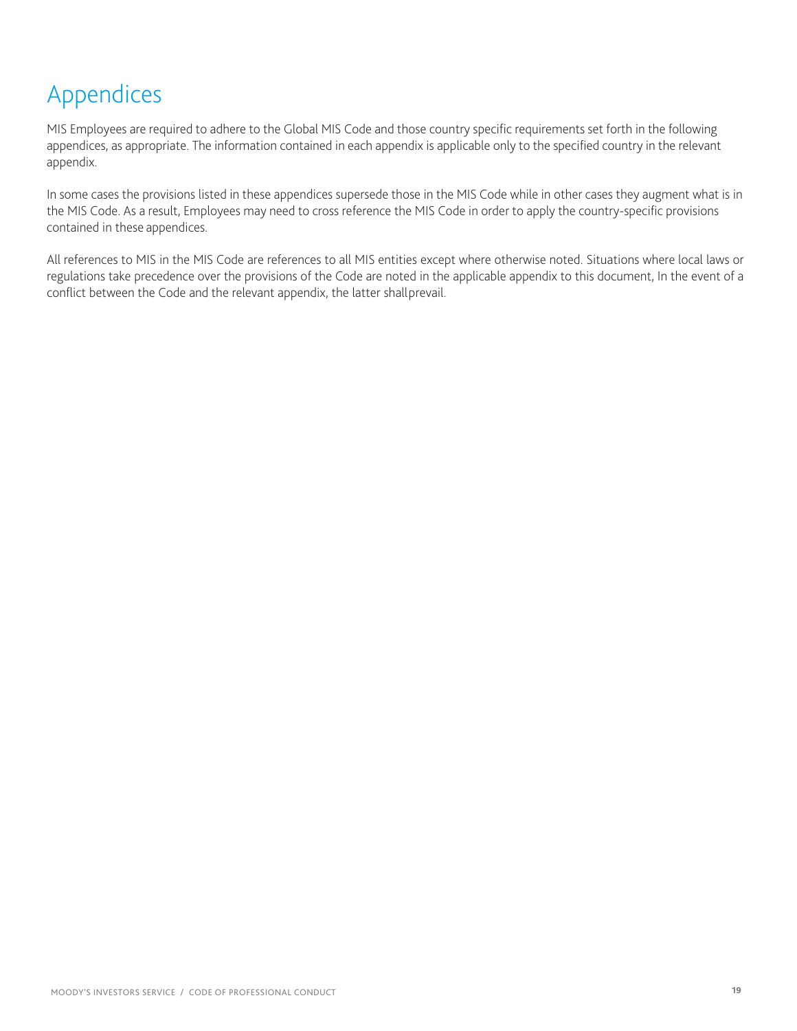# Appendices

MIS Employees are required to adhere to the Global MIS Code and those country specific requirements set forth in the following appendices, as appropriate. The information contained in each appendix is applicable only to the specified country in the relevant appendix.

In some cases the provisions listed in these appendices supersede those in the MIS Code while in other cases they augment what is in the MIS Code. As a result, Employees may need to cross reference the MIS Code in order to apply the country-specific provisions contained in these appendices.

All references to MIS in the MIS Code are references to all MIS entities except where otherwise noted. Situations where local laws or regulations take precedence over the provisions of the Code are noted in the applicable appendix to this document, In the event of a conflict between the Code and the relevant appendix, the latter shall prevail.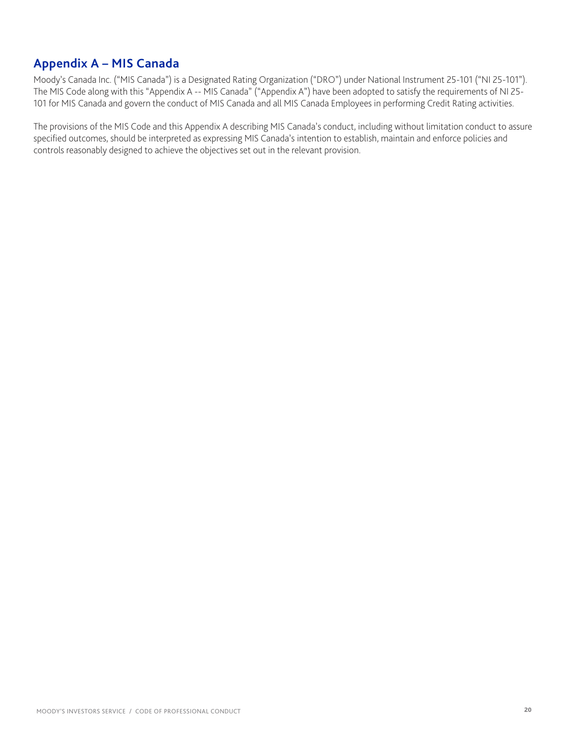## Appendix A – MIS Canada

Moody's Canada Inc. ("MIS Canada") is a Designated Rating Organization ("DRO") under National Instrument 25-101 ("NI 25-101"). The MIS Code along with this "Appendix A -- MIS Canada" ("Appendix A") have been adopted to satisfy the requirements of NI 25-101 for MIS Canada and govern the conduct of MIS Canada and all MIS Canada Employees in performing Credit Rating activities.

The provisions of the MIS Code and this Appendix A describing MIS Canada's conduct, including without limitation conduct to assure specified outcomes, should be interpreted as expressing MIS Canada's intention to establish, maintain and enforce policies and controls reasonably designed to achieve the objectives set out in the relevant provision.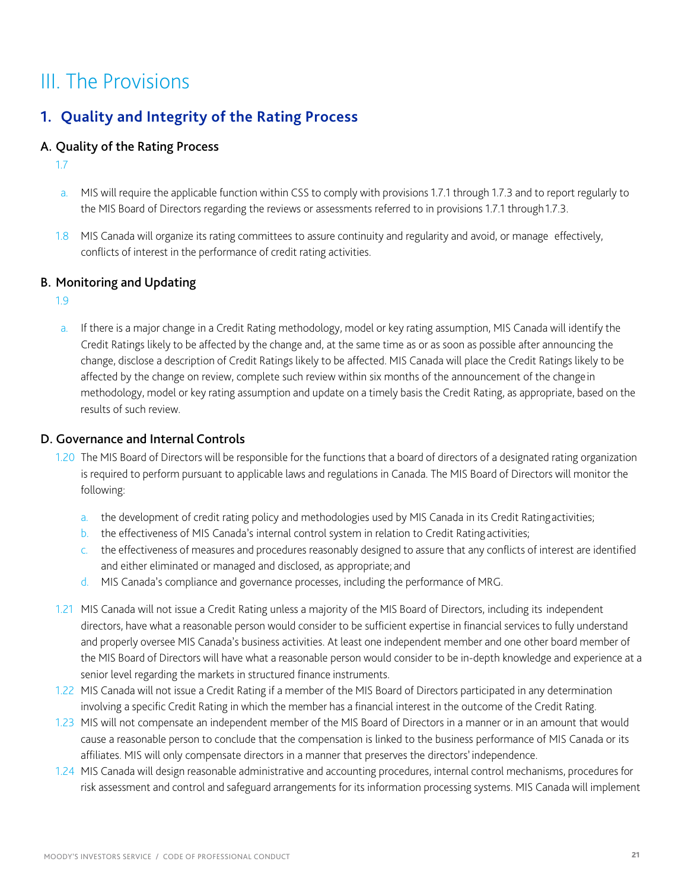# III. The Provisions

## 1. Quality and Integrity of the Rating Process

### A. Quality of the Rating Process

1.7

a. MIS will require the applicable function within CSS to comply with provisions 1.7.1 through 1.7.3 and to report regularly to the MIS Board of Directors regarding the reviews or assessments referred to in provisions 1.7.1 through 1.7.3.

1.8 MIS Canada will organize its rating committees to assure continuity and regularity and avoid, or manage effectively, conflicts of interest in the performance of credit rating activities.

### B. Monitoring and Updating

1.9

a. If there is a major change in a Credit Rating methodology, model or key rating assumption, MIS Canada will identify the Credit Ratings likely to be affected by the change and, at the same time as or as soon as possible after announcing the change, disclose a description of Credit Ratings likely to be affected. MIS Canada will place the Credit Ratings likely to be affected by the change on review, complete such review within six months of the announcement of the change in methodology, model or key rating assumption and update on a timely basis the Credit Rating, as appropriate, based on the results of such review.

### D. Governance and Internal Controls

1.20 The MIS Board of Directors will be responsible for the functions that a board of directors of a designated rating organization is required to perform pursuant to applicable laws and regulations in Canada. The MIS Board of Directors will monitor the following:

a. the development of credit rating policy and methodologies used by MIS Canada in its Credit Rating activities;
b. the effectiveness of MIS Canada's internal control system in relation to Credit Rating activities;
c. the effectiveness of measures and procedures reasonably designed to assure that any conflicts of interest are identified and either eliminated or managed and disclosed, as appropriate; and
d. MIS Canada's compliance and governance processes, including the performance of MRG.

1.21 MIS Canada will not issue a Credit Rating unless a majority of the MIS Board of Directors, including its independent directors, have what a reasonable person would consider to be sufficient expertise in financial services to fully understand and properly oversee MIS Canada's business activities. At least one independent member and one other board member of the MIS Board of Directors will have what a reasonable person would consider to be in-depth knowledge and experience at a senior level regarding the markets in structured finance instruments.

1.22 MIS Canada will not issue a Credit Rating if a member of the MIS Board of Directors participated in any determination involving a specific Credit Rating in which the member has a financial interest in the outcome of the Credit Rating.

1.23 MIS will not compensate an independent member of the MIS Board of Directors in a manner or in an amount that would cause a reasonable person to conclude that the compensation is linked to the business performance of MIS Canada or its affiliates. MIS will only compensate directors in a manner that preserves the directors' independence.

1.24 MIS Canada will design reasonable administrative and accounting procedures, internal control mechanisms, procedures for risk assessment and control and safeguard arrangements for its information processing systems. MIS Canada will implement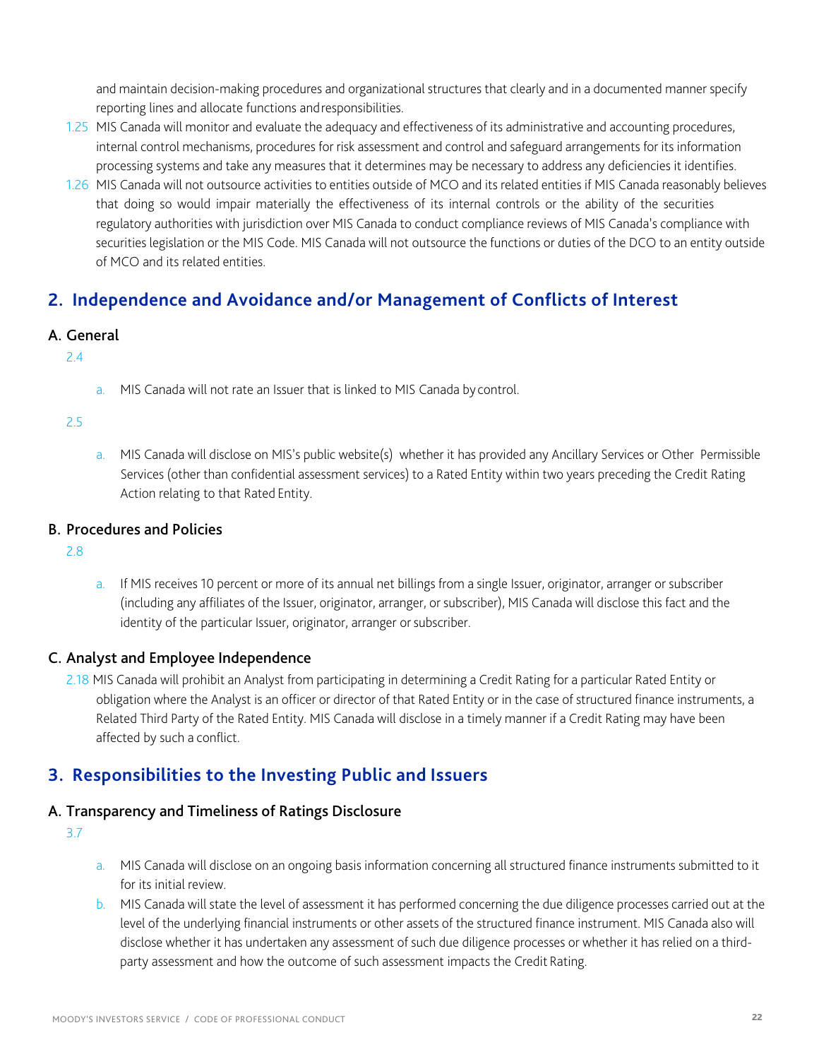and maintain decision-making procedures and organizational structures that clearly and in a documented manner specify reporting lines and allocate functions and responsibilities.

1.25 MIS Canada will monitor and evaluate the adequacy and effectiveness of its administrative and accounting procedures, internal control mechanisms, procedures for risk assessment and control and safeguard arrangements for its information processing systems and take any measures that it determines may be necessary to address any deficiencies it identifies.

1.26 MIS Canada will not outsource activities to entities outside of MCO and its related entities if MIS Canada reasonably believes that doing so would impair materially the effectiveness of its internal controls or the ability of the securities regulatory authorities with jurisdiction over MIS Canada to conduct compliance reviews of MIS Canada's compliance with securities legislation or the MIS Code. MIS Canada will not outsource the functions or duties of the DCO to an entity outside of MCO and its related entities.

## 2. Independence and Avoidance and/or Management of Conflicts of Interest

### A. General

2.4

a. MIS Canada will not rate an Issuer that is linked to MIS Canada by control.

2.5

a. MIS Canada will disclose on MIS's public website(s) whether it has provided any Ancillary Services or Other Permissible Services (other than confidential assessment services) to a Rated Entity within two years preceding the Credit Rating Action relating to that Rated Entity.

### B. Procedures and Policies

2.8

a. If MIS receives 10 percent or more of its annual net billings from a single Issuer, originator, arranger or subscriber (including any affiliates of the Issuer, originator, arranger, or subscriber), MIS Canada will disclose this fact and the identity of the particular Issuer, originator, arranger or subscriber.

### C. Analyst and Employee Independence

2.18 MIS Canada will prohibit an Analyst from participating in determining a Credit Rating for a particular Rated Entity or obligation where the Analyst is an officer or director of that Rated Entity or in the case of structured finance instruments, a Related Third Party of the Rated Entity. MIS Canada will disclose in a timely manner if a Credit Rating may have been affected by such a conflict.

## 3. Responsibilities to the Investing Public and Issuers

### A. Transparency and Timeliness of Ratings Disclosure

3.7

a. MIS Canada will disclose on an ongoing basis information concerning all structured finance instruments submitted to it for its initial review.

b. MIS Canada will state the level of assessment it has performed concerning the due diligence processes carried out at the level of the underlying financial instruments or other assets of the structured finance instrument. MIS Canada also will disclose whether it has undertaken any assessment of such due diligence processes or whether it has relied on a third-party assessment and how the outcome of such assessment impacts the Credit Rating.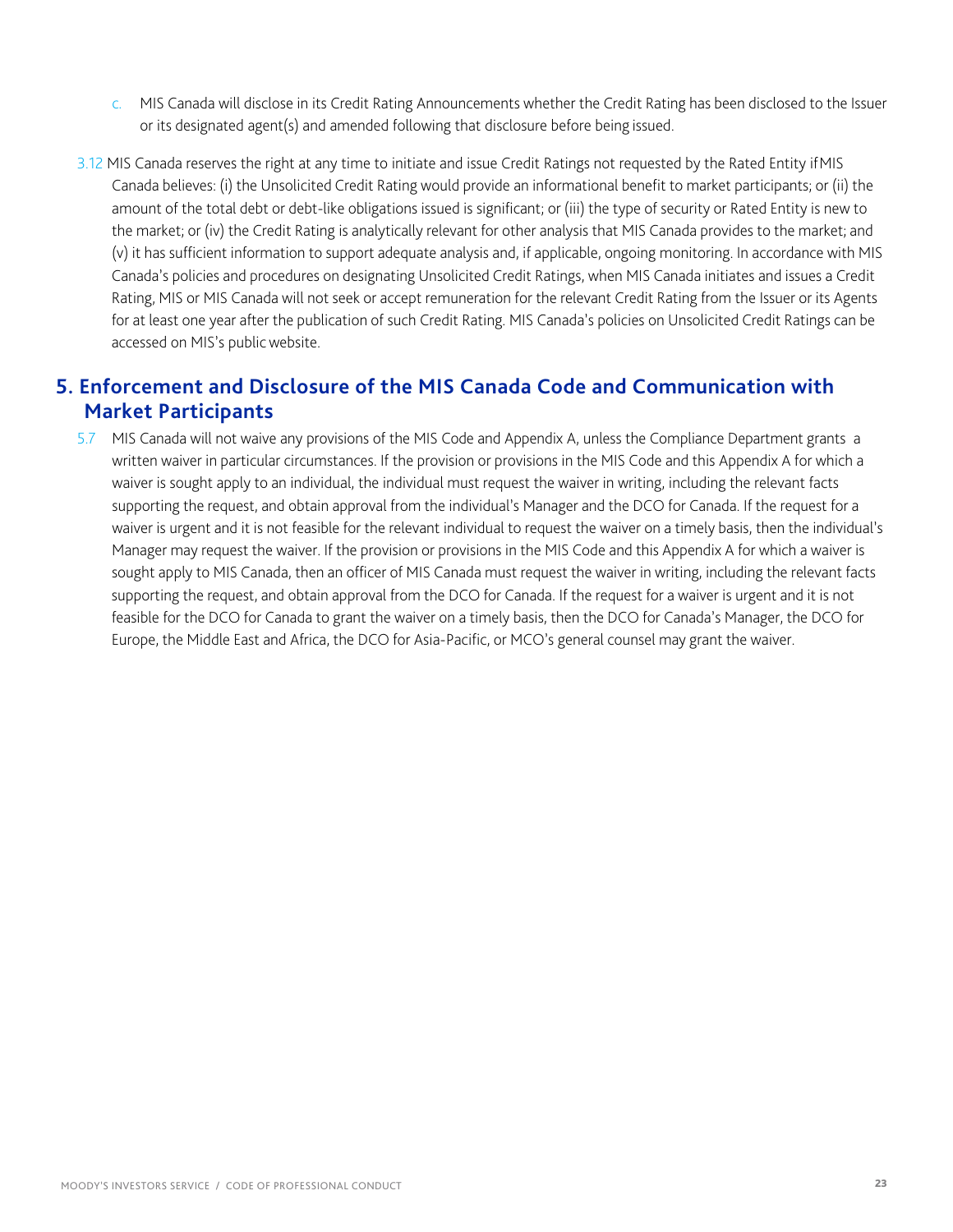c. MIS Canada will disclose in its Credit Rating Announcements whether the Credit Rating has been disclosed to the Issuer or its designated agent(s) and amended following that disclosure before being issued.

3.12 MIS Canada reserves the right at any time to initiate and issue Credit Ratings not requested by the Rated Entity if MIS Canada believes: (i) the Unsolicited Credit Rating would provide an informational benefit to market participants; or (ii) the amount of the total debt or debt-like obligations issued is significant; or (iii) the type of security or Rated Entity is new to the market; or (iv) the Credit Rating is analytically relevant for other analysis that MIS Canada provides to the market; and (v) it has sufficient information to support adequate analysis and, if applicable, ongoing monitoring. In accordance with MIS Canada's policies and procedures on designating Unsolicited Credit Ratings, when MIS Canada initiates and issues a Credit Rating, MIS or MIS Canada will not seek or accept remuneration for the relevant Credit Rating from the Issuer or its Agents for at least one year after the publication of such Credit Rating. MIS Canada's policies on Unsolicited Credit Ratings can be accessed on MIS's public website.

## 5. Enforcement and Disclosure of the MIS Canada Code and Communication with Market Participants

5.7 MIS Canada will not waive any provisions of the MIS Code and Appendix A, unless the Compliance Department grants a written waiver in particular circumstances. If the provision or provisions in the MIS Code and this Appendix A for which a waiver is sought apply to an individual, the individual must request the waiver in writing, including the relevant facts supporting the request, and obtain approval from the individual's Manager and the DCO for Canada. If the request for a waiver is urgent and it is not feasible for the relevant individual to request the waiver on a timely basis, then the individual's Manager may request the waiver. If the provision or provisions in the MIS Code and this Appendix A for which a waiver is sought apply to MIS Canada, then an officer of MIS Canada must request the waiver in writing, including the relevant facts supporting the request, and obtain approval from the DCO for Canada. If the request for a waiver is urgent and it is not feasible for the DCO for Canada to grant the waiver on a timely basis, then the DCO for Canada's Manager, the DCO for Europe, the Middle East and Africa, the DCO for Asia-Pacific, or MCO's general counsel may grant the waiver.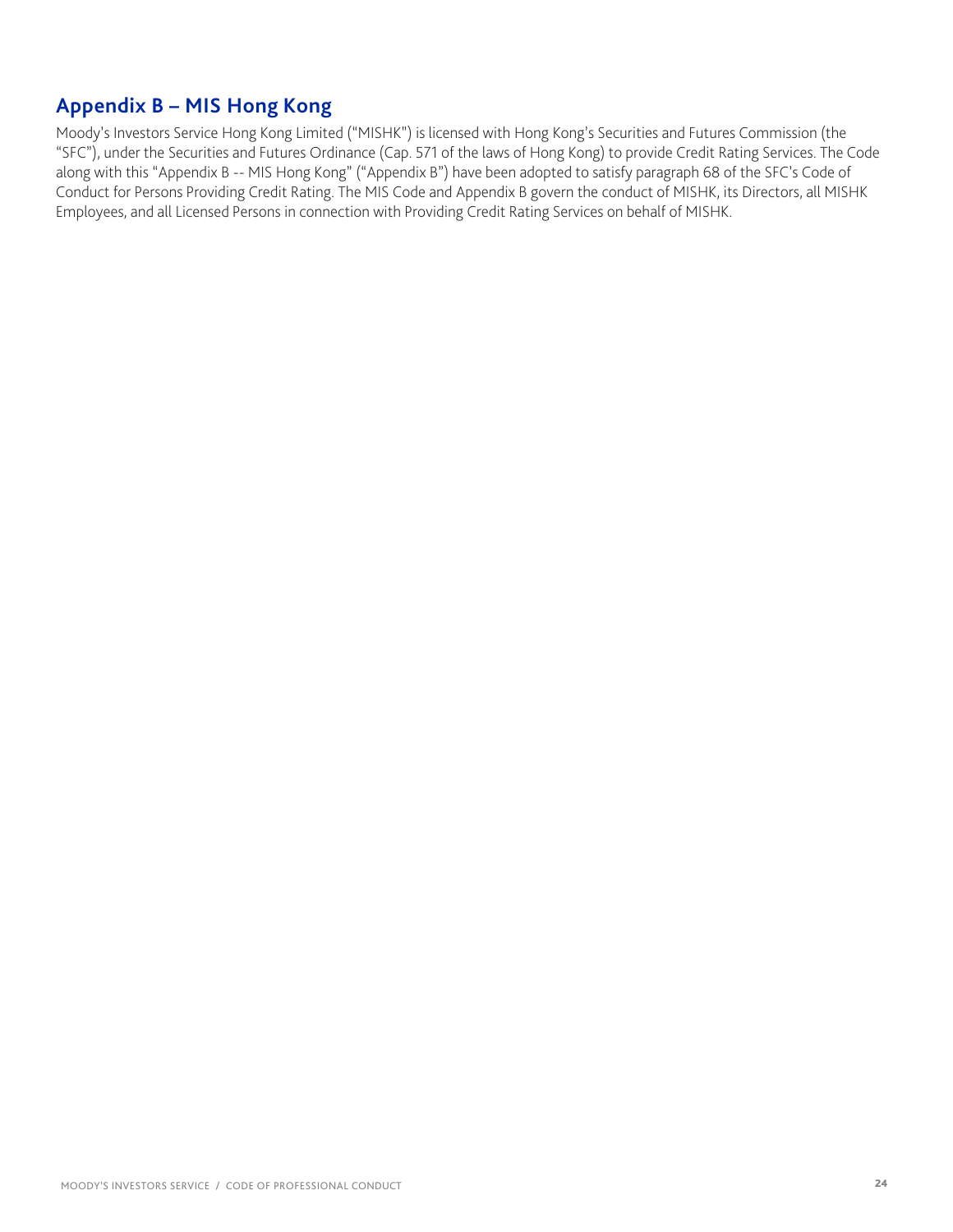## Appendix B – MIS Hong Kong

Moody's Investors Service Hong Kong Limited ("MISHK") is licensed with Hong Kong's Securities and Futures Commission (the "SFC"), under the Securities and Futures Ordinance (Cap. 571 of the laws of Hong Kong) to provide Credit Rating Services. The Code along with this "Appendix B -- MIS Hong Kong" ("Appendix B") have been adopted to satisfy paragraph 68 of the SFC's Code of Conduct for Persons Providing Credit Rating. The MIS Code and Appendix B govern the conduct of MISHK, its Directors, all MISHK Employees, and all Licensed Persons in connection with Providing Credit Rating Services on behalf of MISHK.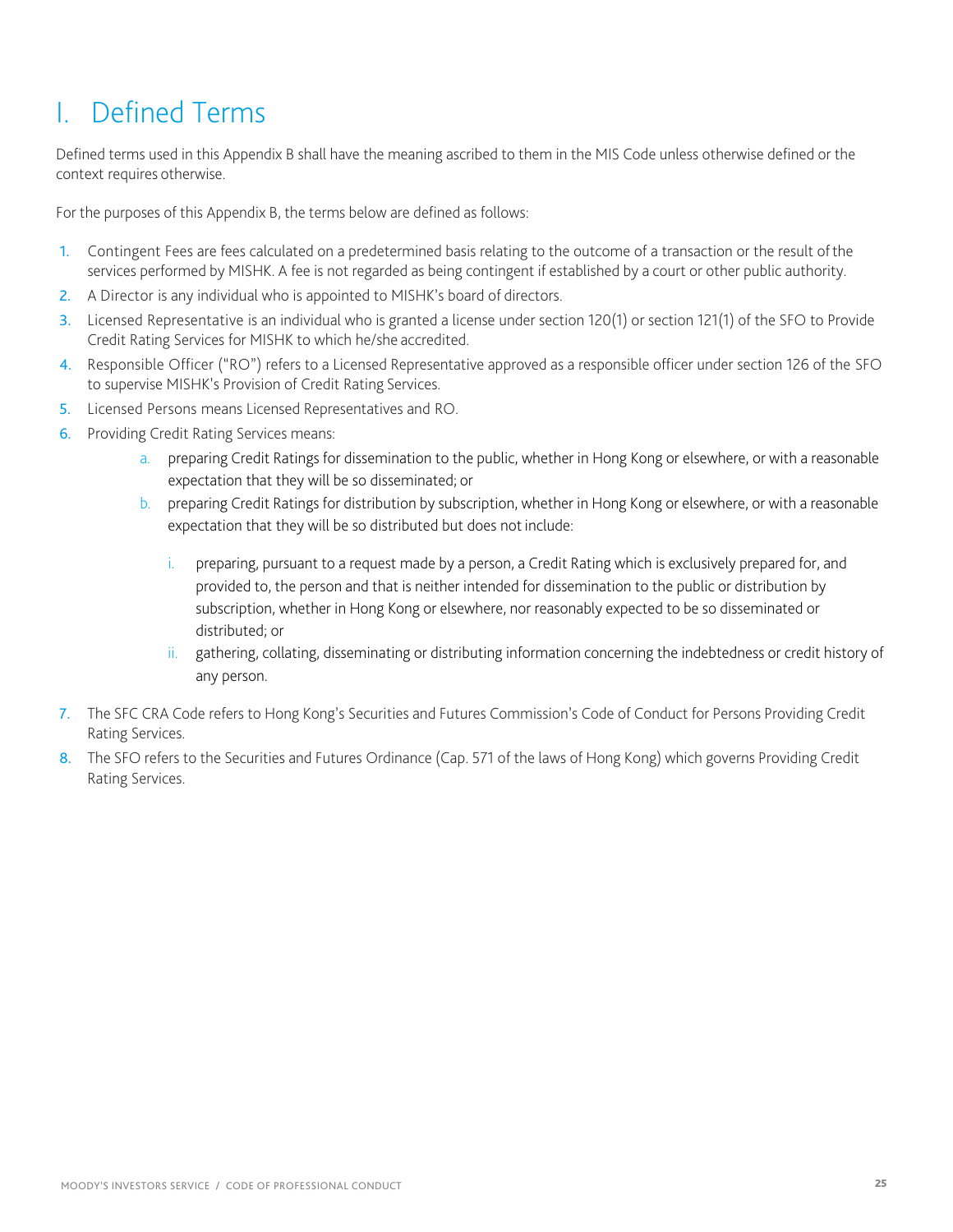# I. Defined Terms

Defined terms used in this Appendix B shall have the meaning ascribed to them in the MIS Code unless otherwise defined or the context requires otherwise.

For the purposes of this Appendix B, the terms below are defined as follows:

1. Contingent Fees are fees calculated on a predetermined basis relating to the outcome of a transaction or the result of the services performed by MISHK. A fee is not regarded as being contingent if established by a court or other public authority.
2. A Director is any individual who is appointed to MISHK's board of directors.
3. Licensed Representative is an individual who is granted a license under section 120(1) or section 121(1) of the SFO to Provide Credit Rating Services for MISHK to which he/she accredited.
4. Responsible Officer ("RO") refers to a Licensed Representative approved as a responsible officer under section 126 of the SFO to supervise MISHK's Provision of Credit Rating Services.
5. Licensed Persons means Licensed Representatives and RO.
6. Providing Credit Rating Services means:
    a. preparing Credit Ratings for dissemination to the public, whether in Hong Kong or elsewhere, or with a reasonable expectation that they will be so disseminated; or
    b. preparing Credit Ratings for distribution by subscription, whether in Hong Kong or elsewhere, or with a reasonable expectation that they will be so distributed but does not include:
        i. preparing, pursuant to a request made by a person, a Credit Rating which is exclusively prepared for, and provided to, the person and that is neither intended for dissemination to the public or distribution by subscription, whether in Hong Kong or elsewhere, nor reasonably expected to be so disseminated or distributed; or
        ii. gathering, collating, disseminating or distributing information concerning the indebtedness or credit history of any person.
7. The SFC CRA Code refers to Hong Kong's Securities and Futures Commission's Code of Conduct for Persons Providing Credit Rating Services.
8. The SFO refers to the Securities and Futures Ordinance (Cap. 571 of the laws of Hong Kong) which governs Providing Credit Rating Services.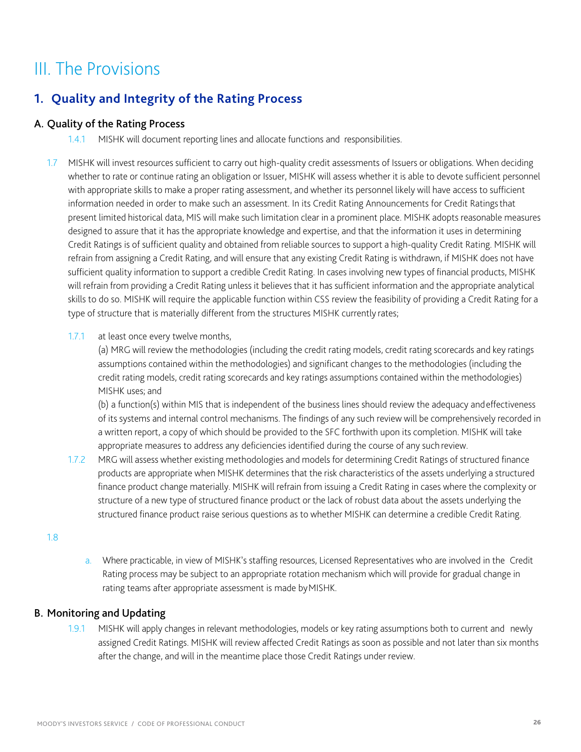# III. The Provisions

## 1. Quality and Integrity of the Rating Process

### A. Quality of the Rating Process

1.4.1 MISHK will document reporting lines and allocate functions and responsibilities.

1.7 MISHK will invest resources sufficient to carry out high-quality credit assessments of Issuers or obligations. When deciding whether to rate or continue rating an obligation or Issuer, MISHK will assess whether it is able to devote sufficient personnel with appropriate skills to make a proper rating assessment, and whether its personnel likely will have access to sufficient information needed in order to make such an assessment. In its Credit Rating Announcements for Credit Ratings that present limited historical data, MIS will make such limitation clear in a prominent place. MISHK adopts reasonable measures designed to assure that it has the appropriate knowledge and expertise, and that the information it uses in determining Credit Ratings is of sufficient quality and obtained from reliable sources to support a high-quality Credit Rating. MISHK will refrain from assigning a Credit Rating, and will ensure that any existing Credit Rating is withdrawn, if MISHK does not have sufficient quality information to support a credible Credit Rating. In cases involving new types of financial products, MISHK will refrain from providing a Credit Rating unless it believes that it has sufficient information and the appropriate analytical skills to do so. MISHK will require the applicable function within CSS review the feasibility of providing a Credit Rating for a type of structure that is materially different from the structures MISHK currently rates;

1.7.1 at least once every twelve months,

(a) MRG will review the methodologies (including the credit rating models, credit rating scorecards and key ratings assumptions contained within the methodologies) and significant changes to the methodologies (including the credit rating models, credit rating scorecards and key ratings assumptions contained within the methodologies) MISHK uses; and

(b) a function(s) within MIS that is independent of the business lines should review the adequacy and effectiveness of its systems and internal control mechanisms. The findings of any such review will be comprehensively recorded in a written report, a copy of which should be provided to the SFC forthwith upon its completion. MISHK will take appropriate measures to address any deficiencies identified during the course of any such review.

1.7.2 MRG will assess whether existing methodologies and models for determining Credit Ratings of structured finance products are appropriate when MISHK determines that the risk characteristics of the assets underlying a structured finance product change materially. MISHK will refrain from issuing a Credit Rating in cases where the complexity or structure of a new type of structured finance product or the lack of robust data about the assets underlying the structured finance product raise serious questions as to whether MISHK can determine a credible Credit Rating.

1.8

a. Where practicable, in view of MISHK's staffing resources, Licensed Representatives who are involved in the Credit Rating process may be subject to an appropriate rotation mechanism which will provide for gradual change in rating teams after appropriate assessment is made by MISHK.

### B. Monitoring and Updating

1.9.1 MISHK will apply changes in relevant methodologies, models or key rating assumptions both to current and newly assigned Credit Ratings. MISHK will review affected Credit Ratings as soon as possible and not later than six months after the change, and will in the meantime place those Credit Ratings under review.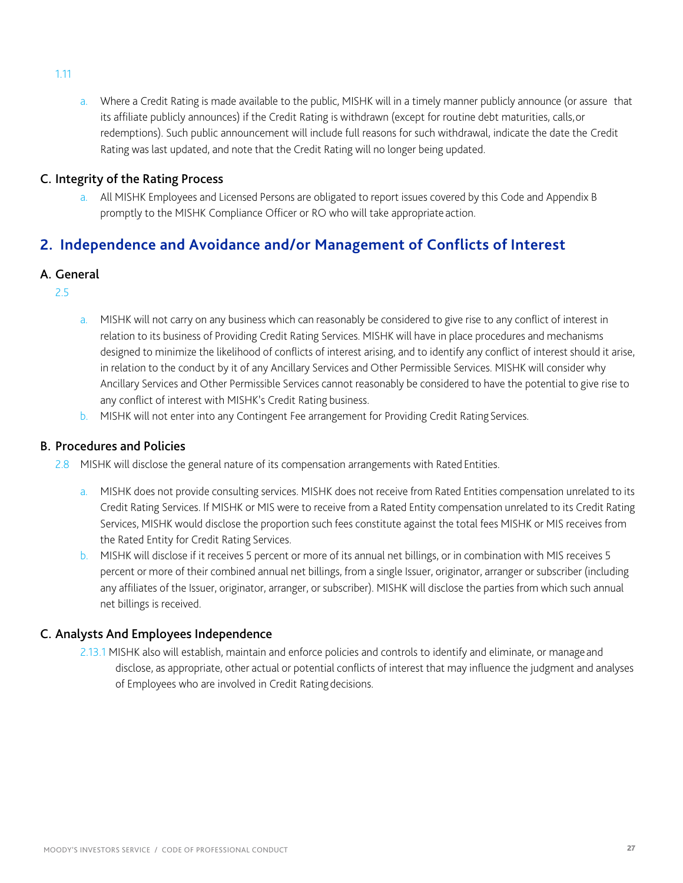1.11

a. Where a Credit Rating is made available to the public, MISHK will in a timely manner publicly announce (or assure that its affiliate publicly announces) if the Credit Rating is withdrawn (except for routine debt maturities, calls, or redemptions). Such public announcement will include full reasons for such withdrawal, indicate the date the Credit Rating was last updated, and note that the Credit Rating will no longer being updated.

### C. Integrity of the Rating Process

a. All MISHK Employees and Licensed Persons are obligated to report issues covered by this Code and Appendix B promptly to the MISHK Compliance Officer or RO who will take appropriate action.

## 2. Independence and Avoidance and/or Management of Conflicts of Interest

### A. General

2.5

a. MISHK will not carry on any business which can reasonably be considered to give rise to any conflict of interest in relation to its business of Providing Credit Rating Services. MISHK will have in place procedures and mechanisms designed to minimize the likelihood of conflicts of interest arising, and to identify any conflict of interest should it arise, in relation to the conduct by it of any Ancillary Services and Other Permissible Services. MISHK will consider why Ancillary Services and Other Permissible Services cannot reasonably be considered to have the potential to give rise to any conflict of interest with MISHK's Credit Rating business.

b. MISHK will not enter into any Contingent Fee arrangement for Providing Credit Rating Services.

### B. Procedures and Policies

2.8 MISHK will disclose the general nature of its compensation arrangements with Rated Entities.

a. MISHK does not provide consulting services. MISHK does not receive from Rated Entities compensation unrelated to its Credit Rating Services. If MISHK or MIS were to receive from a Rated Entity compensation unrelated to its Credit Rating Services, MISHK would disclose the proportion such fees constitute against the total fees MISHK or MIS receives from the Rated Entity for Credit Rating Services.

b. MISHK will disclose if it receives 5 percent or more of its annual net billings, or in combination with MIS receives 5 percent or more of their combined annual net billings, from a single Issuer, originator, arranger or subscriber (including any affiliates of the Issuer, originator, arranger, or subscriber). MISHK will disclose the parties from which such annual net billings is received.

### C. Analysts And Employees Independence

2.13.1 MISHK also will establish, maintain and enforce policies and controls to identify and eliminate, or manage and disclose, as appropriate, other actual or potential conflicts of interest that may influence the judgment and analyses of Employees who are involved in Credit Rating decisions.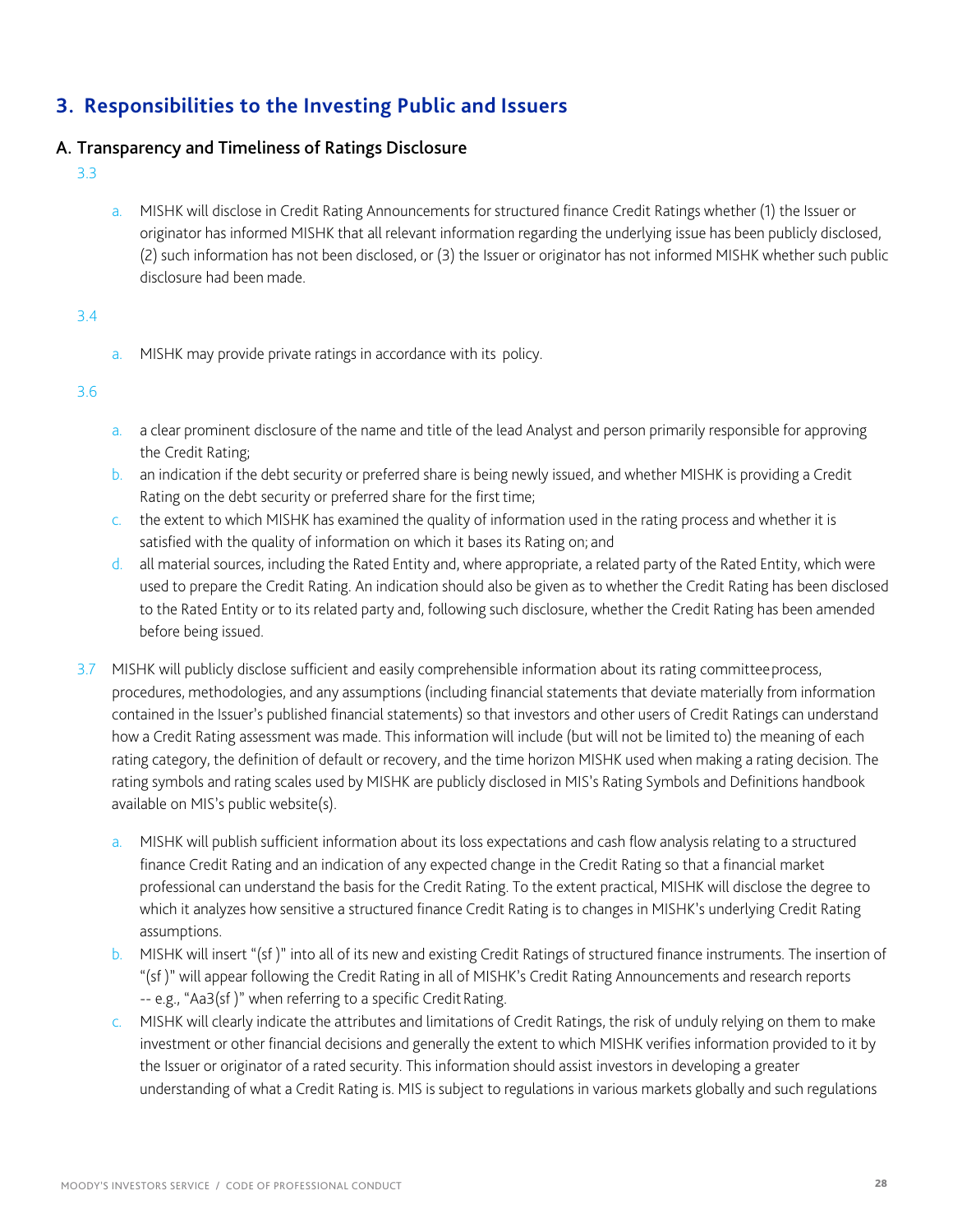## 3. Responsibilities to the Investing Public and Issuers

### A. Transparency and Timeliness of Ratings Disclosure

3.3

a. MISHK will disclose in Credit Rating Announcements for structured finance Credit Ratings whether (1) the Issuer or originator has informed MISHK that all relevant information regarding the underlying issue has been publicly disclosed, (2) such information has not been disclosed, or (3) the Issuer or originator has not informed MISHK whether such public disclosure had been made.

3.4

a. MISHK may provide private ratings in accordance with its policy.

3.6

a. a clear prominent disclosure of the name and title of the lead Analyst and person primarily responsible for approving the Credit Rating;
b. an indication if the debt security or preferred share is being newly issued, and whether MISHK is providing a Credit Rating on the debt security or preferred share for the first time;
c. the extent to which MISHK has examined the quality of information used in the rating process and whether it is satisfied with the quality of information on which it bases its Rating on; and
d. all material sources, including the Rated Entity and, where appropriate, a related party of the Rated Entity, which were used to prepare the Credit Rating. An indication should also be given as to whether the Credit Rating has been disclosed to the Rated Entity or to its related party and, following such disclosure, whether the Credit Rating has been amended before being issued.

3.7 MISHK will publicly disclose sufficient and easily comprehensible information about its rating committee process, procedures, methodologies, and any assumptions (including financial statements that deviate materially from information contained in the Issuer's published financial statements) so that investors and other users of Credit Ratings can understand how a Credit Rating assessment was made. This information will include (but will not be limited to) the meaning of each rating category, the definition of default or recovery, and the time horizon MISHK used when making a rating decision. The rating symbols and rating scales used by MISHK are publicly disclosed in MIS's Rating Symbols and Definitions handbook available on MIS's public website(s).

a. MISHK will publish sufficient information about its loss expectations and cash flow analysis relating to a structured finance Credit Rating and an indication of any expected change in the Credit Rating so that a financial market professional can understand the basis for the Credit Rating. To the extent practical, MISHK will disclose the degree to which it analyzes how sensitive a structured finance Credit Rating is to changes in MISHK's underlying Credit Rating assumptions.
b. MISHK will insert "(sf )" into all of its new and existing Credit Ratings of structured finance instruments. The insertion of "(sf )" will appear following the Credit Rating in all of MISHK's Credit Rating Announcements and research reports -- e.g., "Aa3(sf )" when referring to a specific Credit Rating.
c. MISHK will clearly indicate the attributes and limitations of Credit Ratings, the risk of unduly relying on them to make investment or other financial decisions and generally the extent to which MISHK verifies information provided to it by the Issuer or originator of a rated security. This information should assist investors in developing a greater understanding of what a Credit Rating is. MIS is subject to regulations in various markets globally and such regulations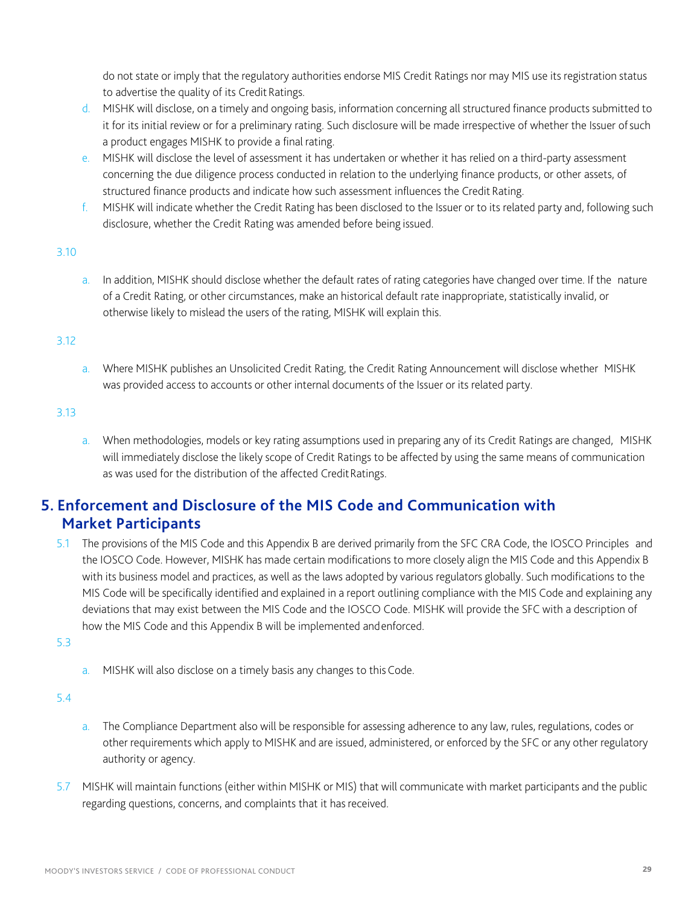do not state or imply that the regulatory authorities endorse MIS Credit Ratings nor may MIS use its registration status to advertise the quality of its Credit Ratings.

d. MISHK will disclose, on a timely and ongoing basis, information concerning all structured finance products submitted to it for its initial review or for a preliminary rating. Such disclosure will be made irrespective of whether the Issuer of such a product engages MISHK to provide a final rating.

e. MISHK will disclose the level of assessment it has undertaken or whether it has relied on a third-party assessment concerning the due diligence process conducted in relation to the underlying finance products, or other assets, of structured finance products and indicate how such assessment influences the Credit Rating.

f. MISHK will indicate whether the Credit Rating has been disclosed to the Issuer or to its related party and, following such disclosure, whether the Credit Rating was amended before being issued.

3.10

a. In addition, MISHK should disclose whether the default rates of rating categories have changed over time. If the nature of a Credit Rating, or other circumstances, make an historical default rate inappropriate, statistically invalid, or otherwise likely to mislead the users of the rating, MISHK will explain this.

3.12

a. Where MISHK publishes an Unsolicited Credit Rating, the Credit Rating Announcement will disclose whether MISHK was provided access to accounts or other internal documents of the Issuer or its related party.

3.13

a. When methodologies, models or key rating assumptions used in preparing any of its Credit Ratings are changed, MISHK will immediately disclose the likely scope of Credit Ratings to be affected by using the same means of communication as was used for the distribution of the affected Credit Ratings.

## 5. Enforcement and Disclosure of the MIS Code and Communication with Market Participants

5.1 The provisions of the MIS Code and this Appendix B are derived primarily from the SFC CRA Code, the IOSCO Principles and the IOSCO Code. However, MISHK has made certain modifications to more closely align the MIS Code and this Appendix B with its business model and practices, as well as the laws adopted by various regulators globally. Such modifications to the MIS Code will be specifically identified and explained in a report outlining compliance with the MIS Code and explaining any deviations that may exist between the MIS Code and the IOSCO Code. MISHK will provide the SFC with a description of how the MIS Code and this Appendix B will be implemented and enforced.

5.3

a. MISHK will also disclose on a timely basis any changes to this Code.

5.4

a. The Compliance Department also will be responsible for assessing adherence to any law, rules, regulations, codes or other requirements which apply to MISHK and are issued, administered, or enforced by the SFC or any other regulatory authority or agency.

5.7 MISHK will maintain functions (either within MISHK or MIS) that will communicate with market participants and the public regarding questions, concerns, and complaints that it has received.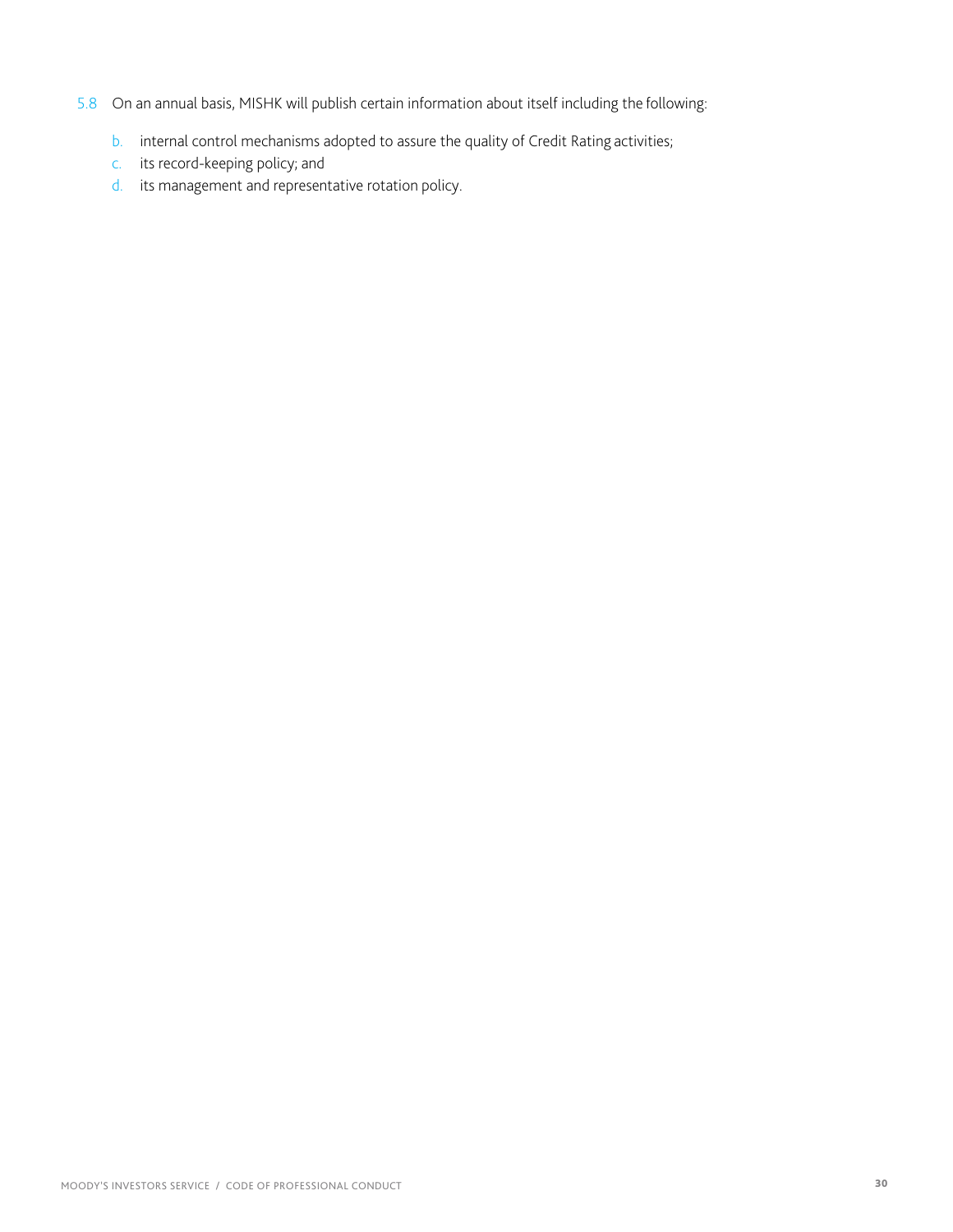5.8 On an annual basis, MISHK will publish certain information about itself including the following:

b. internal control mechanisms adopted to assure the quality of Credit Rating activities;
c. its record-keeping policy; and
d. its management and representative rotation policy.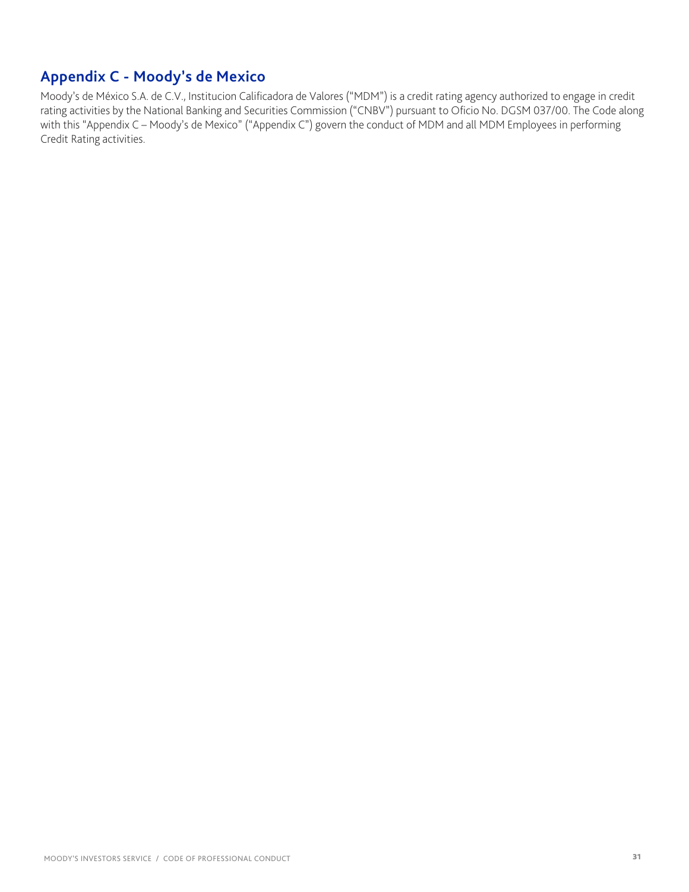## Appendix C - Moody's de Mexico

Moody's de México S.A. de C.V., Institucion Calificadora de Valores ("MDM") is a credit rating agency authorized to engage in credit rating activities by the National Banking and Securities Commission ("CNBV") pursuant to Oficio No. DGSM 037/00. The Code along with this "Appendix C – Moody's de Mexico" ("Appendix C") govern the conduct of MDM and all MDM Employees in performing Credit Rating activities.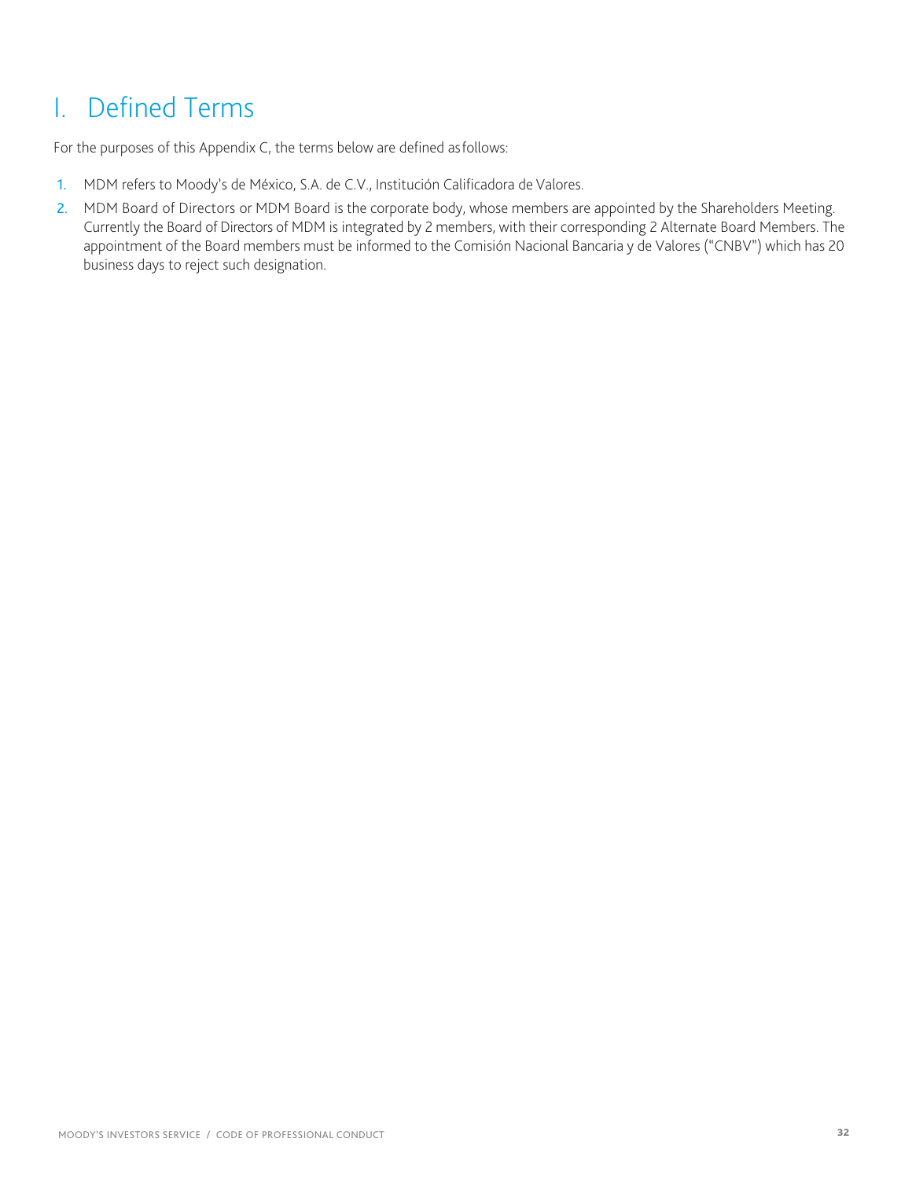# I. Defined Terms

For the purposes of this Appendix C, the terms below are defined as follows:

1. MDM refers to Moody's de México, S.A. de C.V., Institución Calificadora de Valores.
2. MDM Board of Directors or MDM Board is the corporate body, whose members are appointed by the Shareholders Meeting. Currently the Board of Directors of MDM is integrated by 2 members, with their corresponding 2 Alternate Board Members. The appointment of the Board members must be informed to the Comisión Nacional Bancaria y de Valores ("CNBV") which has 20 business days to reject such designation.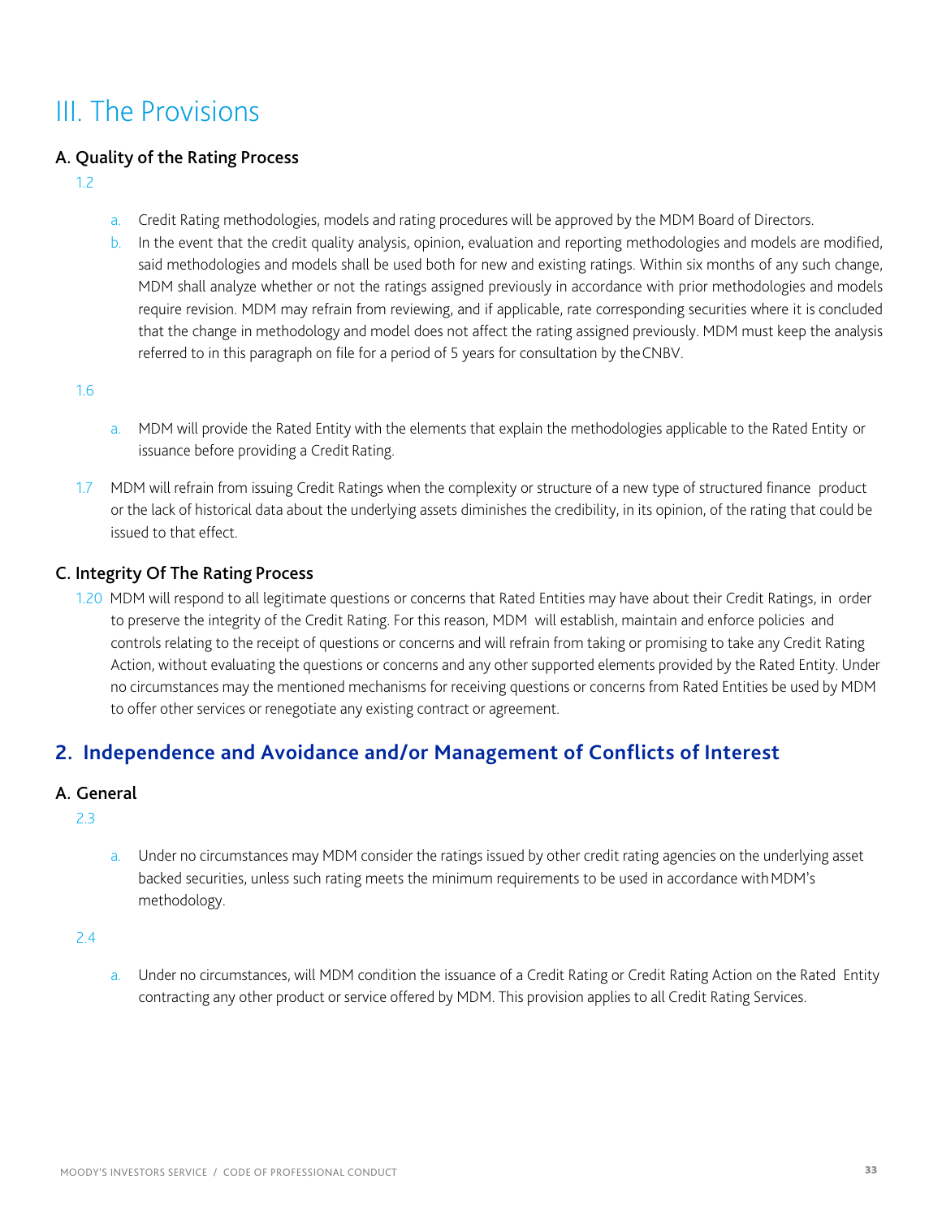# III. The Provisions

### A. Quality of the Rating Process

1.2

a. Credit Rating methodologies, models and rating procedures will be approved by the MDM Board of Directors.

b. In the event that the credit quality analysis, opinion, evaluation and reporting methodologies and models are modified, said methodologies and models shall be used both for new and existing ratings. Within six months of any such change, MDM shall analyze whether or not the ratings assigned previously in accordance with prior methodologies and models require revision. MDM may refrain from reviewing, and if applicable, rate corresponding securities where it is concluded that the change in methodology and model does not affect the rating assigned previously. MDM must keep the analysis referred to in this paragraph on file for a period of 5 years for consultation by the CNBV.

1.6

a. MDM will provide the Rated Entity with the elements that explain the methodologies applicable to the Rated Entity or issuance before providing a Credit Rating.

1.7 MDM will refrain from issuing Credit Ratings when the complexity or structure of a new type of structured finance product or the lack of historical data about the underlying assets diminishes the credibility, in its opinion, of the rating that could be issued to that effect.

### C. Integrity Of The Rating Process

1.20 MDM will respond to all legitimate questions or concerns that Rated Entities may have about their Credit Ratings, in order to preserve the integrity of the Credit Rating. For this reason, MDM will establish, maintain and enforce policies and controls relating to the receipt of questions or concerns and will refrain from taking or promising to take any Credit Rating Action, without evaluating the questions or concerns and any other supported elements provided by the Rated Entity. Under no circumstances may the mentioned mechanisms for receiving questions or concerns from Rated Entities be used by MDM to offer other services or renegotiate any existing contract or agreement.

## 2. Independence and Avoidance and/or Management of Conflicts of Interest

### A. General

2.3

a. Under no circumstances may MDM consider the ratings issued by other credit rating agencies on the underlying asset backed securities, unless such rating meets the minimum requirements to be used in accordance with MDM's methodology.

2.4

a. Under no circumstances, will MDM condition the issuance of a Credit Rating or Credit Rating Action on the Rated Entity contracting any other product or service offered by MDM. This provision applies to all Credit Rating Services.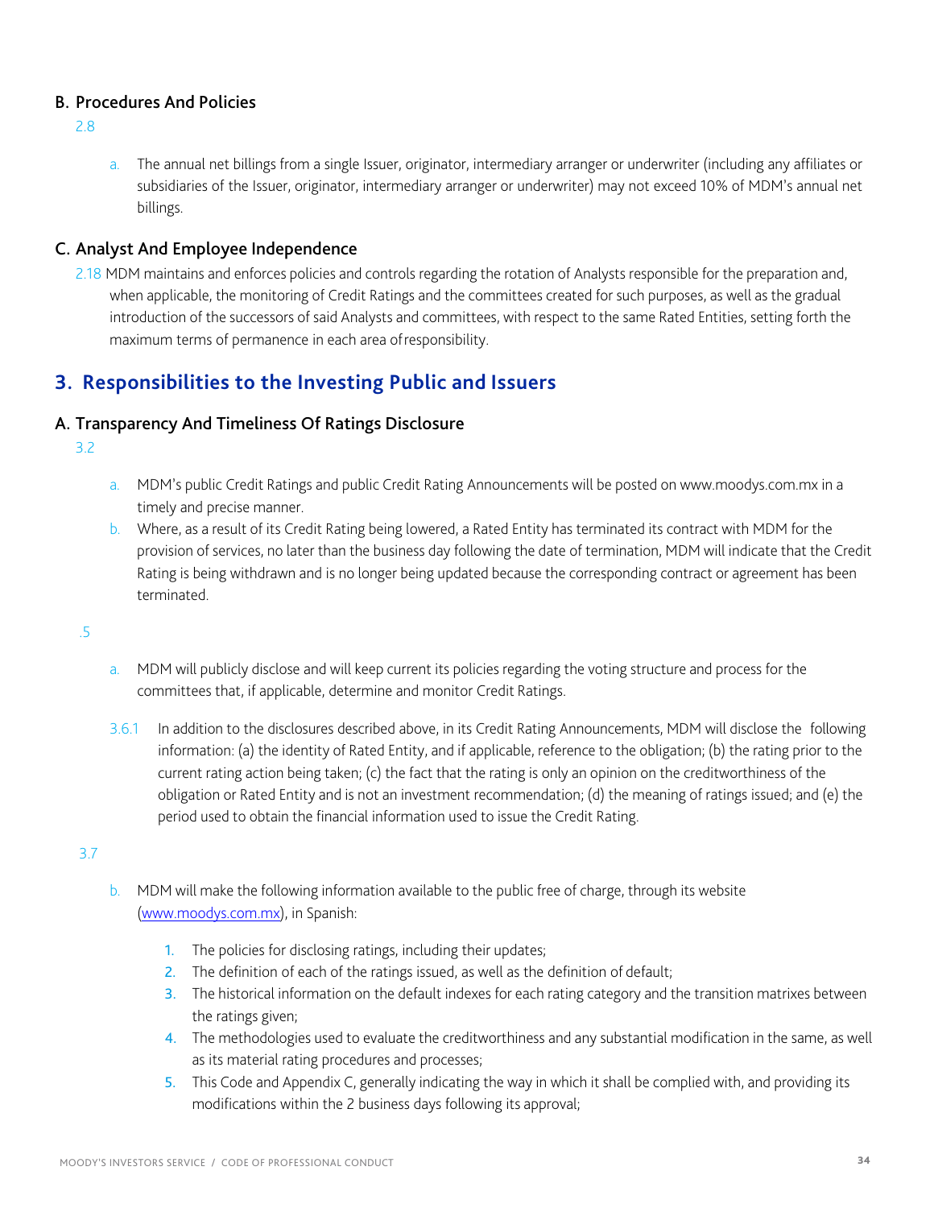### B. Procedures And Policies

2.8

a. The annual net billings from a single Issuer, originator, intermediary arranger or underwriter (including any affiliates or subsidiaries of the Issuer, originator, intermediary arranger or underwriter) may not exceed 10% of MDM's annual net billings.

### C. Analyst And Employee Independence

2.18 MDM maintains and enforces policies and controls regarding the rotation of Analysts responsible for the preparation and, when applicable, the monitoring of Credit Ratings and the committees created for such purposes, as well as the gradual introduction of the successors of said Analysts and committees, with respect to the same Rated Entities, setting forth the maximum terms of permanence in each area of responsibility.

## 3. Responsibilities to the Investing Public and Issuers

### A. Transparency And Timeliness Of Ratings Disclosure

3.2

a. MDM's public Credit Ratings and public Credit Rating Announcements will be posted on www.moodys.com.mx in a timely and precise manner.

b. Where, as a result of its Credit Rating being lowered, a Rated Entity has terminated its contract with MDM for the provision of services, no later than the business day following the date of termination, MDM will indicate that the Credit Rating is being withdrawn and is no longer being updated because the corresponding contract or agreement has been terminated.

.5

a. MDM will publicly disclose and will keep current its policies regarding the voting structure and process for the committees that, if applicable, determine and monitor Credit Ratings.

3.6.1 In addition to the disclosures described above, in its Credit Rating Announcements, MDM will disclose the following information: (a) the identity of Rated Entity, and if applicable, reference to the obligation; (b) the rating prior to the current rating action being taken; (c) the fact that the rating is only an opinion on the creditworthiness of the obligation or Rated Entity and is not an investment recommendation; (d) the meaning of ratings issued; and (e) the period used to obtain the financial information used to issue the Credit Rating.

3.7

b. MDM will make the following information available to the public free of charge, through its website (www.moodys.com.mx), in Spanish:

1. The policies for disclosing ratings, including their updates;
2. The definition of each of the ratings issued, as well as the definition of default;
3. The historical information on the default indexes for each rating category and the transition matrixes between the ratings given;
4. The methodologies used to evaluate the creditworthiness and any substantial modification in the same, as well as its material rating procedures and processes;
5. This Code and Appendix C, generally indicating the way in which it shall be complied with, and providing its modifications within the 2 business days following its approval;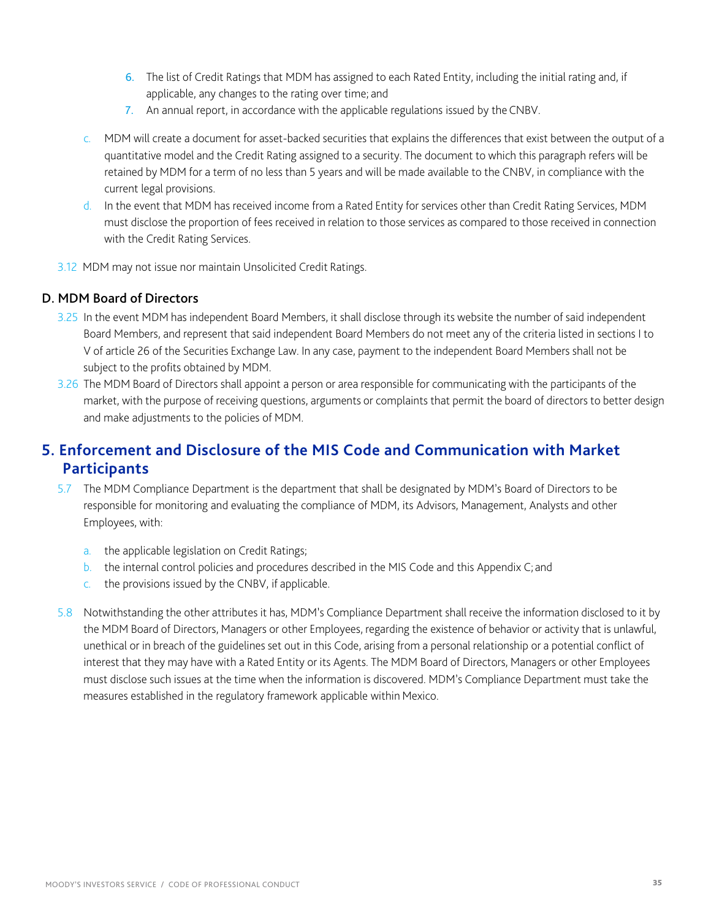6. The list of Credit Ratings that MDM has assigned to each Rated Entity, including the initial rating and, if applicable, any changes to the rating over time; and
7. An annual report, in accordance with the applicable regulations issued by the CNBV.

c. MDM will create a document for asset-backed securities that explains the differences that exist between the output of a quantitative model and the Credit Rating assigned to a security. The document to which this paragraph refers will be retained by MDM for a term of no less than 5 years and will be made available to the CNBV, in compliance with the current legal provisions.

d. In the event that MDM has received income from a Rated Entity for services other than Credit Rating Services, MDM must disclose the proportion of fees received in relation to those services as compared to those received in connection with the Credit Rating Services.

3.12 MDM may not issue nor maintain Unsolicited Credit Ratings.

### D. MDM Board of Directors

3.25 In the event MDM has independent Board Members, it shall disclose through its website the number of said independent Board Members, and represent that said independent Board Members do not meet any of the criteria listed in sections I to V of article 26 of the Securities Exchange Law. In any case, payment to the independent Board Members shall not be subject to the profits obtained by MDM.

3.26 The MDM Board of Directors shall appoint a person or area responsible for communicating with the participants of the market, with the purpose of receiving questions, arguments or complaints that permit the board of directors to better design and make adjustments to the policies of MDM.

## 5. Enforcement and Disclosure of the MIS Code and Communication with Market Participants

5.7 The MDM Compliance Department is the department that shall be designated by MDM's Board of Directors to be responsible for monitoring and evaluating the compliance of MDM, its Advisors, Management, Analysts and other Employees, with:

a. the applicable legislation on Credit Ratings;
b. the internal control policies and procedures described in the MIS Code and this Appendix C; and
c. the provisions issued by the CNBV, if applicable.

5.8 Notwithstanding the other attributes it has, MDM's Compliance Department shall receive the information disclosed to it by the MDM Board of Directors, Managers or other Employees, regarding the existence of behavior or activity that is unlawful, unethical or in breach of the guidelines set out in this Code, arising from a personal relationship or a potential conflict of interest that they may have with a Rated Entity or its Agents. The MDM Board of Directors, Managers or other Employees must disclose such issues at the time when the information is discovered. MDM's Compliance Department must take the measures established in the regulatory framework applicable within Mexico.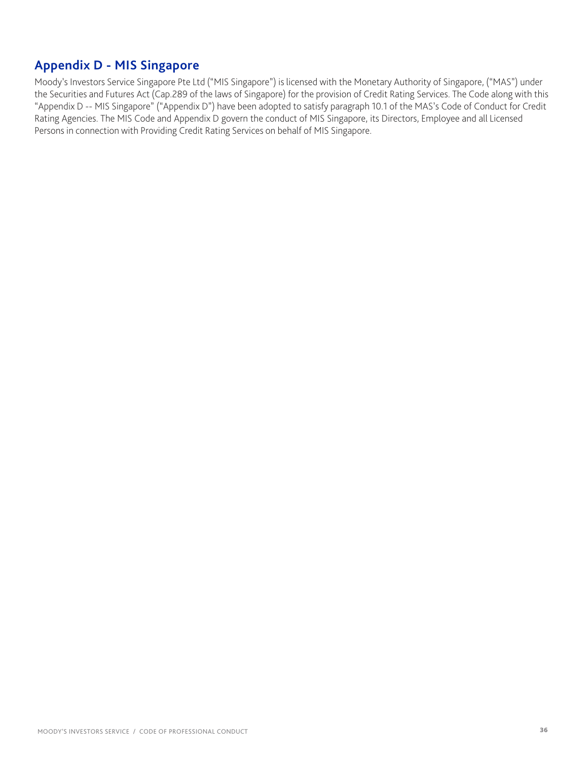## Appendix D - MIS Singapore

Moody's Investors Service Singapore Pte Ltd ("MIS Singapore") is licensed with the Monetary Authority of Singapore, ("MAS") under the Securities and Futures Act (Cap.289 of the laws of Singapore) for the provision of Credit Rating Services. The Code along with this "Appendix D -- MIS Singapore" ("Appendix D") have been adopted to satisfy paragraph 10.1 of the MAS's Code of Conduct for Credit Rating Agencies. The MIS Code and Appendix D govern the conduct of MIS Singapore, its Directors, Employee and all Licensed Persons in connection with Providing Credit Rating Services on behalf of MIS Singapore.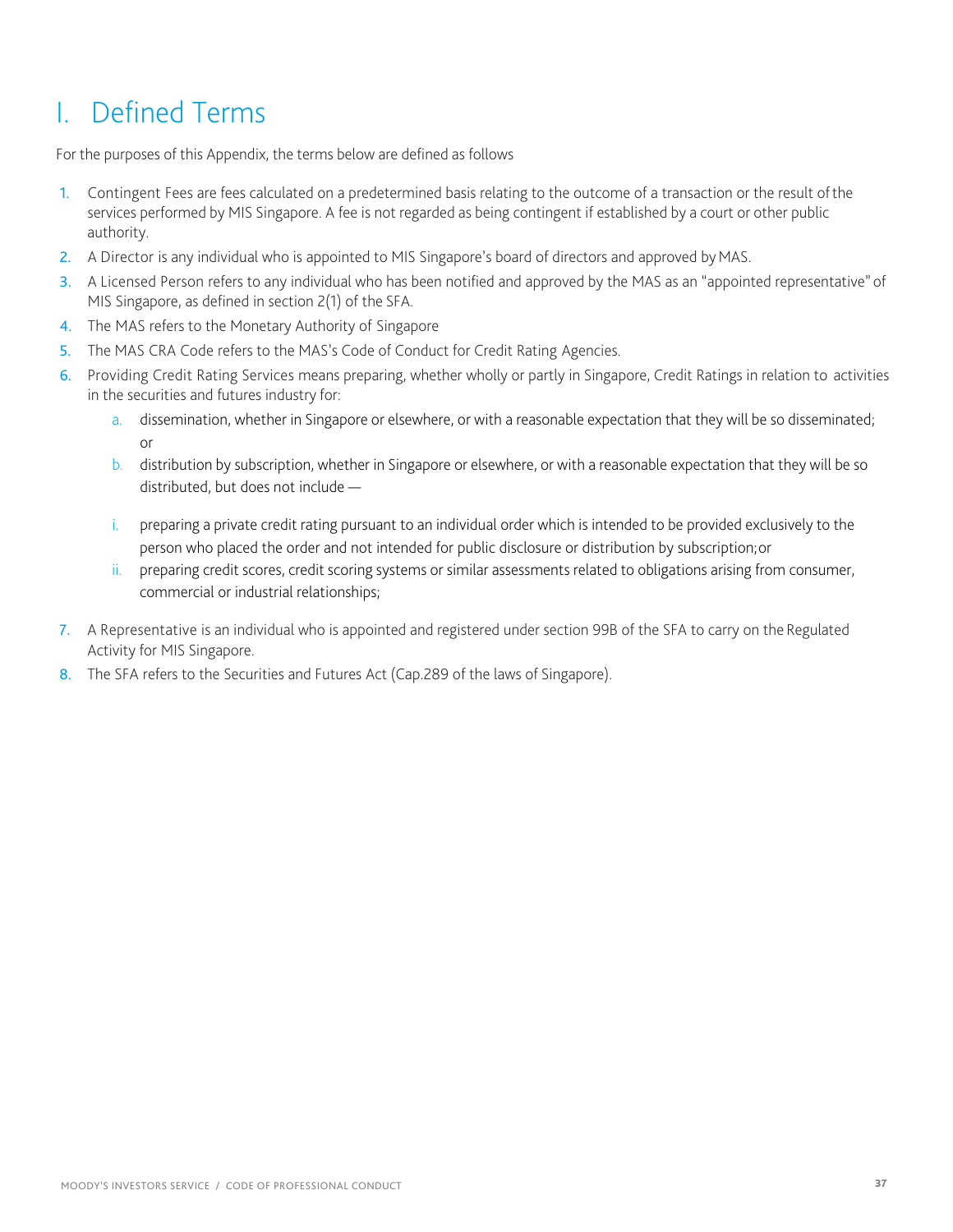# I. Defined Terms

For the purposes of this Appendix, the terms below are defined as follows

1. Contingent Fees are fees calculated on a predetermined basis relating to the outcome of a transaction or the result of the services performed by MIS Singapore. A fee is not regarded as being contingent if established by a court or other public authority.
2. A Director is any individual who is appointed to MIS Singapore's board of directors and approved by MAS.
3. A Licensed Person refers to any individual who has been notified and approved by the MAS as an "appointed representative" of MIS Singapore, as defined in section 2(1) of the SFA.
4. The MAS refers to the Monetary Authority of Singapore
5. The MAS CRA Code refers to the MAS's Code of Conduct for Credit Rating Agencies.
6. Providing Credit Rating Services means preparing, whether wholly or partly in Singapore, Credit Ratings in relation to activities in the securities and futures industry for:
   a. dissemination, whether in Singapore or elsewhere, or with a reasonable expectation that they will be so disseminated; or
   b. distribution by subscription, whether in Singapore or elsewhere, or with a reasonable expectation that they will be so distributed, but does not include —

   i. preparing a private credit rating pursuant to an individual order which is intended to be provided exclusively to the person who placed the order and not intended for public disclosure or distribution by subscription; or
   ii. preparing credit scores, credit scoring systems or similar assessments related to obligations arising from consumer, commercial or industrial relationships;
7. A Representative is an individual who is appointed and registered under section 99B of the SFA to carry on the Regulated Activity for MIS Singapore.
8. The SFA refers to the Securities and Futures Act (Cap.289 of the laws of Singapore).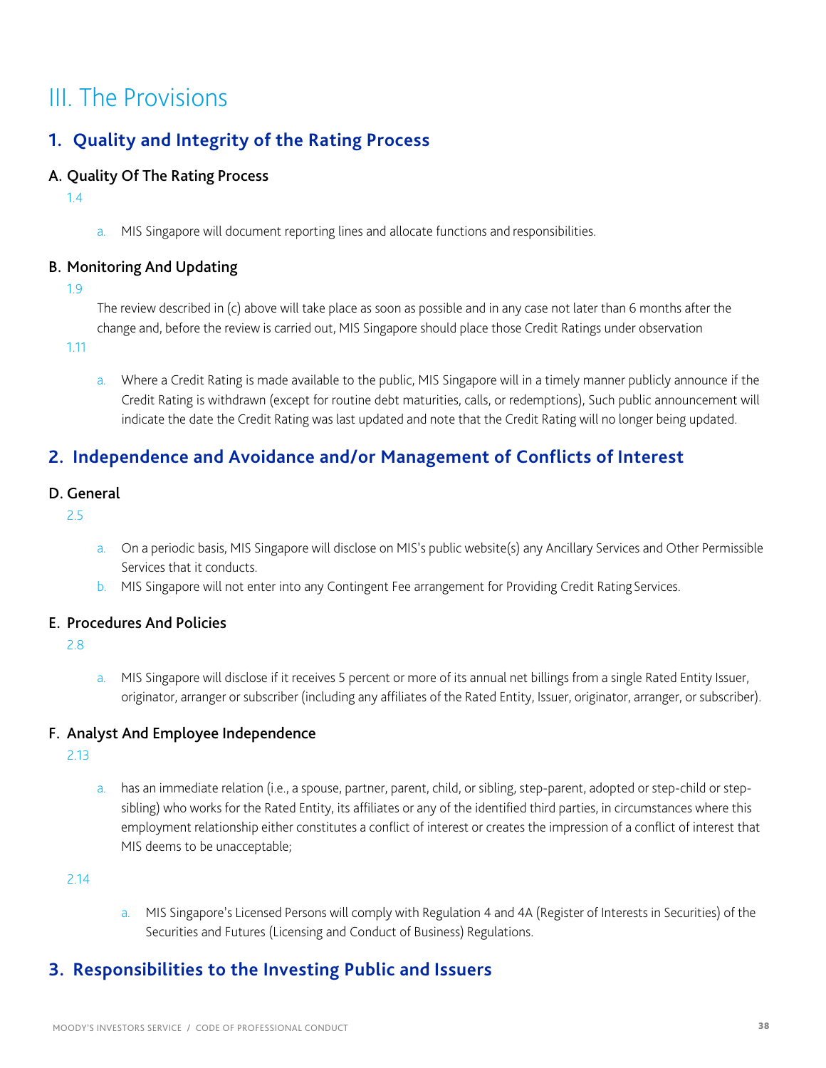# III. The Provisions

## 1. Quality and Integrity of the Rating Process

### A. Quality Of The Rating Process

1.4

a. MIS Singapore will document reporting lines and allocate functions and responsibilities.

### B. Monitoring And Updating

1.9

The review described in (c) above will take place as soon as possible and in any case not later than 6 months after the change and, before the review is carried out, MIS Singapore should place those Credit Ratings under observation

1.11

a. Where a Credit Rating is made available to the public, MIS Singapore will in a timely manner publicly announce if the Credit Rating is withdrawn (except for routine debt maturities, calls, or redemptions), Such public announcement will indicate the date the Credit Rating was last updated and note that the Credit Rating will no longer being updated.

## 2. Independence and Avoidance and/or Management of Conflicts of Interest

### D. General

2.5

a. On a periodic basis, MIS Singapore will disclose on MIS's public website(s) any Ancillary Services and Other Permissible Services that it conducts.
b. MIS Singapore will not enter into any Contingent Fee arrangement for Providing Credit Rating Services.

### E. Procedures And Policies

2.8

a. MIS Singapore will disclose if it receives 5 percent or more of its annual net billings from a single Rated Entity Issuer, originator, arranger or subscriber (including any affiliates of the Rated Entity, Issuer, originator, arranger, or subscriber).

### F. Analyst And Employee Independence

2.13

a. has an immediate relation (i.e., a spouse, partner, parent, child, or sibling, step-parent, adopted or step-child or step-sibling) who works for the Rated Entity, its affiliates or any of the identified third parties, in circumstances where this employment relationship either constitutes a conflict of interest or creates the impression of a conflict of interest that MIS deems to be unacceptable;

2.14

a. MIS Singapore's Licensed Persons will comply with Regulation 4 and 4A (Register of Interests in Securities) of the Securities and Futures (Licensing and Conduct of Business) Regulations.

## 3. Responsibilities to the Investing Public and Issuers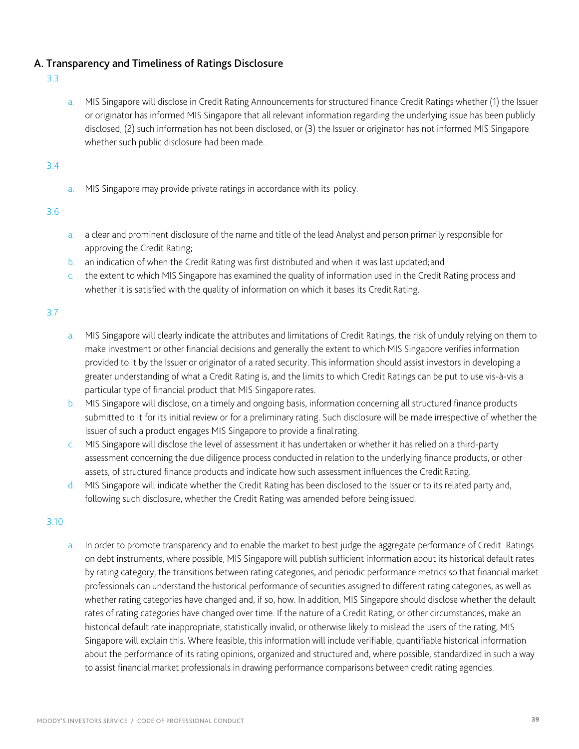## A. Transparency and Timeliness of Ratings Disclosure

3.3

a. MIS Singapore will disclose in Credit Rating Announcements for structured finance Credit Ratings whether (1) the Issuer or originator has informed MIS Singapore that all relevant information regarding the underlying issue has been publicly disclosed, (2) such information has not been disclosed, or (3) the Issuer or originator has not informed MIS Singapore whether such public disclosure had been made.

3.4

a. MIS Singapore may provide private ratings in accordance with its policy.

3.6

a. a clear and prominent disclosure of the name and title of the lead Analyst and person primarily responsible for approving the Credit Rating;
b. an indication of when the Credit Rating was first distributed and when it was last updated; and
c. the extent to which MIS Singapore has examined the quality of information used in the Credit Rating process and whether it is satisfied with the quality of information on which it bases its Credit Rating.

3.7

a. MIS Singapore will clearly indicate the attributes and limitations of Credit Ratings, the risk of unduly relying on them to make investment or other financial decisions and generally the extent to which MIS Singapore verifies information provided to it by the Issuer or originator of a rated security. This information should assist investors in developing a greater understanding of what a Credit Rating is, and the limits to which Credit Ratings can be put to use vis-à-vis a particular type of financial product that MIS Singapore rates.
b. MIS Singapore will disclose, on a timely and ongoing basis, information concerning all structured finance products submitted to it for its initial review or for a preliminary rating. Such disclosure will be made irrespective of whether the Issuer of such a product engages MIS Singapore to provide a final rating.
c. MIS Singapore will disclose the level of assessment it has undertaken or whether it has relied on a third-party assessment concerning the due diligence process conducted in relation to the underlying finance products, or other assets, of structured finance products and indicate how such assessment influences the Credit Rating.
d. MIS Singapore will indicate whether the Credit Rating has been disclosed to the Issuer or to its related party and, following such disclosure, whether the Credit Rating was amended before being issued.

3.10

a. In order to promote transparency and to enable the market to best judge the aggregate performance of Credit Ratings on debt instruments, where possible, MIS Singapore will publish sufficient information about its historical default rates by rating category, the transitions between rating categories, and periodic performance metrics so that financial market professionals can understand the historical performance of securities assigned to different rating categories, as well as whether rating categories have changed and, if so, how. In addition, MIS Singapore should disclose whether the default rates of rating categories have changed over time. If the nature of a Credit Rating, or other circumstances, make an historical default rate inappropriate, statistically invalid, or otherwise likely to mislead the users of the rating, MIS Singapore will explain this. Where feasible, this information will include verifiable, quantifiable historical information about the performance of its rating opinions, organized and structured and, where possible, standardized in such a way to assist financial market professionals in drawing performance comparisons between credit rating agencies.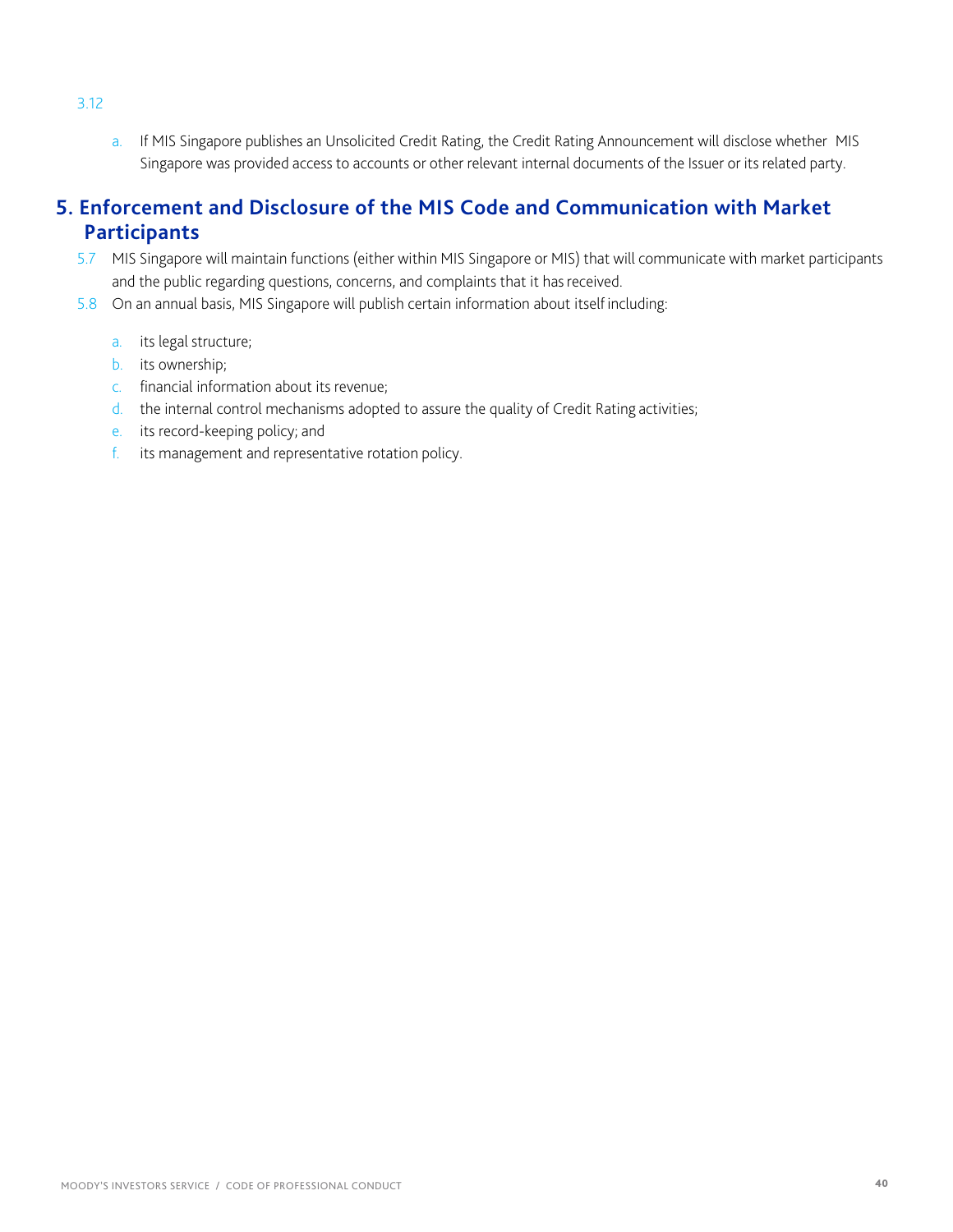3.12

a. If MIS Singapore publishes an Unsolicited Credit Rating, the Credit Rating Announcement will disclose whether MIS Singapore was provided access to accounts or other relevant internal documents of the Issuer or its related party.

## 5. Enforcement and Disclosure of the MIS Code and Communication with Market Participants

5.7 MIS Singapore will maintain functions (either within MIS Singapore or MIS) that will communicate with market participants and the public regarding questions, concerns, and complaints that it has received.

5.8 On an annual basis, MIS Singapore will publish certain information about itself including:

a. its legal structure;

b. its ownership;

c. financial information about its revenue;

d. the internal control mechanisms adopted to assure the quality of Credit Rating activities;

e. its record-keeping policy; and

f. its management and representative rotation policy.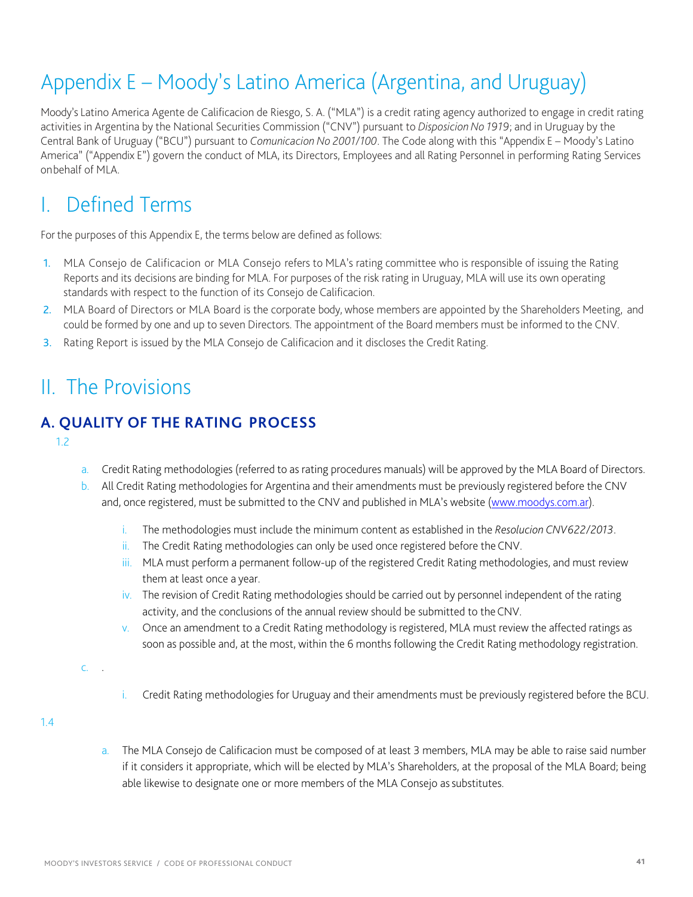# Appendix E – Moody's Latino America (Argentina, and Uruguay)

Moody's Latino America Agente de Calificacion de Riesgo, S. A. ("MLA") is a credit rating agency authorized to engage in credit rating activities in Argentina by the National Securities Commission ("CNV") pursuant to *Disposicion No 1919*; and in Uruguay by the Central Bank of Uruguay ("BCU") pursuant to *Comunicacion No 2001/100*. The Code along with this "Appendix E – Moody's Latino America" ("Appendix E") govern the conduct of MLA, its Directors, Employees and all Rating Personnel in performing Rating Services onbehalf of MLA.

# I. Defined Terms

For the purposes of this Appendix E, the terms below are defined as follows:

1. MLA Consejo de Calificacion or MLA Consejo refers to MLA's rating committee who is responsible of issuing the Rating Reports and its decisions are binding for MLA. For purposes of the risk rating in Uruguay, MLA will use its own operating standards with respect to the function of its Consejo de Calificacion.
2. MLA Board of Directors or MLA Board is the corporate body, whose members are appointed by the Shareholders Meeting, and could be formed by one and up to seven Directors. The appointment of the Board members must be informed to the CNV.
3. Rating Report is issued by the MLA Consejo de Calificacion and it discloses the Credit Rating.

# II. The Provisions

## A. QUALITY OF THE RATING PROCESS

1.2

a. Credit Rating methodologies (referred to as rating procedures manuals) will be approved by the MLA Board of Directors.

b. All Credit Rating methodologies for Argentina and their amendments must be previously registered before the CNV and, once registered, must be submitted to the CNV and published in MLA's website (www.moodys.com.ar).

   i. The methodologies must include the minimum content as established in the *Resolucion CNV622/2013*.
   ii. The Credit Rating methodologies can only be used once registered before the CNV.
   iii. MLA must perform a permanent follow-up of the registered Credit Rating methodologies, and must review them at least once a year.
   iv. The revision of Credit Rating methodologies should be carried out by personnel independent of the rating activity, and the conclusions of the annual review should be submitted to the CNV.
   v. Once an amendment to a Credit Rating methodology is registered, MLA must review the affected ratings as soon as possible and, at the most, within the 6 months following the Credit Rating methodology registration.

c. .

   i. Credit Rating methodologies for Uruguay and their amendments must be previously registered before the BCU.

1.4

a. The MLA Consejo de Calificacion must be composed of at least 3 members, MLA may be able to raise said number if it considers it appropriate, which will be elected by MLA's Shareholders, at the proposal of the MLA Board; being able likewise to designate one or more members of the MLA Consejo as substitutes.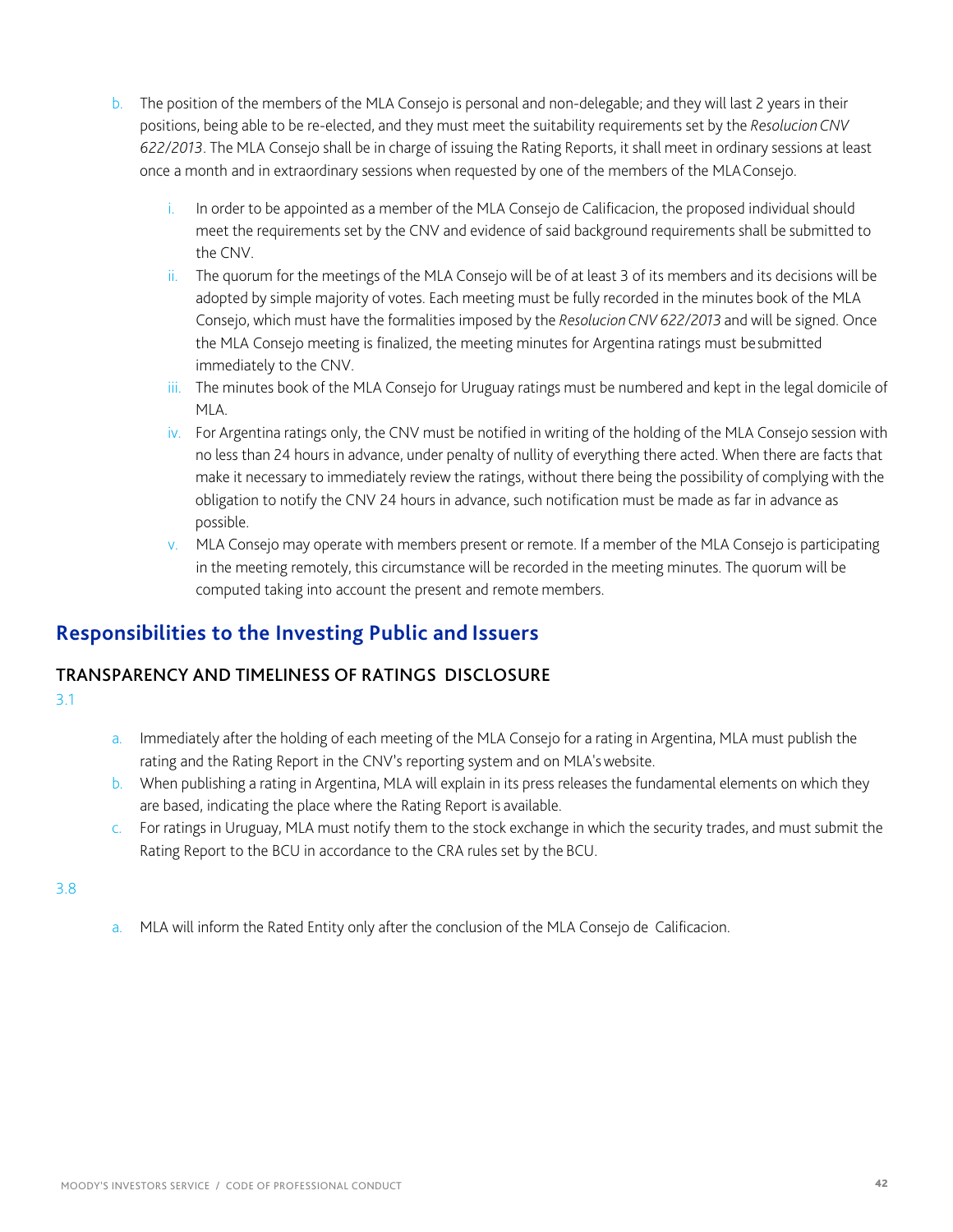b. The position of the members of the MLA Consejo is personal and non-delegable; and they will last 2 years in their positions, being able to be re-elected, and they must meet the suitability requirements set by the *Resolucion CNV 622/2013*. The MLA Consejo shall be in charge of issuing the Rating Reports, it shall meet in ordinary sessions at least once a month and in extraordinary sessions when requested by one of the members of the MLA Consejo.

   i. In order to be appointed as a member of the MLA Consejo de Calificacion, the proposed individual should meet the requirements set by the CNV and evidence of said background requirements shall be submitted to the CNV.
   ii. The quorum for the meetings of the MLA Consejo will be of at least 3 of its members and its decisions will be adopted by simple majority of votes. Each meeting must be fully recorded in the minutes book of the MLA Consejo, which must have the formalities imposed by the *Resolucion CNV 622/2013* and will be signed. Once the MLA Consejo meeting is finalized, the meeting minutes for Argentina ratings must be submitted immediately to the CNV.
   iii. The minutes book of the MLA Consejo for Uruguay ratings must be numbered and kept in the legal domicile of MLA.
   iv. For Argentina ratings only, the CNV must be notified in writing of the holding of the MLA Consejo session with no less than 24 hours in advance, under penalty of nullity of everything there acted. When there are facts that make it necessary to immediately review the ratings, without there being the possibility of complying with the obligation to notify the CNV 24 hours in advance, such notification must be made as far in advance as possible.
   v. MLA Consejo may operate with members present or remote. If a member of the MLA Consejo is participating in the meeting remotely, this circumstance will be recorded in the meeting minutes. The quorum will be computed taking into account the present and remote members.

## Responsibilities to the Investing Public and Issuers

### TRANSPARENCY AND TIMELINESS OF RATINGS DISCLOSURE

3.1

a. Immediately after the holding of each meeting of the MLA Consejo for a rating in Argentina, MLA must publish the rating and the Rating Report in the CNV's reporting system and on MLA's website.
b. When publishing a rating in Argentina, MLA will explain in its press releases the fundamental elements on which they are based, indicating the place where the Rating Report is available.
c. For ratings in Uruguay, MLA must notify them to the stock exchange in which the security trades, and must submit the Rating Report to the BCU in accordance to the CRA rules set by the BCU.

3.8

a. MLA will inform the Rated Entity only after the conclusion of the MLA Consejo de Calificacion.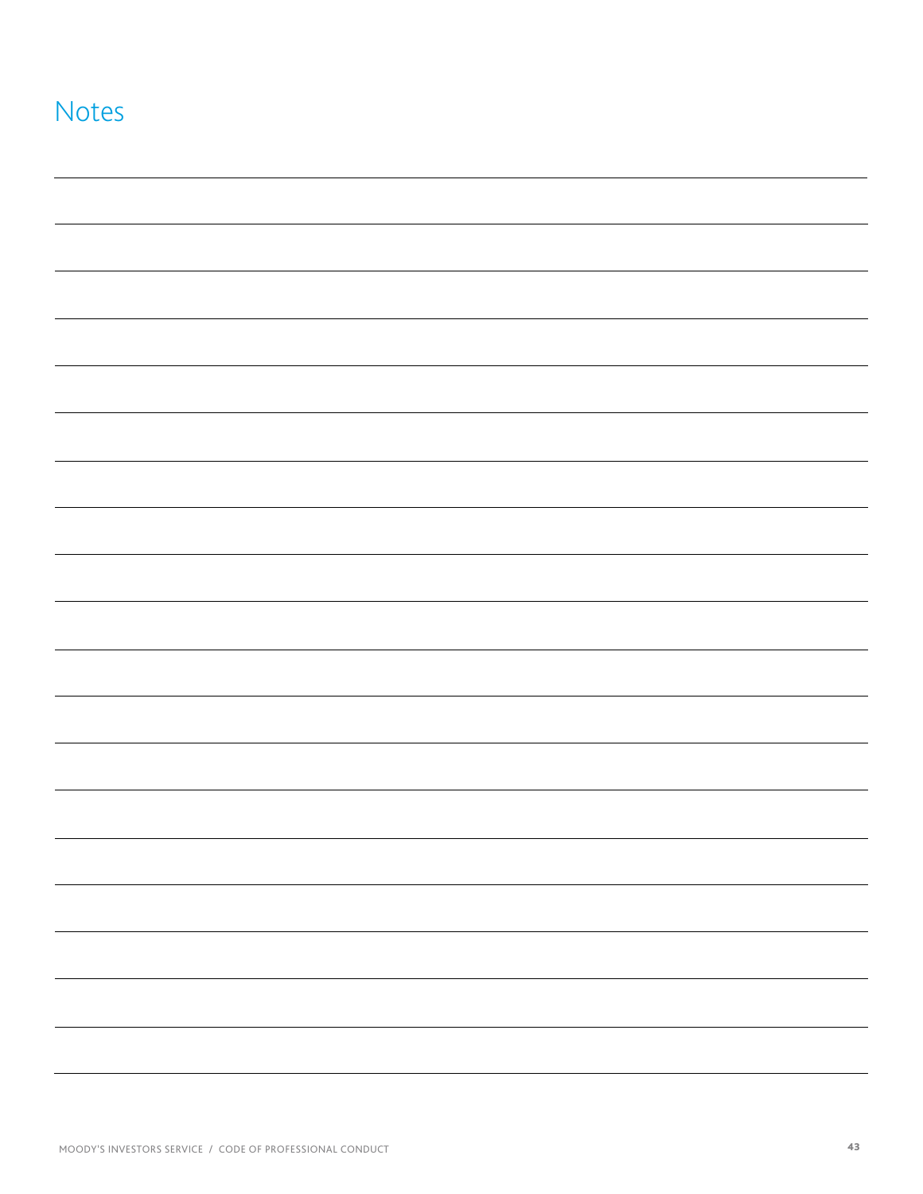# Notes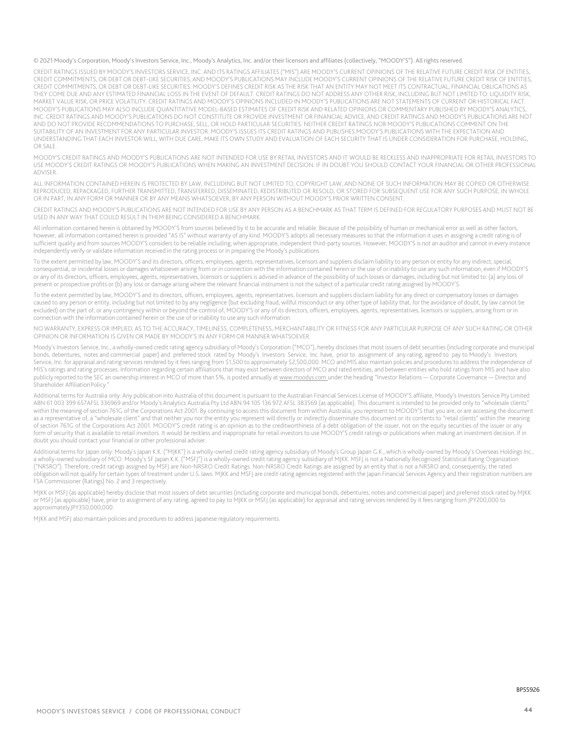© 2021 Moody's Corporation, Moody's Investors Service, Inc., Moody's Analytics, Inc. and/or their licensors and affiliates (collectively, "MOODY'S"). All rights reserved.

CREDIT RATINGS ISSUED BY MOODY'S INVESTORS SERVICE, INC. AND ITS RATINGS AFFILIATES ("MIS") ARE MOODY'S CURRENT OPINIONS OF THE RELATIVE FUTURE CREDIT RISK OF ENTITIES, CREDIT COMMITMENTS, OR DEBT OR DEBT-LIKE SECURITIES, AND MOODY'S PUBLICATIONS MAY INCLUDE MOODY'S CURRENT OPINIONS OF THE RELATIVE FUTURE CREDIT RISK OF ENTITIES, CREDIT COMMITMENTS, OR DEBT OR DEBT-LIKE SECURITIES. MOODY'S DEFINES CREDIT RISK AS THE RISK THAT AN ENTITY MAY NOT MEET ITS CONTRACTUAL, FINANCIAL OBLIGATIONS AS THEY COME DUE AND ANY ESTIMATED FINANCIAL LOSS IN THE EVENT OF DEFAULT. CREDIT RATINGS DO NOT ADDRESS ANY OTHER RISK, INCLUDING BUT NOT LIMITED TO: LIQUIDITY RISK, MARKET VALUE RISK, OR PRICE VOLATILITY. CREDIT RATINGS AND MOODY'S OPINIONS INCLUDED IN MOODY'S PUBLICATIONS ARE NOT STATEMENTS OF CURRENT OR HISTORICAL FACT. MOODY'S PUBLICATIONS MAY ALSO INCLUDE QUANTITATIVE MODEL-BASED ESTIMATES OF CREDIT RISK AND RELATED OPINIONS OR COMMENTARY PUBLISHED BY MOODY'S ANALYTICS, INC. CREDIT RATINGS AND MOODY'S PUBLICATIONS DO NOT CONSTITUTE OR PROVIDE INVESTMENT OR FINANCIAL ADVICE, AND CREDIT RATINGS AND MOODY'S PUBLICATIONS ARE NOT AND DO NOT PROVIDE RECOMMENDATIONS TO PURCHASE, SELL, OR HOLD PARTICULAR SECURITIES. NEITHER CREDIT RATINGS NOR MOODY'S PUBLICATIONS COMMENT ON THE SUITABILITY OF AN INVESTMENT FOR ANY PARTICULAR INVESTOR. MOODY'S ISSUES ITS CREDIT RATINGS AND PUBLISHES MOODY'S PUBLICATIONS WITH THE EXPECTATION AND UNDERSTANDING THAT EACH INVESTOR WILL, WITH DUE CARE, MAKE ITS OWN STUDY AND EVALUATION OF EACH SECURITY THAT IS UNDER CONSIDERATION FOR PURCHASE, HOLDING, OR SALE.

MOODY'S CREDIT RATINGS AND MOODY'S PUBLICATIONS ARE NOT INTENDED FOR USE BY RETAIL INVESTORS AND IT WOULD BE RECKLESS AND INAPPROPRIATE FOR RETAIL INVESTORS TO USE MOODY'S CREDIT RATINGS OR MOODY'S PUBLICATIONS WHEN MAKING AN INVESTMENT DECISION. IF IN DOUBT YOU SHOULD CONTACT YOUR FINANCIAL OR OTHER PROFESSIONAL ADVISER.

ALL INFORMATION CONTAINED HEREIN IS PROTECTED BY LAW, INCLUDING BUT NOT LIMITED TO, COPYRIGHT LAW, AND NONE OF SUCH INFORMATION MAY BE COPIED OR OTHERWISE REPRODUCED, REPACKAGED, FURTHER TRANSMITTED, TRANSFERRED, DISSEMINATED, REDISTRIBUTED OR RESOLD, OR STORED FOR SUBSEQUENT USE FOR ANY SUCH PURPOSE, IN WHOLE OR IN PART, IN ANY FORM OR MANNER OR BY ANY MEANS WHATSOEVER, BY ANY PERSON WITHOUT MOODY'S PRIOR WRITTEN CONSENT.

CREDIT RATINGS AND MOODY'S PUBLICATIONS ARE NOT INTENDED FOR USE BY ANY PERSON AS A BENCHMARK AS THAT TERM IS DEFINED FOR REGULATORY PURPOSES AND MUST NOT BE USED IN ANY WAY THAT COULD RESULT IN THEM BEING CONSIDERED A BENCHMARK.

All information contained herein is obtained by MOODY'S from sources believed by it to be accurate and reliable. Because of the possibility of human or mechanical error as well as other factors, however, all information contained herein is provided "AS IS" without warranty of any kind. MOODY'S adopts all necessary measures so that the information it uses in assigning a credit rating is of sufficient quality and from sources MOODY'S considers to be reliable including, when appropriate, independent third-party sources. However, MOODY'S is not an auditor and cannot in every instance independently verify or validate information received in the rating process or in preparing the Moody's publications.

To the extent permitted by law, MOODY'S and its directors, officers, employees, agents, representatives, licensors and suppliers disclaim liability to any person or entity for any indirect, special, consequential, or incidental losses or damages whatsoever arising from or in connection with the information contained herein or the use of or inability to use any such information, even if MOODY'S or any of its directors, officers, employees, agents, representatives, licensors or suppliers is advised in advance of the possibility of such losses or damages, including but not limited to: (a) any loss of present or prospective profits or (b) any loss or damage arising where the relevant financial instrument is not the subject of a particular credit rating assigned by MOODY'S.

To the extent permitted by law, MOODY'S and its directors, officers, employees, agents, representatives, licensors and suppliers disclaim liability for any direct or compensatory losses or damages caused to any person or entity, including but not limited to by any negligence (but excluding fraud, willful misconduct or any other type of liability that, for the avoidance of doubt, by law cannot be excluded) on the part of, or any contingency within or beyond the control of, MOODY'S or any of its directors, officers, employees, agents, representatives, licensors or suppliers, arising from or in connection with the information contained herein or the use of or inability to use any such information.

NO WARRANTY, EXPRESS OR IMPLIED, AS TO THE ACCURACY, TIMELINESS, COMPLETENESS, MERCHANTABILITY OR FITNESS FOR ANY PARTICULAR PURPOSE OF ANY SUCH RATING OR OTHER OPINION OR INFORMATION IS GIVEN OR MADE BY MOODY'S IN ANY FORM OR MANNER WHATSOEVER.

Moody's Investors Service, Inc., a wholly-owned credit rating agency subsidiary of Moody's Corporation ("MCO"), hereby discloses that most issuers of debt securities (including corporate and municipal bonds, debentures, notes and commercial paper) and preferred stock rated by Moody's Investors Service, Inc. have, prior to assignment of any rating, agreed to pay to Moody's Investors Service, Inc. for appraisal and rating services rendered by it fees ranging from $1,500 to approximately $2,500,000. MCO and MIS also maintain policies and procedures to address the independence of MIS's ratings and rating processes. Information regarding certain affiliations that may exist between directors of MCO and rated entities, and between entities who hold ratings from MIS and have also publicly reported to the SEC an ownership interest in MCO of more than 5%, is posted annually at www.moodys.com under the heading "Investor Relations — Corporate Governance — Director and Shareholder Affiliation Policy."

Additional terms for Australia only: Any publication into Australia of this document is pursuant to the Australian Financial Services License of MOODY'S affiliate, Moody's Investors Service Pty Limited ABN 61 003 399 657AFSL 336969 and/or Moody's Analytics Australia Pty Ltd ABN 94 105 136 972 AFSL 383569 (as applicable). This document is intended to be provided only to "wholesale clients" within the meaning of section 761G of the Corporations Act 2001. By continuing to access this document from within Australia, you represent to MOODY'S that you are, or are accessing the document as a representative of, a "wholesale client" and that neither you nor the entity you represent will directly or indirectly disseminate this document or its contents to "retail clients" within the meaning of section 761G of the Corporations Act 2001. MOODY'S credit rating is an opinion as to the creditworthiness of a debt obligation of the issuer, not on the equity securities of the issuer or any form of security that is available to retail investors. It would be reckless and inappropriate for retail investors to use MOODY'S credit ratings or publications when making an investment decision. If in doubt you should contact your financial or other professional adviser.

Additional terms for Japan only: Moody's Japan K.K. ("MJKK") is a wholly-owned credit rating agency subsidiary of Moody's Group Japan G.K., which is wholly-owned by Moody's Overseas Holdings Inc., a wholly-owned subsidiary of MCO. Moody's SF Japan K.K. ("MSFJ") is a wholly-owned credit rating agency subsidiary of MJKK. MSFJ is not a Nationally Recognized Statistical Rating Organization ("NRSRO"). Therefore, credit ratings assigned by MSFJ are Non-NRSRO Credit Ratings. Non-NRSRO Credit Ratings are assigned by an entity that is not a NRSRO and, consequently, the rated obligation will not qualify for certain types of treatment under U.S. laws. MJKK and MSFJ are credit rating agencies registered with the Japan Financial Services Agency and their registration numbers are FSA Commissioner (Ratings) No. 2 and 3 respectively.

MJKK or MSFJ (as applicable) hereby disclose that most issuers of debt securities (including corporate and municipal bonds, debentures, notes and commercial paper) and preferred stock rated by MJKK or MSFJ (as applicable) have, prior to assignment of any rating, agreed to pay to MJKK or MSFJ (as applicable) for appraisal and rating services rendered by it fees ranging from JPY200,000 to approximately JPY350,000,000.

MJKK and MSFJ also maintain policies and procedures to address Japanese regulatory requirements.

BP55926